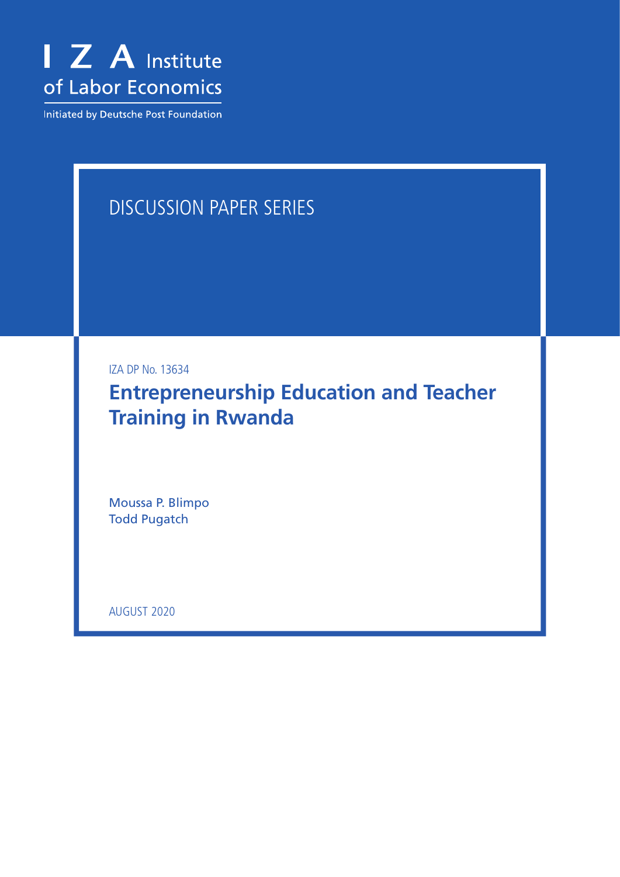I Z A Institute of Labor Economics

Initiated by Deutsche Post Foundation

DISCUSSION PAPER SERIES

IZA DP No. 13634

# Entrepreneurship Education and Teacher Training in Rwanda

Moussa P. Blimpo
Todd Pugatch

AUGUST 2020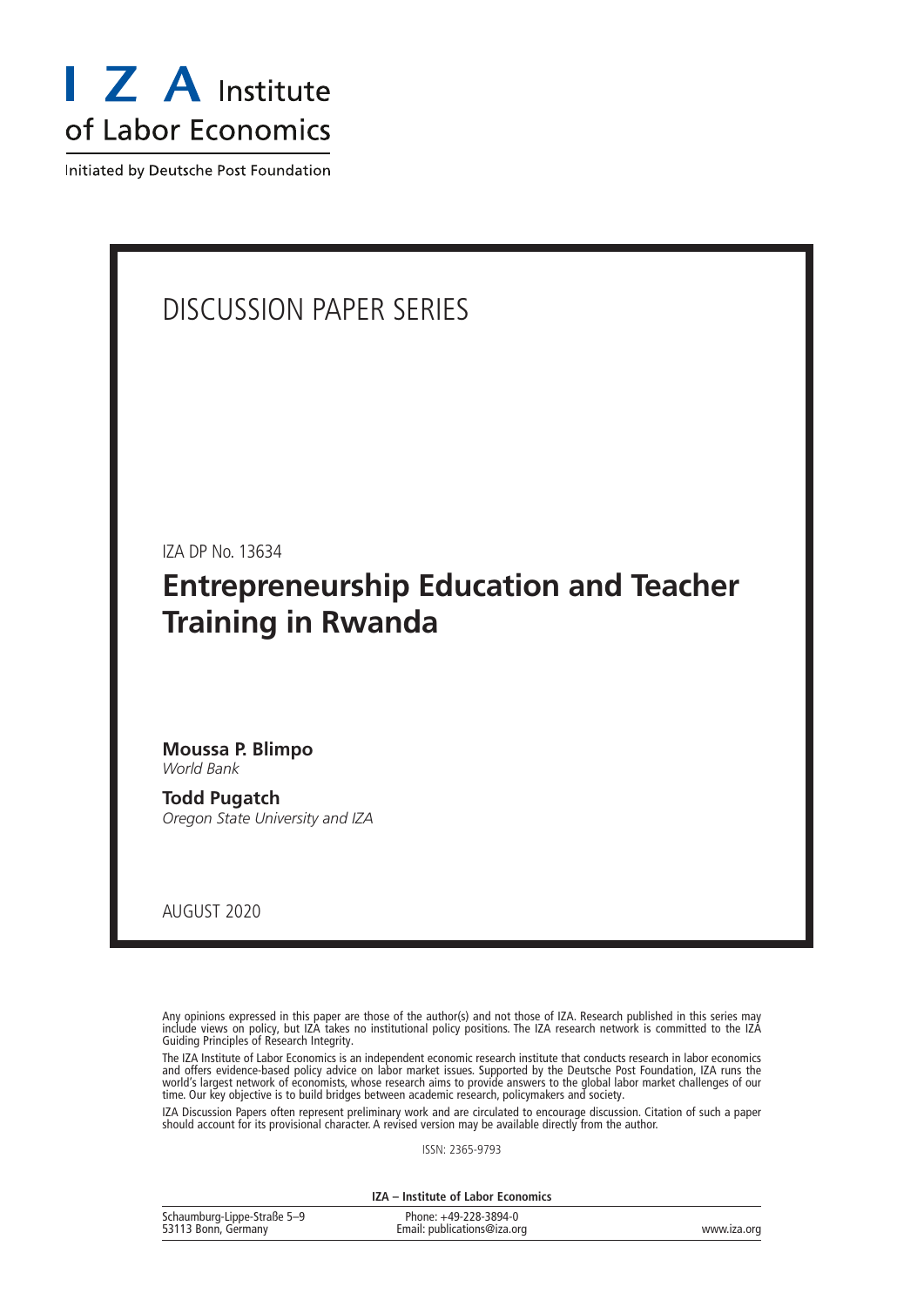I Z A Institute of Labor Economics

Initiated by Deutsche Post Foundation

DISCUSSION PAPER SERIES

IZA DP No. 13634

# Entrepreneurship Education and Teacher Training in Rwanda

**Moussa P. Blimpo**
*World Bank*

**Todd Pugatch**
*Oregon State University and IZA*

AUGUST 2020

Any opinions expressed in this paper are those of the author(s) and not those of IZA. Research published in this series may include views on policy, but IZA takes no institutional policy positions. The IZA research network is committed to the IZA Guiding Principles of Research Integrity.

The IZA Institute of Labor Economics is an independent economic research institute that conducts research in labor economics and offers evidence-based policy advice on labor market issues. Supported by the Deutsche Post Foundation, IZA runs the world's largest network of economists, whose research aims to provide answers to the global labor market challenges of our time. Our key objective is to build bridges between academic research, policymakers and society.

IZA Discussion Papers often represent preliminary work and are circulated to encourage discussion. Citation of such a paper should account for its provisional character. A revised version may be available directly from the author.

ISSN: 2365-9793

**IZA – Institute of Labor Economics**

| | | |
|---|---|---|
| Schaumburg-Lippe-Straße 5–9<br>53113 Bonn, Germany | Phone: +49-228-3894-0<br>Email: publications@iza.org | www.iza.org |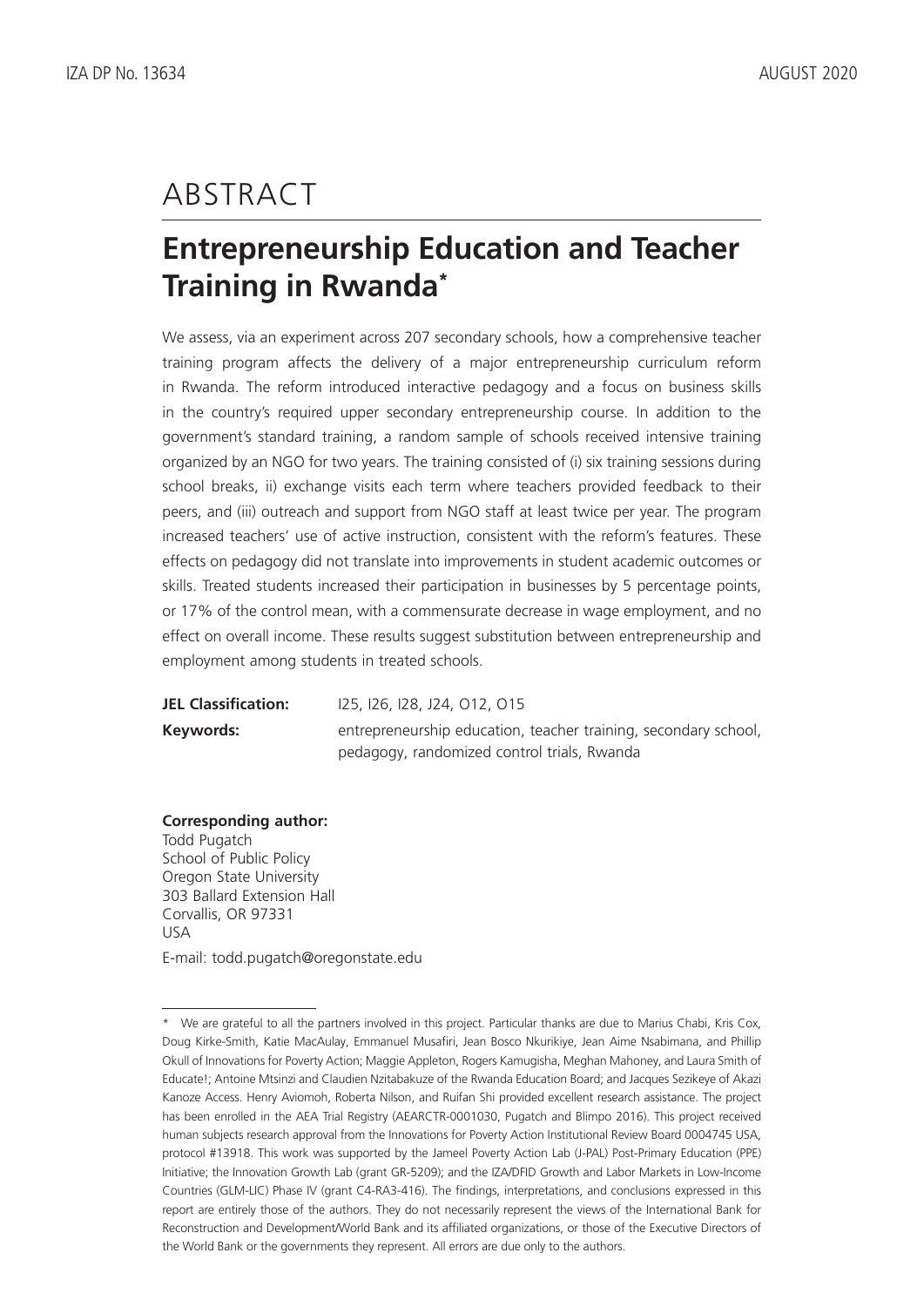# ABSTRACT

## Entrepreneurship Education and Teacher Training in Rwanda*

We assess, via an experiment across 207 secondary schools, how a comprehensive teacher training program affects the delivery of a major entrepreneurship curriculum reform in Rwanda. The reform introduced interactive pedagogy and a focus on business skills in the country's required upper secondary entrepreneurship course. In addition to the government's standard training, a random sample of schools received intensive training organized by an NGO for two years. The training consisted of (i) six training sessions during school breaks, ii) exchange visits each term where teachers provided feedback to their peers, and (iii) outreach and support from NGO staff at least twice per year. The program increased teachers' use of active instruction, consistent with the reform's features. These effects on pedagogy did not translate into improvements in student academic outcomes or skills. Treated students increased their participation in businesses by 5 percentage points, or 17% of the control mean, with a commensurate decrease in wage employment, and no effect on overall income. These results suggest substitution between entrepreneurship and employment among students in treated schools.

**JEL Classification:** I25, I26, I28, J24, O12, O15

**Keywords:** entrepreneurship education, teacher training, secondary school, pedagogy, randomized control trials, Rwanda

**Corresponding author:**
Todd Pugatch
School of Public Policy
Oregon State University
303 Ballard Extension Hall
Corvallis, OR 97331
USA

E-mail: todd.pugatch@oregonstate.edu

---

\* We are grateful to all the partners involved in this project. Particular thanks are due to Marius Chabi, Kris Cox, Doug Kirke-Smith, Katie MacAulay, Emmanuel Musafiri, Jean Bosco Nkurikiye, Jean Aime Nsabimana, and Phillip Okull of Innovations for Poverty Action; Maggie Appleton, Rogers Kamugisha, Meghan Mahoney, and Laura Smith of Educate!; Antoine Mtsinzi and Claudien Nzitabakuze of the Rwanda Education Board; and Jacques Sezikeye of Akazi Kanoze Access. Henry Aviomoh, Roberta Nilson, and Ruifan Shi provided excellent research assistance. The project has been enrolled in the AEA Trial Registry (AEARCTR-0001030, Pugatch and Blimpo 2016). This project received human subjects research approval from the Innovations for Poverty Action Institutional Review Board 0004745 USA, protocol #13918. This work was supported by the Jameel Poverty Action Lab (J-PAL) Post-Primary Education (PPE) Initiative; the Innovation Growth Lab (grant GR-5209); and the IZA/DFID Growth and Labor Markets in Low-Income Countries (GLM-LIC) Phase IV (grant C4-RA3-416). The findings, interpretations, and conclusions expressed in this report are entirely those of the authors. They do not necessarily represent the views of the International Bank for Reconstruction and Development/World Bank and its affiliated organizations, or those of the Executive Directors of the World Bank or the governments they represent. All errors are due only to the authors.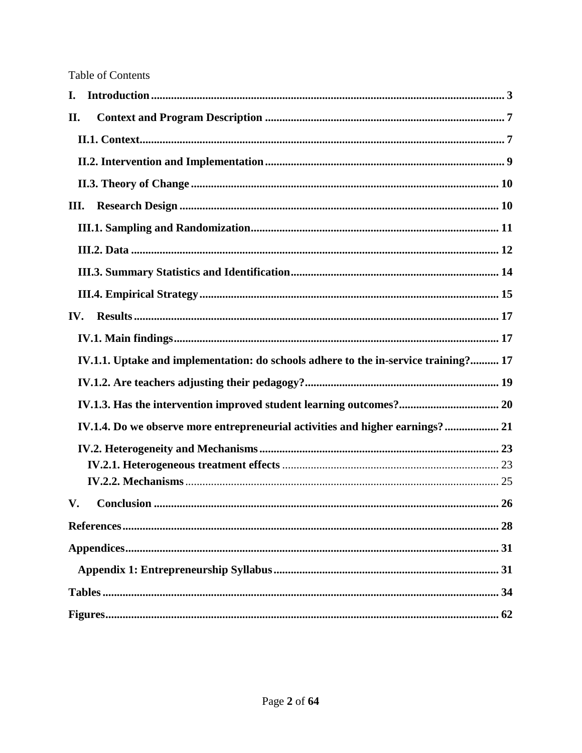Table of Contents

**I. Introduction** ........................................................................................................................ 3

**II. Context and Program Description** ................................................................................... 7

**II.1. Context** ............................................................................................................................. 7

**II.2. Intervention and Implementation** .................................................................................. 9

**II.3. Theory of Change** .......................................................................................................... 10

**III. Research Design** ............................................................................................................... 10

**III.1. Sampling and Randomization** ...................................................................................... 11

**III.2. Data** ................................................................................................................................ 12

**III.3. Summary Statistics and Identification** ......................................................................... 14

**III.4. Empirical Strategy** ......................................................................................................... 15

**IV. Results** .............................................................................................................................. 17

**IV.1. Main findings** ................................................................................................................. 17

**IV.1.1. Uptake and implementation: do schools adhere to the in-service training?** .......... 17

**IV.1.2. Are teachers adjusting their pedagogy?** ................................................................... 19

**IV.1.3. Has the intervention improved student learning outcomes?** ................................... 20

**IV.1.4. Do we observe more entrepreneurial activities and higher earnings?** ................... 21

**IV.2. Heterogeneity and Mechanisms** ................................................................................... 23

**IV.2.1. Heterogeneous treatment effects** ........................................................................... 23

**IV.2.2. Mechanisms** ............................................................................................................. 25

**V. Conclusion** ........................................................................................................................ 26

**References** ........................................................................................................................... 28

**Appendices** .......................................................................................................................... 31

**Appendix 1: Entrepreneurship Syllabus** ............................................................................. 31

**Tables** .................................................................................................................................. 34

**Figures** ................................................................................................................................. 62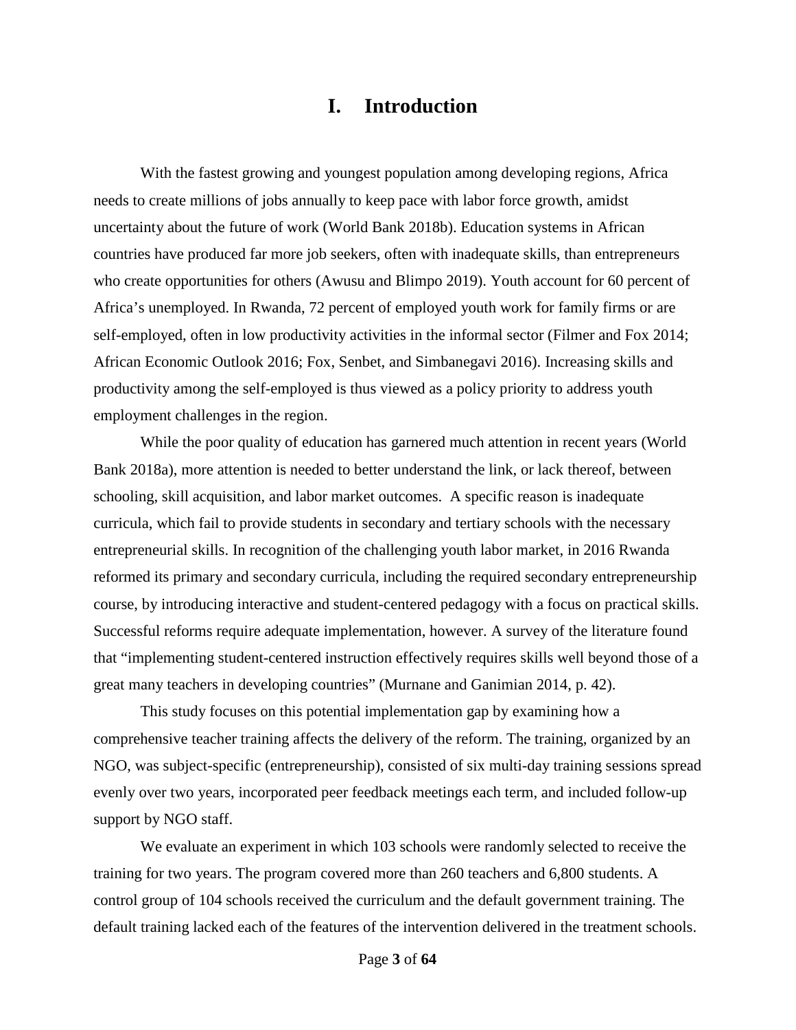# I. Introduction

With the fastest growing and youngest population among developing regions, Africa needs to create millions of jobs annually to keep pace with labor force growth, amidst uncertainty about the future of work (World Bank 2018b). Education systems in African countries have produced far more job seekers, often with inadequate skills, than entrepreneurs who create opportunities for others (Awusu and Blimpo 2019). Youth account for 60 percent of Africa's unemployed. In Rwanda, 72 percent of employed youth work for family firms or are self-employed, often in low productivity activities in the informal sector (Filmer and Fox 2014; African Economic Outlook 2016; Fox, Senbet, and Simbanegavi 2016). Increasing skills and productivity among the self-employed is thus viewed as a policy priority to address youth employment challenges in the region.

While the poor quality of education has garnered much attention in recent years (World Bank 2018a), more attention is needed to better understand the link, or lack thereof, between schooling, skill acquisition, and labor market outcomes. A specific reason is inadequate curricula, which fail to provide students in secondary and tertiary schools with the necessary entrepreneurial skills. In recognition of the challenging youth labor market, in 2016 Rwanda reformed its primary and secondary curricula, including the required secondary entrepreneurship course, by introducing interactive and student-centered pedagogy with a focus on practical skills. Successful reforms require adequate implementation, however. A survey of the literature found that "implementing student-centered instruction effectively requires skills well beyond those of a great many teachers in developing countries" (Murnane and Ganimian 2014, p. 42).

This study focuses on this potential implementation gap by examining how a comprehensive teacher training affects the delivery of the reform. The training, organized by an NGO, was subject-specific (entrepreneurship), consisted of six multi-day training sessions spread evenly over two years, incorporated peer feedback meetings each term, and included follow-up support by NGO staff.

We evaluate an experiment in which 103 schools were randomly selected to receive the training for two years. The program covered more than 260 teachers and 6,800 students. A control group of 104 schools received the curriculum and the default government training. The default training lacked each of the features of the intervention delivered in the treatment schools.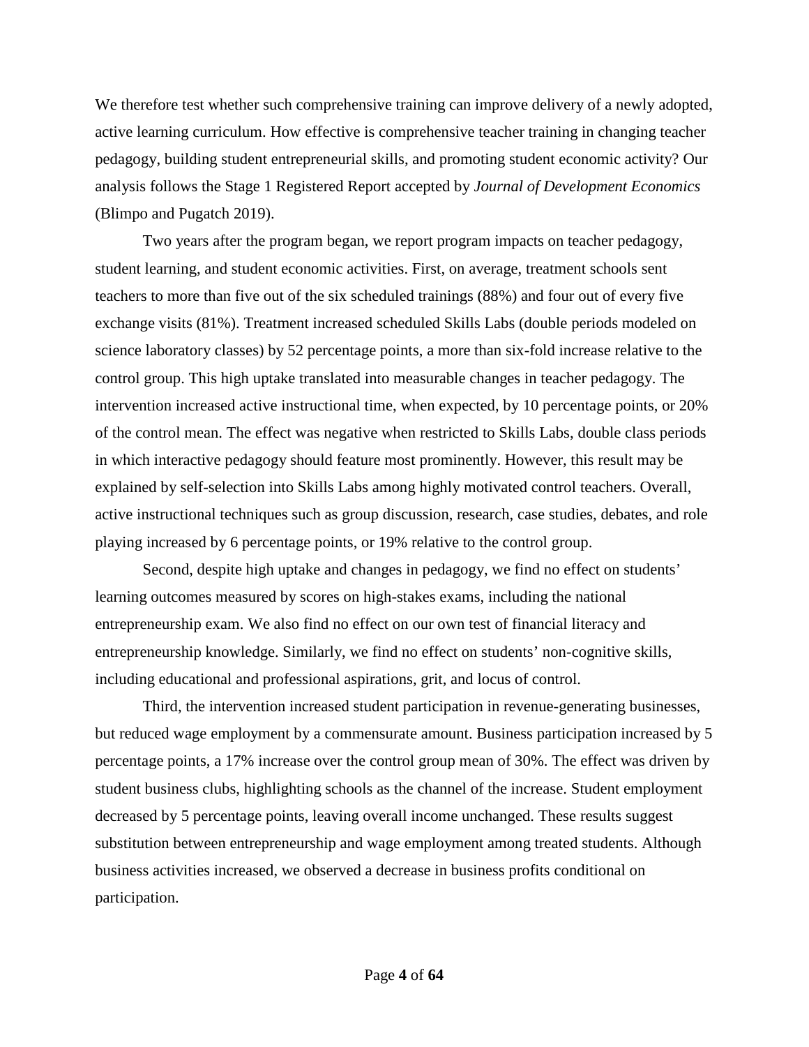We therefore test whether such comprehensive training can improve delivery of a newly adopted, active learning curriculum. How effective is comprehensive teacher training in changing teacher pedagogy, building student entrepreneurial skills, and promoting student economic activity? Our analysis follows the Stage 1 Registered Report accepted by *Journal of Development Economics* (Blimpo and Pugatch 2019).

Two years after the program began, we report program impacts on teacher pedagogy, student learning, and student economic activities. First, on average, treatment schools sent teachers to more than five out of the six scheduled trainings (88%) and four out of every five exchange visits (81%). Treatment increased scheduled Skills Labs (double periods modeled on science laboratory classes) by 52 percentage points, a more than six-fold increase relative to the control group. This high uptake translated into measurable changes in teacher pedagogy. The intervention increased active instructional time, when expected, by 10 percentage points, or 20% of the control mean. The effect was negative when restricted to Skills Labs, double class periods in which interactive pedagogy should feature most prominently. However, this result may be explained by self-selection into Skills Labs among highly motivated control teachers. Overall, active instructional techniques such as group discussion, research, case studies, debates, and role playing increased by 6 percentage points, or 19% relative to the control group.

Second, despite high uptake and changes in pedagogy, we find no effect on students' learning outcomes measured by scores on high-stakes exams, including the national entrepreneurship exam. We also find no effect on our own test of financial literacy and entrepreneurship knowledge. Similarly, we find no effect on students' non-cognitive skills, including educational and professional aspirations, grit, and locus of control.

Third, the intervention increased student participation in revenue-generating businesses, but reduced wage employment by a commensurate amount. Business participation increased by 5 percentage points, a 17% increase over the control group mean of 30%. The effect was driven by student business clubs, highlighting schools as the channel of the increase. Student employment decreased by 5 percentage points, leaving overall income unchanged. These results suggest substitution between entrepreneurship and wage employment among treated students. Although business activities increased, we observed a decrease in business profits conditional on participation.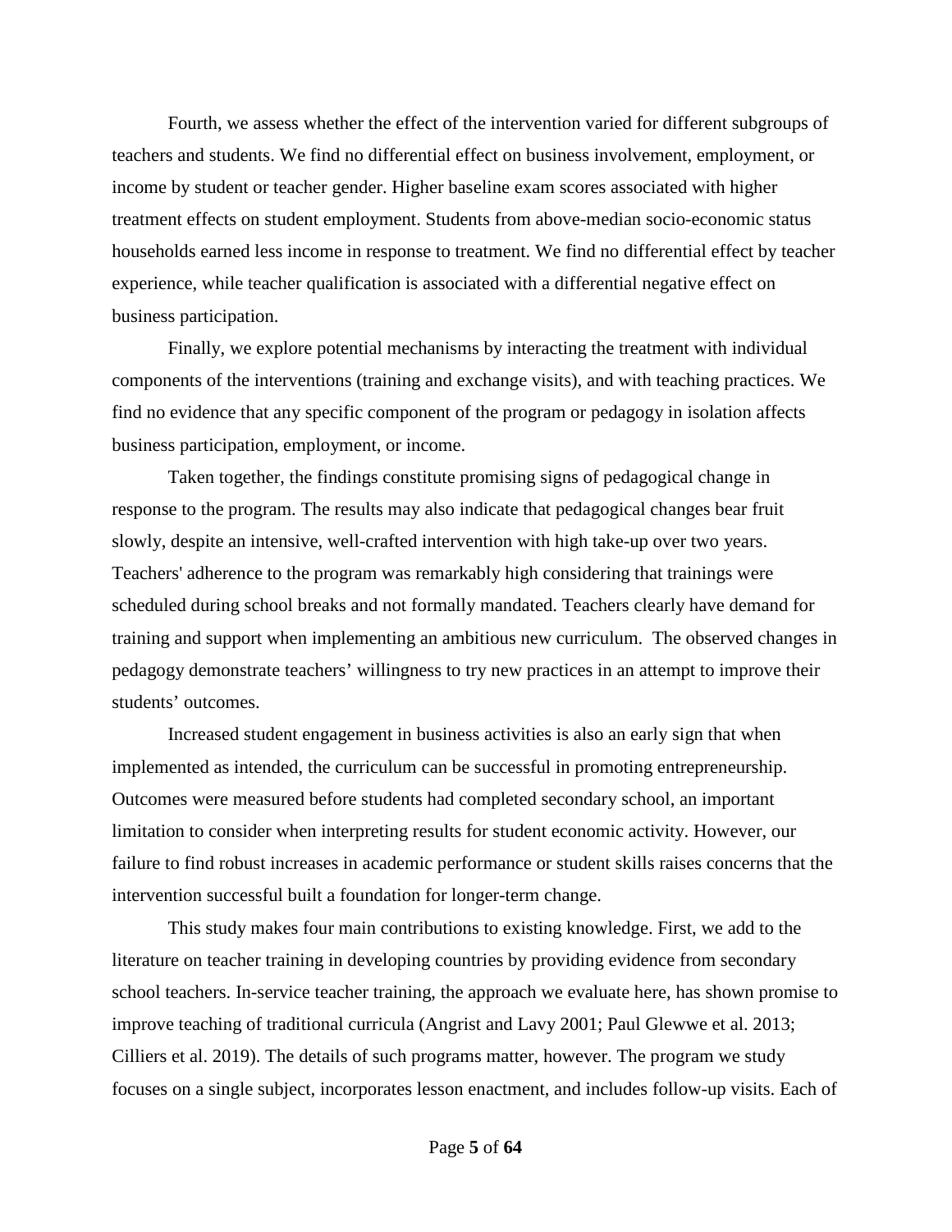Fourth, we assess whether the effect of the intervention varied for different subgroups of teachers and students. We find no differential effect on business involvement, employment, or income by student or teacher gender. Higher baseline exam scores associated with higher treatment effects on student employment. Students from above-median socio-economic status households earned less income in response to treatment. We find no differential effect by teacher experience, while teacher qualification is associated with a differential negative effect on business participation.

Finally, we explore potential mechanisms by interacting the treatment with individual components of the interventions (training and exchange visits), and with teaching practices. We find no evidence that any specific component of the program or pedagogy in isolation affects business participation, employment, or income.

Taken together, the findings constitute promising signs of pedagogical change in response to the program. The results may also indicate that pedagogical changes bear fruit slowly, despite an intensive, well-crafted intervention with high take-up over two years. Teachers' adherence to the program was remarkably high considering that trainings were scheduled during school breaks and not formally mandated. Teachers clearly have demand for training and support when implementing an ambitious new curriculum. The observed changes in pedagogy demonstrate teachers' willingness to try new practices in an attempt to improve their students' outcomes.

Increased student engagement in business activities is also an early sign that when implemented as intended, the curriculum can be successful in promoting entrepreneurship. Outcomes were measured before students had completed secondary school, an important limitation to consider when interpreting results for student economic activity. However, our failure to find robust increases in academic performance or student skills raises concerns that the intervention successful built a foundation for longer-term change.

This study makes four main contributions to existing knowledge. First, we add to the literature on teacher training in developing countries by providing evidence from secondary school teachers. In-service teacher training, the approach we evaluate here, has shown promise to improve teaching of traditional curricula (Angrist and Lavy 2001; Paul Glewwe et al. 2013; Cilliers et al. 2019). The details of such programs matter, however. The program we study focuses on a single subject, incorporates lesson enactment, and includes follow-up visits. Each of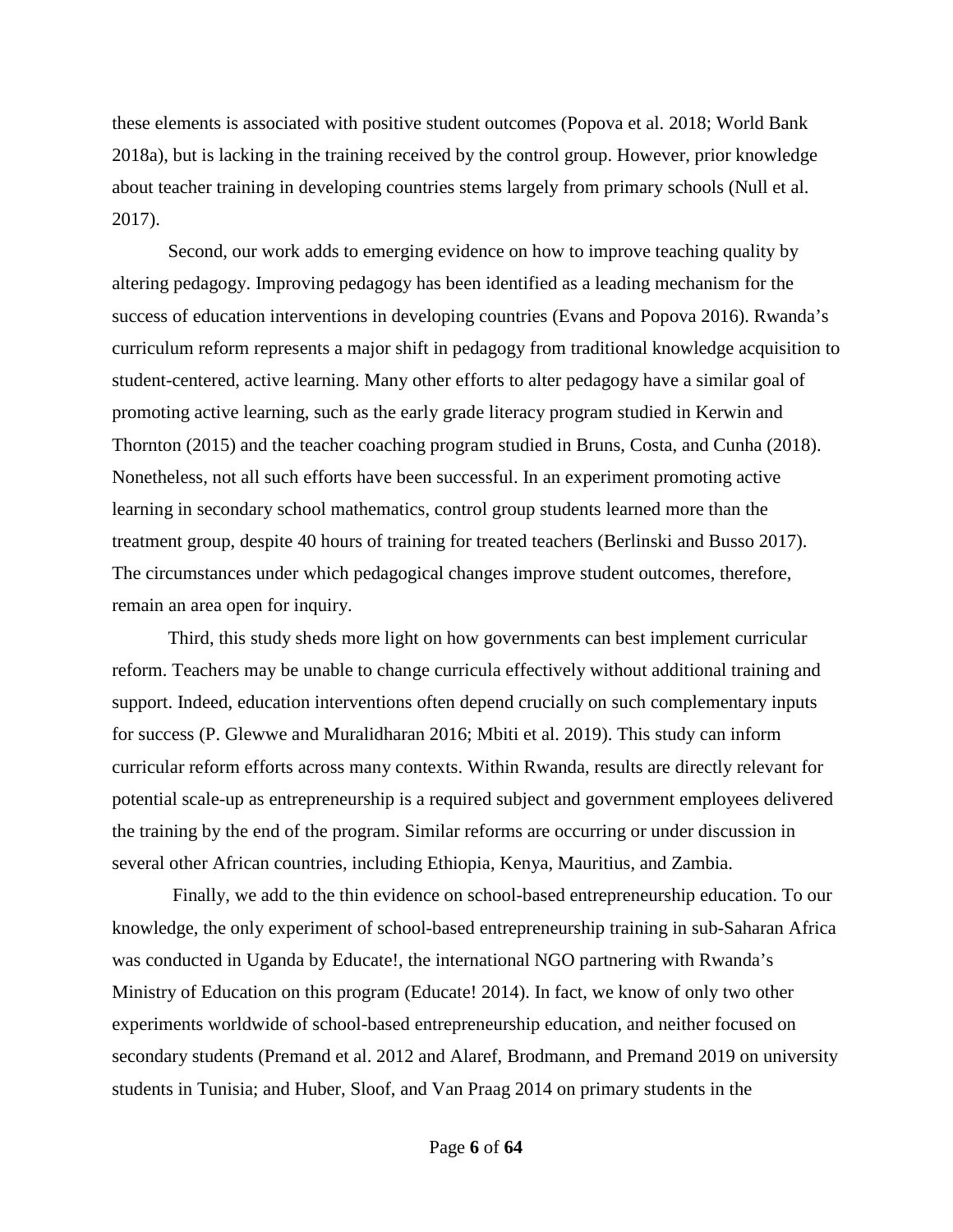these elements is associated with positive student outcomes (Popova et al. 2018; World Bank 2018a), but is lacking in the training received by the control group. However, prior knowledge about teacher training in developing countries stems largely from primary schools (Null et al. 2017).

Second, our work adds to emerging evidence on how to improve teaching quality by altering pedagogy. Improving pedagogy has been identified as a leading mechanism for the success of education interventions in developing countries (Evans and Popova 2016). Rwanda's curriculum reform represents a major shift in pedagogy from traditional knowledge acquisition to student-centered, active learning. Many other efforts to alter pedagogy have a similar goal of promoting active learning, such as the early grade literacy program studied in Kerwin and Thornton (2015) and the teacher coaching program studied in Bruns, Costa, and Cunha (2018). Nonetheless, not all such efforts have been successful. In an experiment promoting active learning in secondary school mathematics, control group students learned more than the treatment group, despite 40 hours of training for treated teachers (Berlinski and Busso 2017). The circumstances under which pedagogical changes improve student outcomes, therefore, remain an area open for inquiry.

Third, this study sheds more light on how governments can best implement curricular reform. Teachers may be unable to change curricula effectively without additional training and support. Indeed, education interventions often depend crucially on such complementary inputs for success (P. Glewwe and Muralidharan 2016; Mbiti et al. 2019). This study can inform curricular reform efforts across many contexts. Within Rwanda, results are directly relevant for potential scale-up as entrepreneurship is a required subject and government employees delivered the training by the end of the program. Similar reforms are occurring or under discussion in several other African countries, including Ethiopia, Kenya, Mauritius, and Zambia.

Finally, we add to the thin evidence on school-based entrepreneurship education. To our knowledge, the only experiment of school-based entrepreneurship training in sub-Saharan Africa was conducted in Uganda by Educate!, the international NGO partnering with Rwanda's Ministry of Education on this program (Educate! 2014). In fact, we know of only two other experiments worldwide of school-based entrepreneurship education, and neither focused on secondary students (Premand et al. 2012 and Alaref, Brodmann, and Premand 2019 on university students in Tunisia; and Huber, Sloof, and Van Praag 2014 on primary students in the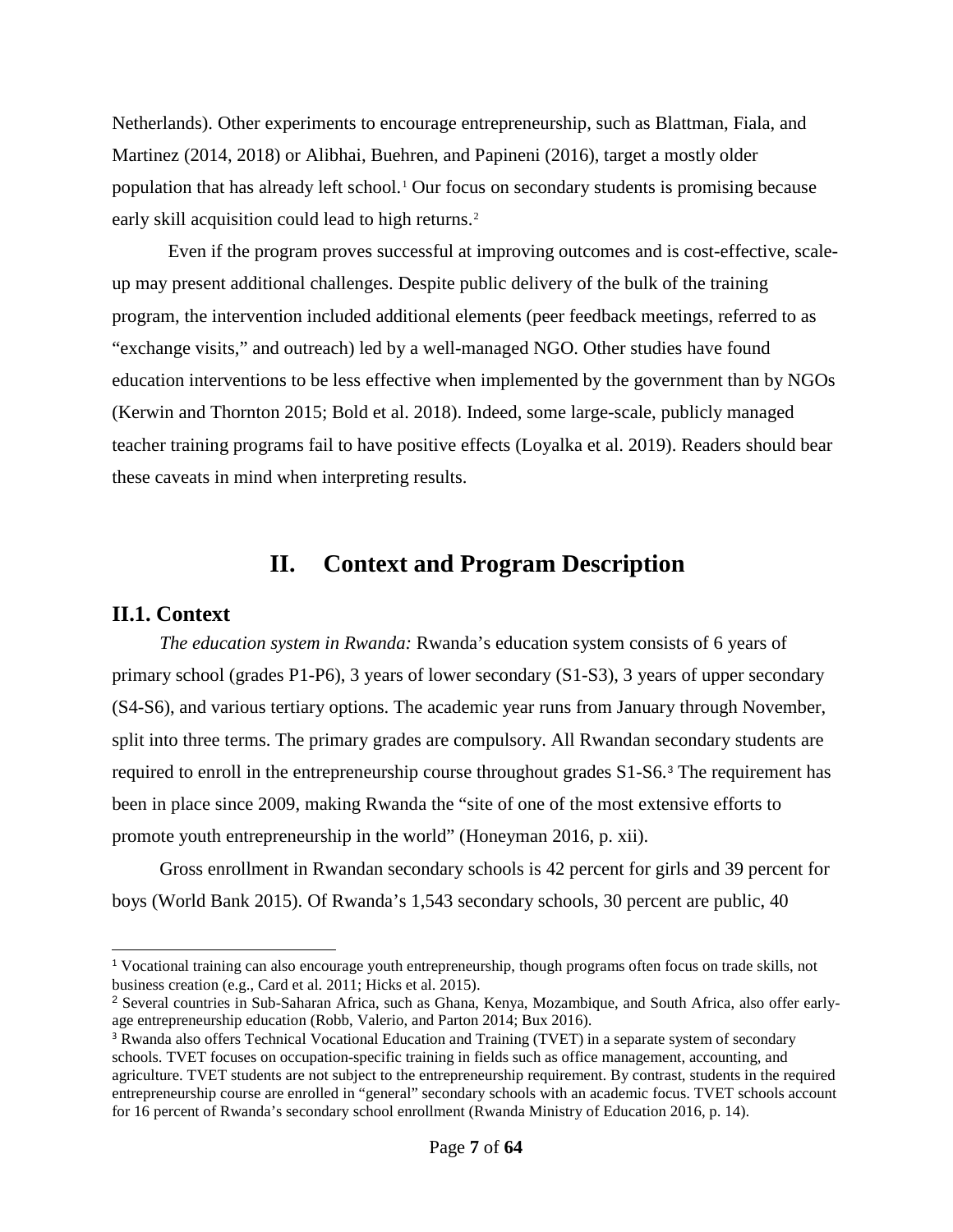Netherlands). Other experiments to encourage entrepreneurship, such as Blattman, Fiala, and Martinez (2014, 2018) or Alibhai, Buehren, and Papineni (2016), target a mostly older population that has already left school.[1] Our focus on secondary students is promising because early skill acquisition could lead to high returns.[2]

Even if the program proves successful at improving outcomes and is cost-effective, scale-up may present additional challenges. Despite public delivery of the bulk of the training program, the intervention included additional elements (peer feedback meetings, referred to as "exchange visits," and outreach) led by a well-managed NGO. Other studies have found education interventions to be less effective when implemented by the government than by NGOs (Kerwin and Thornton 2015; Bold et al. 2018). Indeed, some large-scale, publicly managed teacher training programs fail to have positive effects (Loyalka et al. 2019). Readers should bear these caveats in mind when interpreting results.

# II. Context and Program Description

## II.1. Context

*The education system in Rwanda:* Rwanda's education system consists of 6 years of primary school (grades P1-P6), 3 years of lower secondary (S1-S3), 3 years of upper secondary (S4-S6), and various tertiary options. The academic year runs from January through November, split into three terms. The primary grades are compulsory. All Rwandan secondary students are required to enroll in the entrepreneurship course throughout grades S1-S6.[3] The requirement has been in place since 2009, making Rwanda the "site of one of the most extensive efforts to promote youth entrepreneurship in the world" (Honeyman 2016, p. xii).

Gross enrollment in Rwandan secondary schools is 42 percent for girls and 39 percent for boys (World Bank 2015). Of Rwanda's 1,543 secondary schools, 30 percent are public, 40

---

[1] Vocational training can also encourage youth entrepreneurship, though programs often focus on trade skills, not business creation (e.g., Card et al. 2011; Hicks et al. 2015).

[2] Several countries in Sub-Saharan Africa, such as Ghana, Kenya, Mozambique, and South Africa, also offer early-age entrepreneurship education (Robb, Valerio, and Parton 2014; Bux 2016).

[3] Rwanda also offers Technical Vocational Education and Training (TVET) in a separate system of secondary schools. TVET focuses on occupation-specific training in fields such as office management, accounting, and agriculture. TVET students are not subject to the entrepreneurship requirement. By contrast, students in the required entrepreneurship course are enrolled in "general" secondary schools with an academic focus. TVET schools account for 16 percent of Rwanda's secondary school enrollment (Rwanda Ministry of Education 2016, p. 14).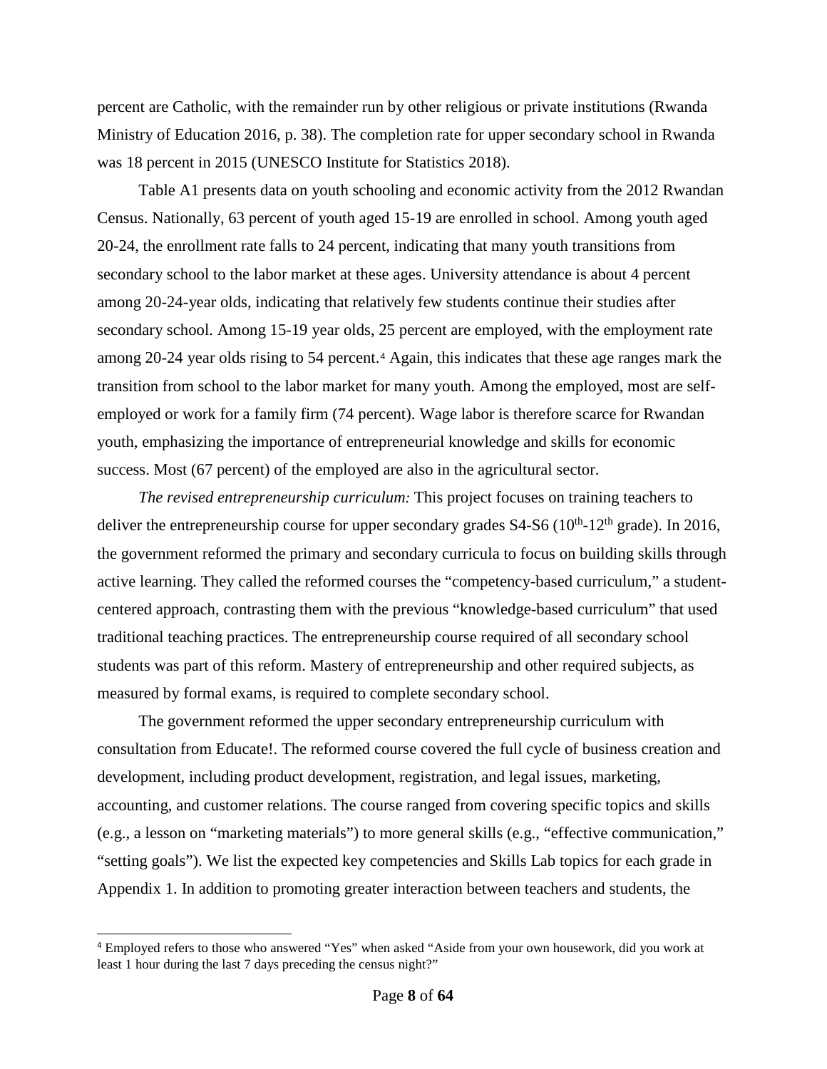percent are Catholic, with the remainder run by other religious or private institutions (Rwanda Ministry of Education 2016, p. 38). The completion rate for upper secondary school in Rwanda was 18 percent in 2015 (UNESCO Institute for Statistics 2018).

Table A1 presents data on youth schooling and economic activity from the 2012 Rwandan Census. Nationally, 63 percent of youth aged 15-19 are enrolled in school. Among youth aged 20-24, the enrollment rate falls to 24 percent, indicating that many youth transitions from secondary school to the labor market at these ages. University attendance is about 4 percent among 20-24-year olds, indicating that relatively few students continue their studies after secondary school. Among 15-19 year olds, 25 percent are employed, with the employment rate among 20-24 year olds rising to 54 percent.[4] Again, this indicates that these age ranges mark the transition from school to the labor market for many youth. Among the employed, most are self-employed or work for a family firm (74 percent). Wage labor is therefore scarce for Rwandan youth, emphasizing the importance of entrepreneurial knowledge and skills for economic success. Most (67 percent) of the employed are also in the agricultural sector.

*The revised entrepreneurship curriculum:* This project focuses on training teachers to deliver the entrepreneurship course for upper secondary grades S4-S6 ($10^{th}$-$12^{th}$ grade). In 2016, the government reformed the primary and secondary curricula to focus on building skills through active learning. They called the reformed courses the "competency-based curriculum," a student-centered approach, contrasting them with the previous "knowledge-based curriculum" that used traditional teaching practices. The entrepreneurship course required of all secondary school students was part of this reform. Mastery of entrepreneurship and other required subjects, as measured by formal exams, is required to complete secondary school.

The government reformed the upper secondary entrepreneurship curriculum with consultation from Educate!. The reformed course covered the full cycle of business creation and development, including product development, registration, and legal issues, marketing, accounting, and customer relations. The course ranged from covering specific topics and skills (e.g., a lesson on "marketing materials") to more general skills (e.g., "effective communication," "setting goals"). We list the expected key competencies and Skills Lab topics for each grade in Appendix 1. In addition to promoting greater interaction between teachers and students, the

[4] Employed refers to those who answered "Yes" when asked "Aside from your own housework, did you work at least 1 hour during the last 7 days preceding the census night?"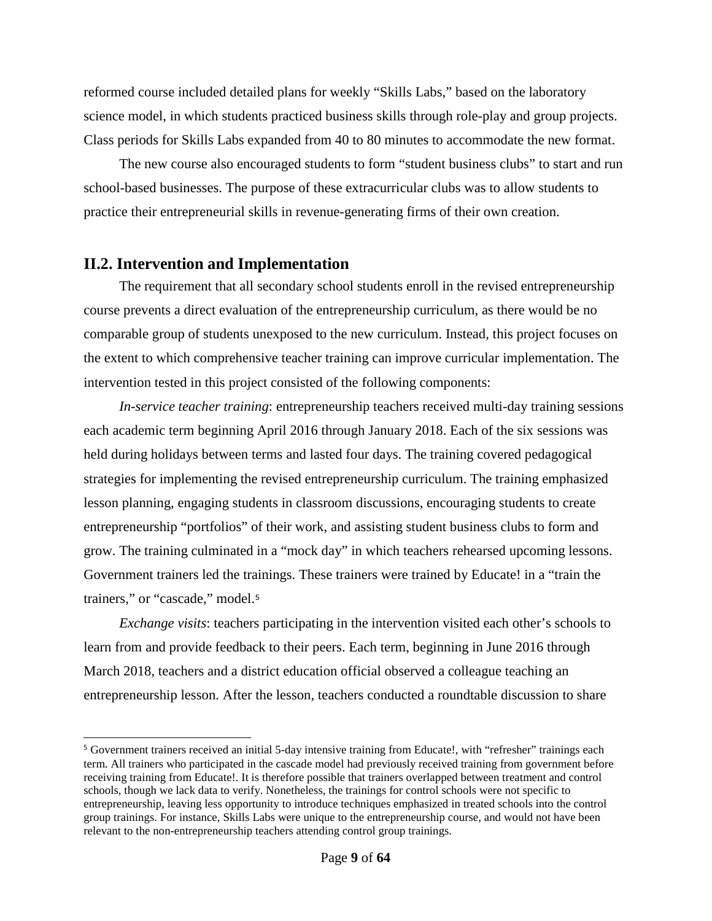reformed course included detailed plans for weekly “Skills Labs,” based on the laboratory science model, in which students practiced business skills through role-play and group projects. Class periods for Skills Labs expanded from 40 to 80 minutes to accommodate the new format.

The new course also encouraged students to form “student business clubs” to start and run school-based businesses. The purpose of these extracurricular clubs was to allow students to practice their entrepreneurial skills in revenue-generating firms of their own creation.

## II.2. Intervention and Implementation

The requirement that all secondary school students enroll in the revised entrepreneurship course prevents a direct evaluation of the entrepreneurship curriculum, as there would be no comparable group of students unexposed to the new curriculum. Instead, this project focuses on the extent to which comprehensive teacher training can improve curricular implementation. The intervention tested in this project consisted of the following components:

*In-service teacher training*: entrepreneurship teachers received multi-day training sessions each academic term beginning April 2016 through January 2018. Each of the six sessions was held during holidays between terms and lasted four days. The training covered pedagogical strategies for implementing the revised entrepreneurship curriculum. The training emphasized lesson planning, engaging students in classroom discussions, encouraging students to create entrepreneurship “portfolios” of their work, and assisting student business clubs to form and grow. The training culminated in a “mock day” in which teachers rehearsed upcoming lessons. Government trainers led the trainings. These trainers were trained by Educate! in a “train the trainers,” or “cascade,” model.[5]

*Exchange visits*: teachers participating in the intervention visited each other’s schools to learn from and provide feedback to their peers. Each term, beginning in June 2016 through March 2018, teachers and a district education official observed a colleague teaching an entrepreneurship lesson. After the lesson, teachers conducted a roundtable discussion to share

---

[5] Government trainers received an initial 5-day intensive training from Educate!, with “refresher” trainings each term. All trainers who participated in the cascade model had previously received training from government before receiving training from Educate!. It is therefore possible that trainers overlapped between treatment and control schools, though we lack data to verify. Nonetheless, the trainings for control schools were not specific to entrepreneurship, leaving less opportunity to introduce techniques emphasized in treated schools into the control group trainings. For instance, Skills Labs were unique to the entrepreneurship course, and would not have been relevant to the non-entrepreneurship teachers attending control group trainings.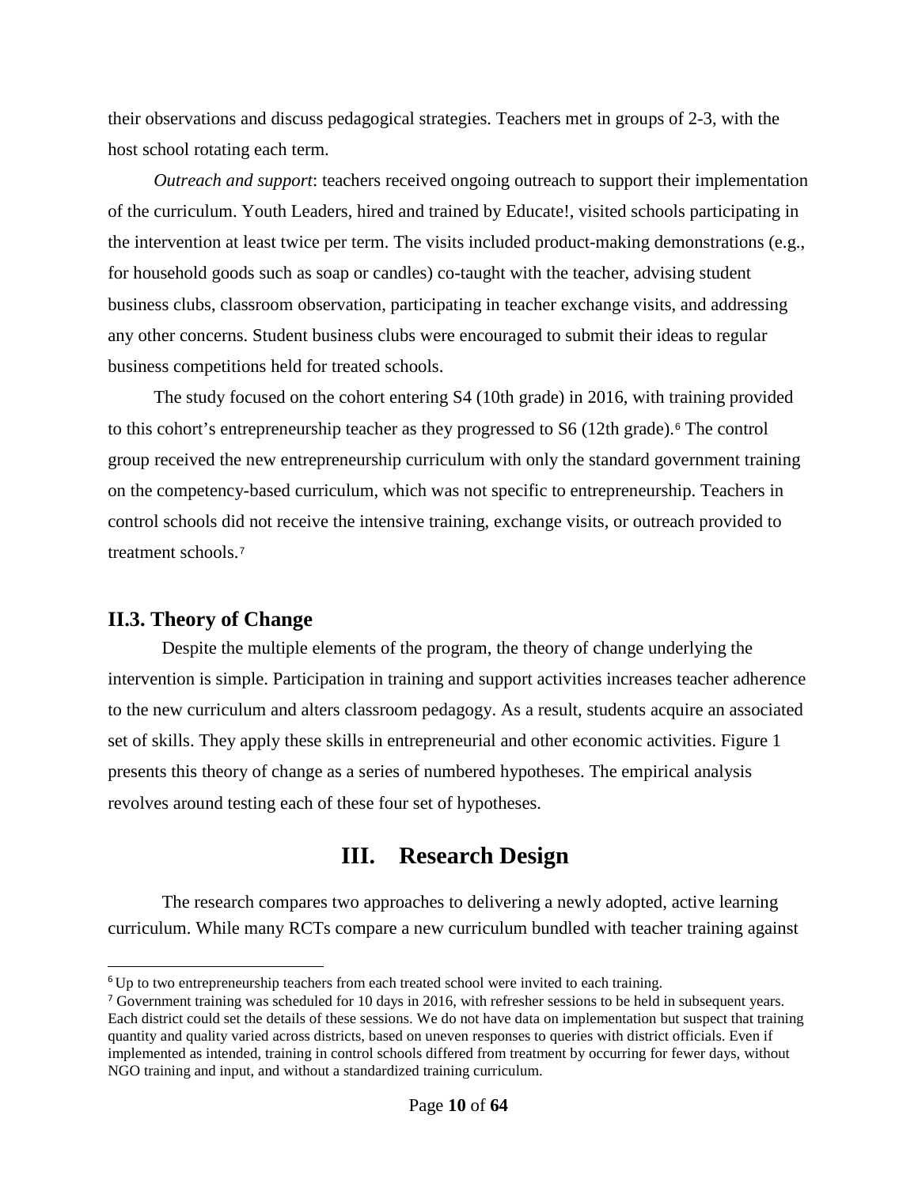their observations and discuss pedagogical strategies. Teachers met in groups of 2-3, with the host school rotating each term.

*Outreach and support*: teachers received ongoing outreach to support their implementation of the curriculum. Youth Leaders, hired and trained by Educate!, visited schools participating in the intervention at least twice per term. The visits included product-making demonstrations (e.g., for household goods such as soap or candles) co-taught with the teacher, advising student business clubs, classroom observation, participating in teacher exchange visits, and addressing any other concerns. Student business clubs were encouraged to submit their ideas to regular business competitions held for treated schools.

The study focused on the cohort entering S4 (10th grade) in 2016, with training provided to this cohort's entrepreneurship teacher as they progressed to S6 (12th grade).[6] The control group received the new entrepreneurship curriculum with only the standard government training on the competency-based curriculum, which was not specific to entrepreneurship. Teachers in control schools did not receive the intensive training, exchange visits, or outreach provided to treatment schools.[7]

### II.3. Theory of Change

Despite the multiple elements of the program, the theory of change underlying the intervention is simple. Participation in training and support activities increases teacher adherence to the new curriculum and alters classroom pedagogy. As a result, students acquire an associated set of skills. They apply these skills in entrepreneurial and other economic activities. Figure 1 presents this theory of change as a series of numbered hypotheses. The empirical analysis revolves around testing each of these four set of hypotheses.

## III. Research Design

The research compares two approaches to delivering a newly adopted, active learning curriculum. While many RCTs compare a new curriculum bundled with teacher training against

---

[6] Up to two entrepreneurship teachers from each treated school were invited to each training.

[7] Government training was scheduled for 10 days in 2016, with refresher sessions to be held in subsequent years. Each district could set the details of these sessions. We do not have data on implementation but suspect that training quantity and quality varied across districts, based on uneven responses to queries with district officials. Even if implemented as intended, training in control schools differed from treatment by occurring for fewer days, without NGO training and input, and without a standardized training curriculum.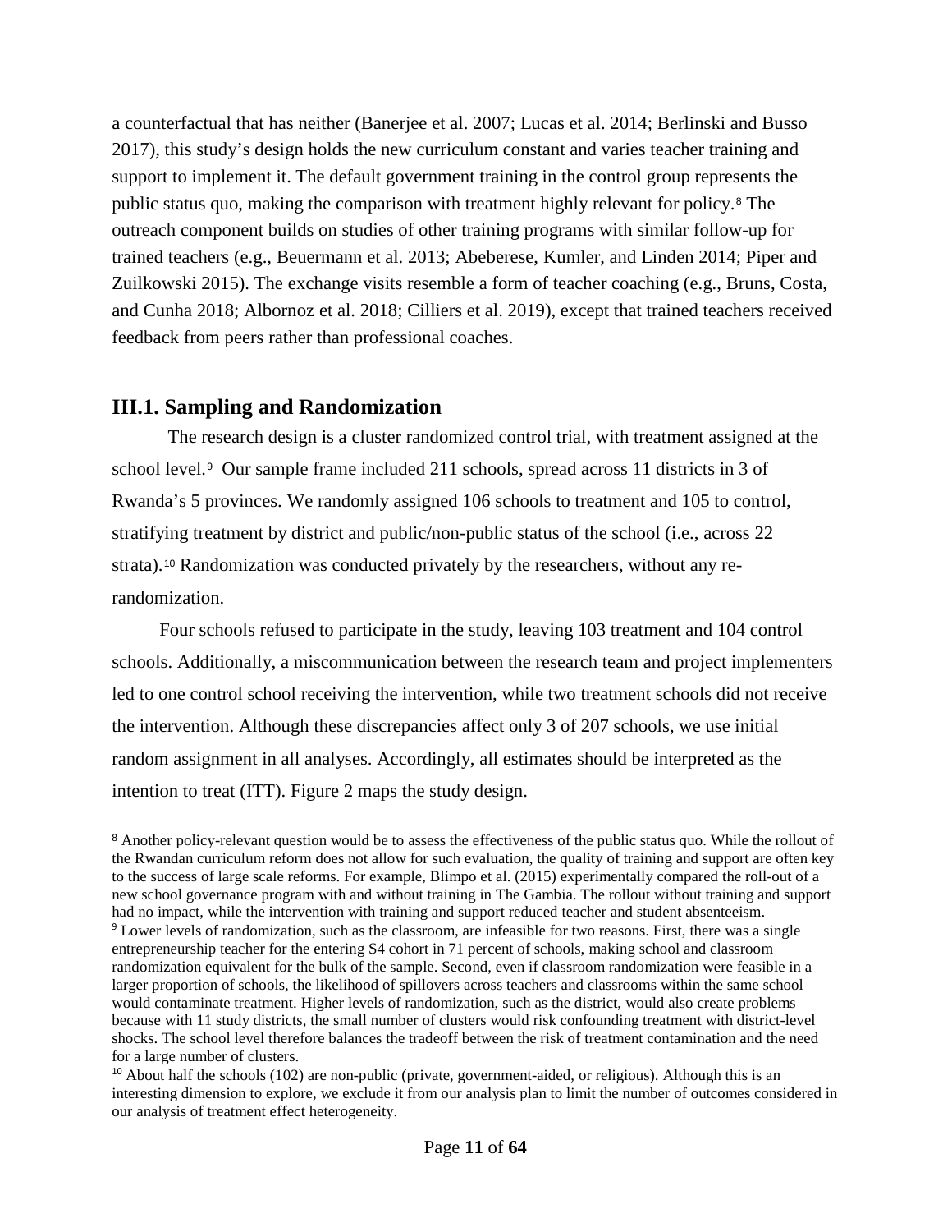a counterfactual that has neither (Banerjee et al. 2007; Lucas et al. 2014; Berlinski and Busso 2017), this study's design holds the new curriculum constant and varies teacher training and support to implement it. The default government training in the control group represents the public status quo, making the comparison with treatment highly relevant for policy.[8] The outreach component builds on studies of other training programs with similar follow-up for trained teachers (e.g., Beuermann et al. 2013; Abeberese, Kumler, and Linden 2014; Piper and Zuilkowski 2015). The exchange visits resemble a form of teacher coaching (e.g., Bruns, Costa, and Cunha 2018; Albornoz et al. 2018; Cilliers et al. 2019), except that trained teachers received feedback from peers rather than professional coaches.

## III.1. Sampling and Randomization

The research design is a cluster randomized control trial, with treatment assigned at the school level.[9] Our sample frame included 211 schools, spread across 11 districts in 3 of Rwanda's 5 provinces. We randomly assigned 106 schools to treatment and 105 to control, stratifying treatment by district and public/non-public status of the school (i.e., across 22 strata).[10] Randomization was conducted privately by the researchers, without any re-randomization.

Four schools refused to participate in the study, leaving 103 treatment and 104 control schools. Additionally, a miscommunication between the research team and project implementers led to one control school receiving the intervention, while two treatment schools did not receive the intervention. Although these discrepancies affect only 3 of 207 schools, we use initial random assignment in all analyses. Accordingly, all estimates should be interpreted as the intention to treat (ITT). Figure 2 maps the study design.

---

[8] Another policy-relevant question would be to assess the effectiveness of the public status quo. While the rollout of the Rwandan curriculum reform does not allow for such evaluation, the quality of training and support are often key to the success of large scale reforms. For example, Blimpo et al. (2015) experimentally compared the roll-out of a new school governance program with and without training in The Gambia. The rollout without training and support had no impact, while the intervention with training and support reduced teacher and student absenteeism.

[9] Lower levels of randomization, such as the classroom, are infeasible for two reasons. First, there was a single entrepreneurship teacher for the entering S4 cohort in 71 percent of schools, making school and classroom randomization equivalent for the bulk of the sample. Second, even if classroom randomization were feasible in a larger proportion of schools, the likelihood of spillovers across teachers and classrooms within the same school would contaminate treatment. Higher levels of randomization, such as the district, would also create problems because with 11 study districts, the small number of clusters would risk confounding treatment with district-level shocks. The school level therefore balances the tradeoff between the risk of treatment contamination and the need for a large number of clusters.

[10] About half the schools (102) are non-public (private, government-aided, or religious). Although this is an interesting dimension to explore, we exclude it from our analysis plan to limit the number of outcomes considered in our analysis of treatment effect heterogeneity.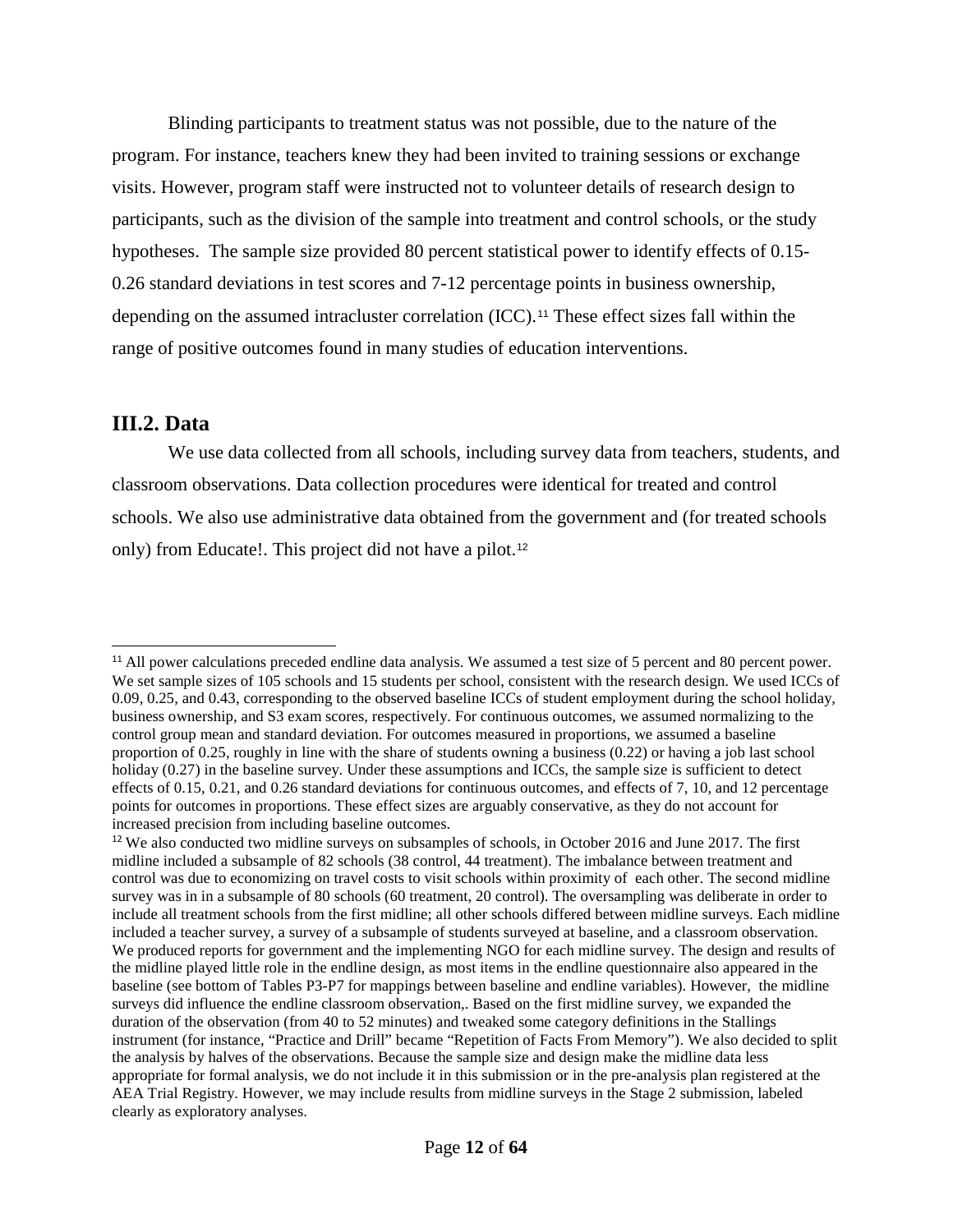Blinding participants to treatment status was not possible, due to the nature of the program. For instance, teachers knew they had been invited to training sessions or exchange visits. However, program staff were instructed not to volunteer details of research design to participants, such as the division of the sample into treatment and control schools, or the study hypotheses. The sample size provided 80 percent statistical power to identify effects of 0.15-0.26 standard deviations in test scores and 7-12 percentage points in business ownership, depending on the assumed intracluster correlation (ICC).[11] These effect sizes fall within the range of positive outcomes found in many studies of education interventions.

## III.2. Data

We use data collected from all schools, including survey data from teachers, students, and classroom observations. Data collection procedures were identical for treated and control schools. We also use administrative data obtained from the government and (for treated schools only) from Educate!. This project did not have a pilot.[12]

---

[11] All power calculations preceded endline data analysis. We assumed a test size of 5 percent and 80 percent power. We set sample sizes of 105 schools and 15 students per school, consistent with the research design. We used ICCs of 0.09, 0.25, and 0.43, corresponding to the observed baseline ICCs of student employment during the school holiday, business ownership, and S3 exam scores, respectively. For continuous outcomes, we assumed normalizing to the control group mean and standard deviation. For outcomes measured in proportions, we assumed a baseline proportion of 0.25, roughly in line with the share of students owning a business (0.22) or having a job last school holiday (0.27) in the baseline survey. Under these assumptions and ICCs, the sample size is sufficient to detect effects of 0.15, 0.21, and 0.26 standard deviations for continuous outcomes, and effects of 7, 10, and 12 percentage points for outcomes in proportions. These effect sizes are arguably conservative, as they do not account for increased precision from including baseline outcomes.

[12] We also conducted two midline surveys on subsamples of schools, in October 2016 and June 2017. The first midline included a subsample of 82 schools (38 control, 44 treatment). The imbalance between treatment and control was due to economizing on travel costs to visit schools within proximity of each other. The second midline survey was in in a subsample of 80 schools (60 treatment, 20 control). The oversampling was deliberate in order to include all treatment schools from the first midline; all other schools differed between midline surveys. Each midline included a teacher survey, a survey of a subsample of students surveyed at baseline, and a classroom observation. We produced reports for government and the implementing NGO for each midline survey. The design and results of the midline played little role in the endline design, as most items in the endline questionnaire also appeared in the baseline (see bottom of Tables P3-P7 for mappings between baseline and endline variables). However, the midline surveys did influence the endline classroom observation,. Based on the first midline survey, we expanded the duration of the observation (from 40 to 52 minutes) and tweaked some category definitions in the Stallings instrument (for instance, "Practice and Drill" became "Repetition of Facts From Memory"). We also decided to split the analysis by halves of the observations. Because the sample size and design make the midline data less appropriate for formal analysis, we do not include it in this submission or in the pre-analysis plan registered at the AEA Trial Registry. However, we may include results from midline surveys in the Stage 2 submission, labeled clearly as exploratory analyses.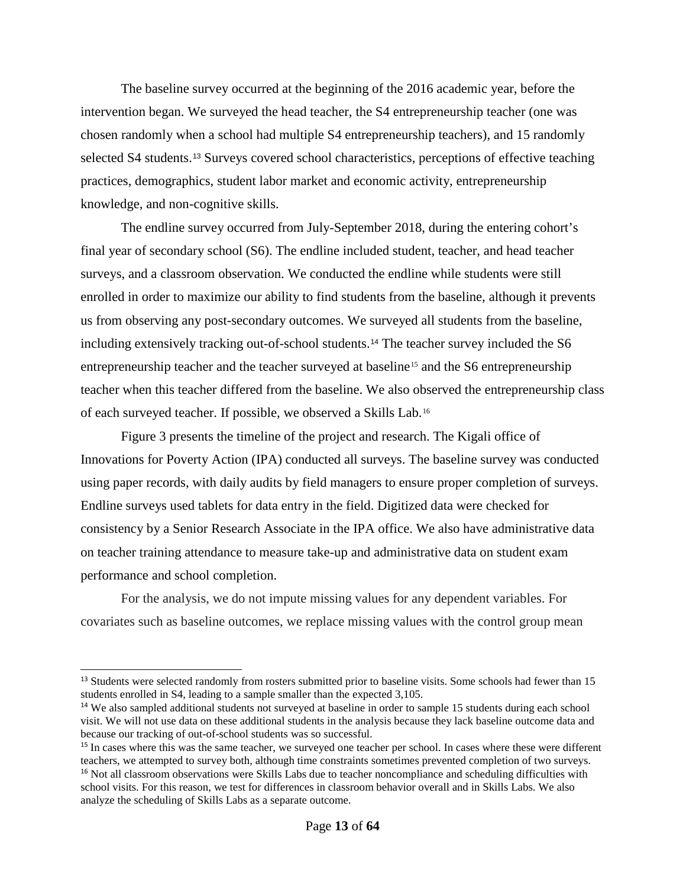The baseline survey occurred at the beginning of the 2016 academic year, before the intervention began. We surveyed the head teacher, the S4 entrepreneurship teacher (one was chosen randomly when a school had multiple S4 entrepreneurship teachers), and 15 randomly selected S4 students.[13] Surveys covered school characteristics, perceptions of effective teaching practices, demographics, student labor market and economic activity, entrepreneurship knowledge, and non-cognitive skills.

The endline survey occurred from July-September 2018, during the entering cohort's final year of secondary school (S6). The endline included student, teacher, and head teacher surveys, and a classroom observation. We conducted the endline while students were still enrolled in order to maximize our ability to find students from the baseline, although it prevents us from observing any post-secondary outcomes. We surveyed all students from the baseline, including extensively tracking out-of-school students.[14] The teacher survey included the S6 entrepreneurship teacher and the teacher surveyed at baseline[15] and the S6 entrepreneurship teacher when this teacher differed from the baseline. We also observed the entrepreneurship class of each surveyed teacher. If possible, we observed a Skills Lab.[16]

Figure 3 presents the timeline of the project and research. The Kigali office of Innovations for Poverty Action (IPA) conducted all surveys. The baseline survey was conducted using paper records, with daily audits by field managers to ensure proper completion of surveys. Endline surveys used tablets for data entry in the field. Digitized data were checked for consistency by a Senior Research Associate in the IPA office. We also have administrative data on teacher training attendance to measure take-up and administrative data on student exam performance and school completion.

For the analysis, we do not impute missing values for any dependent variables. For covariates such as baseline outcomes, we replace missing values with the control group mean

---

[13] Students were selected randomly from rosters submitted prior to baseline visits. Some schools had fewer than 15 students enrolled in S4, leading to a sample smaller than the expected 3,105.

[14] We also sampled additional students not surveyed at baseline in order to sample 15 students during each school visit. We will not use data on these additional students in the analysis because they lack baseline outcome data and because our tracking of out-of-school students was so successful.

[15] In cases where this was the same teacher, we surveyed one teacher per school. In cases where these were different teachers, we attempted to survey both, although time constraints sometimes prevented completion of two surveys.

[16] Not all classroom observations were Skills Labs due to teacher noncompliance and scheduling difficulties with school visits. For this reason, we test for differences in classroom behavior overall and in Skills Labs. We also analyze the scheduling of Skills Labs as a separate outcome.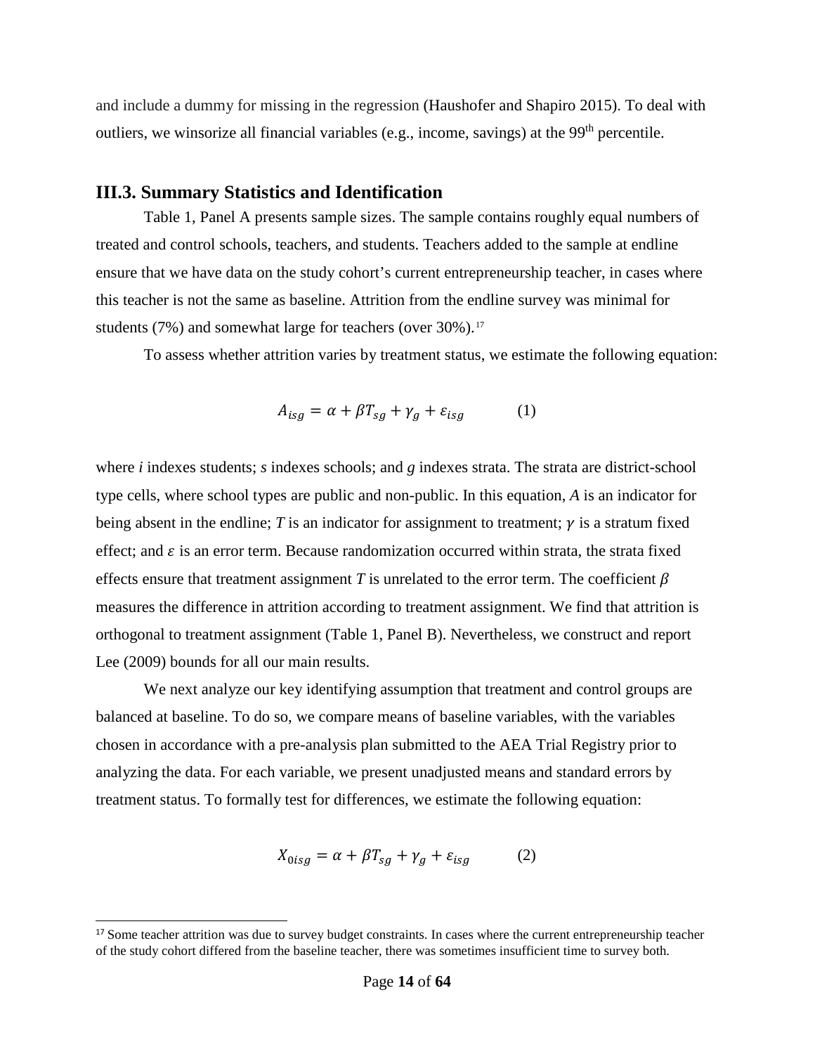and include a dummy for missing in the regression (Haushofer and Shapiro 2015). To deal with outliers, we winsorize all financial variables (e.g., income, savings) at the 99th percentile.

### III.3. Summary Statistics and Identification

Table 1, Panel A presents sample sizes. The sample contains roughly equal numbers of treated and control schools, teachers, and students. Teachers added to the sample at endline ensure that we have data on the study cohort's current entrepreneurship teacher, in cases where this teacher is not the same as baseline. Attrition from the endline survey was minimal for students (7%) and somewhat large for teachers (over 30%).[17]

To assess whether attrition varies by treatment status, we estimate the following equation:

$$A_{isg} = \alpha + \beta T_{sg} + \gamma_g + \varepsilon_{isg} \qquad (1)$$

where *i* indexes students; *s* indexes schools; and *g* indexes strata. The strata are district-school type cells, where school types are public and non-public. In this equation, *A* is an indicator for being absent in the endline; *T* is an indicator for assignment to treatment; $\gamma$ is a stratum fixed effect; and $\varepsilon$ is an error term. Because randomization occurred within strata, the strata fixed effects ensure that treatment assignment *T* is unrelated to the error term. The coefficient $\beta$ measures the difference in attrition according to treatment assignment. We find that attrition is orthogonal to treatment assignment (Table 1, Panel B). Nevertheless, we construct and report Lee (2009) bounds for all our main results.

We next analyze our key identifying assumption that treatment and control groups are balanced at baseline. To do so, we compare means of baseline variables, with the variables chosen in accordance with a pre-analysis plan submitted to the AEA Trial Registry prior to analyzing the data. For each variable, we present unadjusted means and standard errors by treatment status. To formally test for differences, we estimate the following equation:

$$X_{0isg} = \alpha + \beta T_{sg} + \gamma_g + \varepsilon_{isg} \qquad (2)$$

[17] Some teacher attrition was due to survey budget constraints. In cases where the current entrepreneurship teacher of the study cohort differed from the baseline teacher, there was sometimes insufficient time to survey both.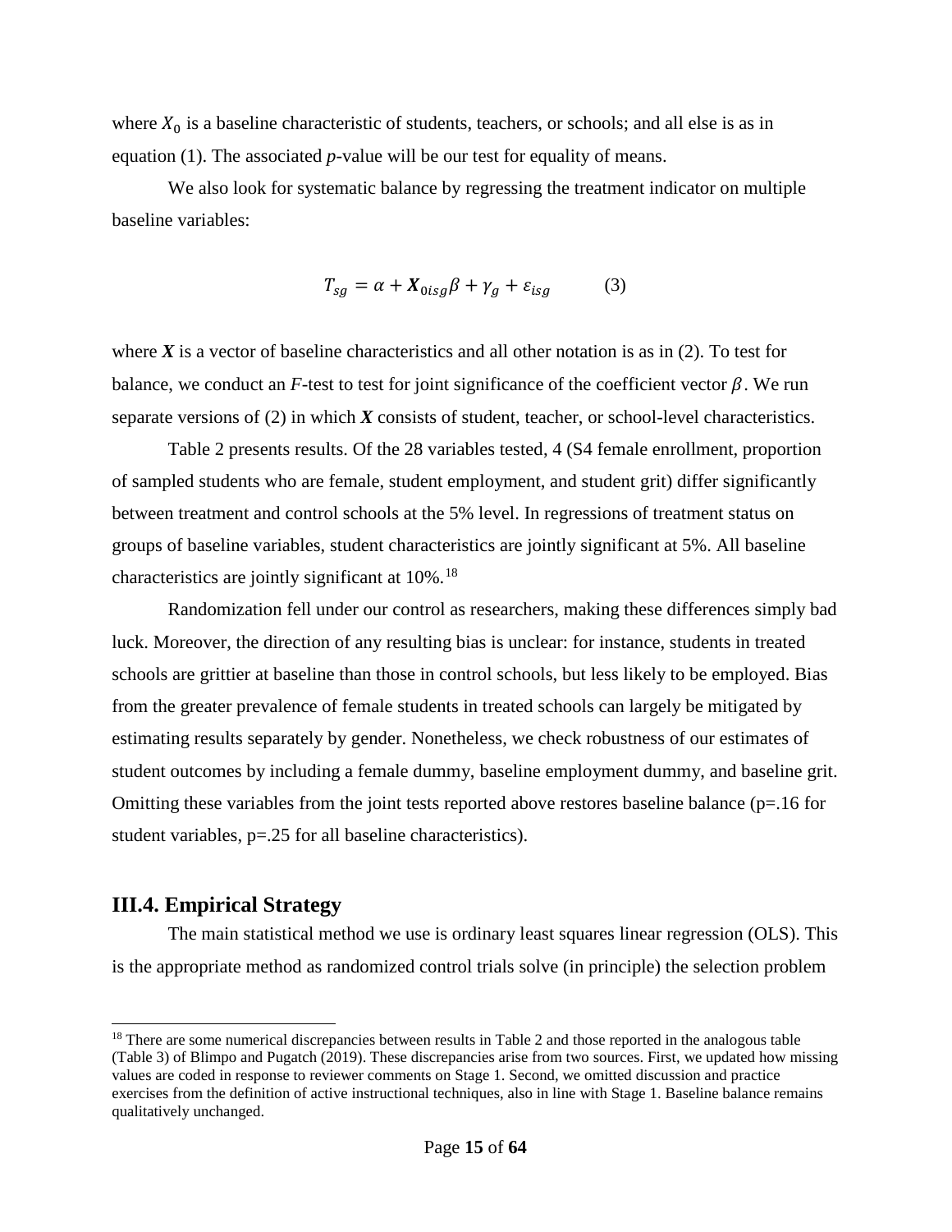where $X_0$ is a baseline characteristic of students, teachers, or schools; and all else is as in equation (1). The associated *p*-value will be our test for equality of means.

We also look for systematic balance by regressing the treatment indicator on multiple baseline variables:

$$T_{sg} = \alpha + \boldsymbol{X}_{0isg}\beta + \gamma_g + \varepsilon_{isg} \qquad (3)$$

where $\boldsymbol{X}$ is a vector of baseline characteristics and all other notation is as in (2). To test for balance, we conduct an $F$-test to test for joint significance of the coefficient vector $\beta$. We run separate versions of (2) in which $\boldsymbol{X}$ consists of student, teacher, or school-level characteristics.

Table 2 presents results. Of the 28 variables tested, 4 (S4 female enrollment, proportion of sampled students who are female, student employment, and student grit) differ significantly between treatment and control schools at the 5% level. In regressions of treatment status on groups of baseline variables, student characteristics are jointly significant at 5%. All baseline characteristics are jointly significant at 10%.[18]

Randomization fell under our control as researchers, making these differences simply bad luck. Moreover, the direction of any resulting bias is unclear: for instance, students in treated schools are grittier at baseline than those in control schools, but less likely to be employed. Bias from the greater prevalence of female students in treated schools can largely be mitigated by estimating results separately by gender. Nonetheless, we check robustness of our estimates of student outcomes by including a female dummy, baseline employment dummy, and baseline grit. Omitting these variables from the joint tests reported above restores baseline balance (p=.16 for student variables, p=.25 for all baseline characteristics).

## III.4. Empirical Strategy

The main statistical method we use is ordinary least squares linear regression (OLS). This is the appropriate method as randomized control trials solve (in principle) the selection problem

[18] There are some numerical discrepancies between results in Table 2 and those reported in the analogous table (Table 3) of Blimpo and Pugatch (2019). These discrepancies arise from two sources. First, we updated how missing values are coded in response to reviewer comments on Stage 1. Second, we omitted discussion and practice exercises from the definition of active instructional techniques, also in line with Stage 1. Baseline balance remains qualitatively unchanged.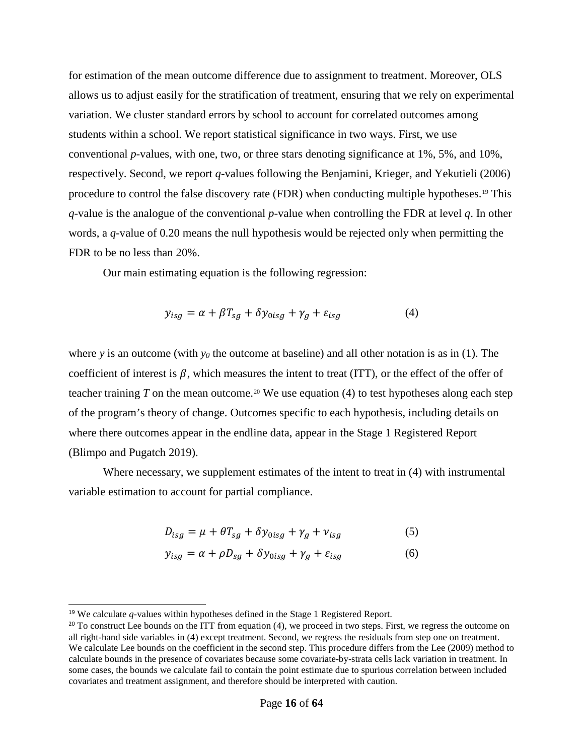for estimation of the mean outcome difference due to assignment to treatment. Moreover, OLS allows us to adjust easily for the stratification of treatment, ensuring that we rely on experimental variation. We cluster standard errors by school to account for correlated outcomes among students within a school. We report statistical significance in two ways. First, we use conventional *p*-values, with one, two, or three stars denoting significance at 1%, 5%, and 10%, respectively. Second, we report *q*-values following the Benjamini, Krieger, and Yekutieli (2006) procedure to control the false discovery rate (FDR) when conducting multiple hypotheses.[19] This *q*-value is the analogue of the conventional *p*-value when controlling the FDR at level *q*. In other words, a *q*-value of 0.20 means the null hypothesis would be rejected only when permitting the FDR to be no less than 20%.

Our main estimating equation is the following regression:

$$y_{isg} = \alpha + \beta T_{sg} + \delta y_{0isg} + \gamma_g + \varepsilon_{isg} \tag{4}$$

where $y$ is an outcome (with $y_0$ the outcome at baseline) and all other notation is as in (1). The coefficient of interest is $\beta$, which measures the intent to treat (ITT), or the effect of the offer of teacher training $T$ on the mean outcome.[20] We use equation (4) to test hypotheses along each step of the program's theory of change. Outcomes specific to each hypothesis, including details on where there outcomes appear in the endline data, appear in the Stage 1 Registered Report (Blimpo and Pugatch 2019).

Where necessary, we supplement estimates of the intent to treat in (4) with instrumental variable estimation to account for partial compliance.

$$D_{isg} = \mu + \theta T_{sg} + \delta y_{0isg} + \gamma_g + \nu_{isg} \tag{5}$$

$$y_{isg} = \alpha + \rho D_{sg} + \delta y_{0isg} + \gamma_g + \varepsilon_{isg} \tag{6}$$

---

[19] We calculate *q*-values within hypotheses defined in the Stage 1 Registered Report.

[20] To construct Lee bounds on the ITT from equation (4), we proceed in two steps. First, we regress the outcome on all right-hand side variables in (4) except treatment. Second, we regress the residuals from step one on treatment. We calculate Lee bounds on the coefficient in the second step. This procedure differs from the Lee (2009) method to calculate bounds in the presence of covariates because some covariate-by-strata cells lack variation in treatment. In some cases, the bounds we calculate fail to contain the point estimate due to spurious correlation between included covariates and treatment assignment, and therefore should be interpreted with caution.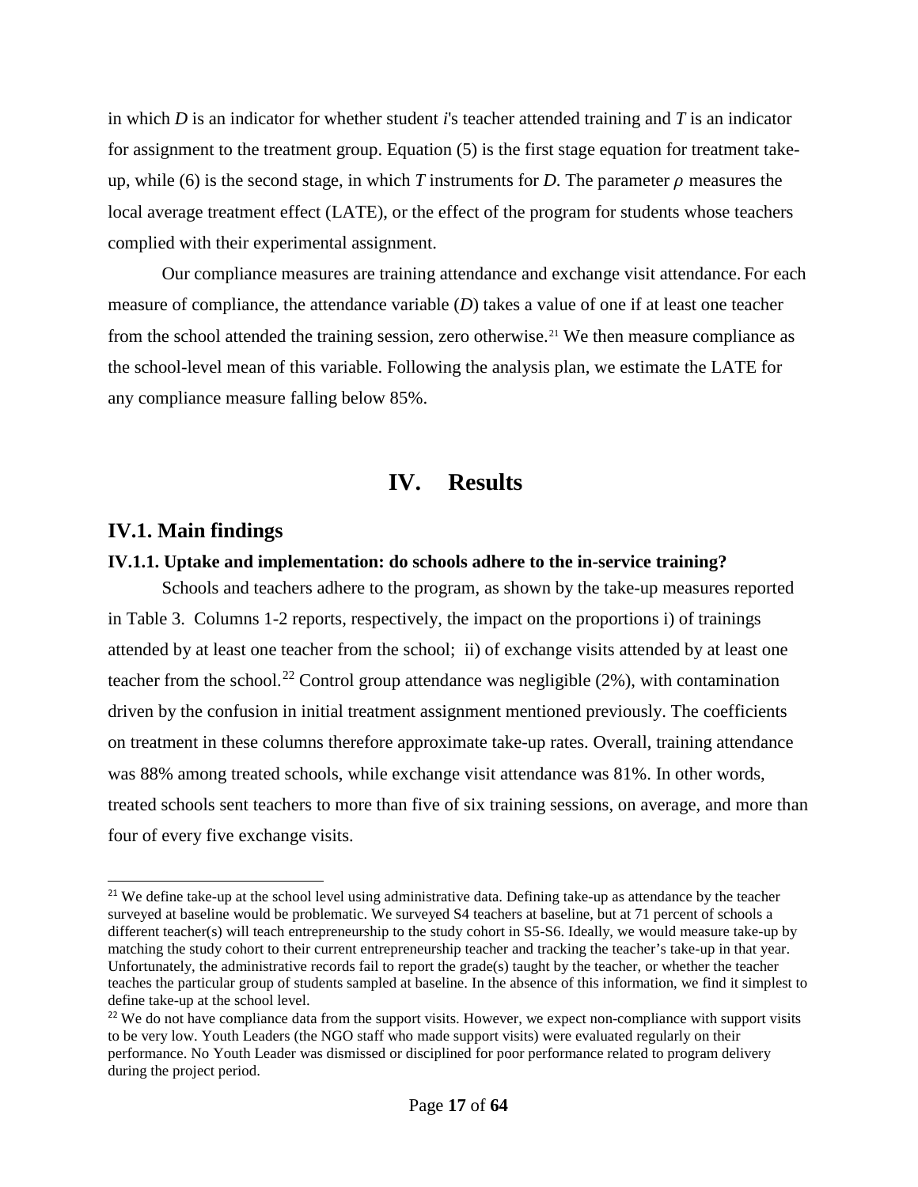in which $D$ is an indicator for whether student $i$'s teacher attended training and $T$ is an indicator for assignment to the treatment group. Equation (5) is the first stage equation for treatment take-up, while (6) is the second stage, in which $T$ instruments for $D$. The parameter $\rho$ measures the local average treatment effect (LATE), or the effect of the program for students whose teachers complied with their experimental assignment.

Our compliance measures are training attendance and exchange visit attendance. For each measure of compliance, the attendance variable ($D$) takes a value of one if at least one teacher from the school attended the training session, zero otherwise.[21] We then measure compliance as the school-level mean of this variable. Following the analysis plan, we estimate the LATE for any compliance measure falling below 85%.

# IV. Results

## IV.1. Main findings

### IV.1.1. Uptake and implementation: do schools adhere to the in-service training?

Schools and teachers adhere to the program, as shown by the take-up measures reported in Table 3. Columns 1-2 reports, respectively, the impact on the proportions i) of trainings attended by at least one teacher from the school; ii) of exchange visits attended by at least one teacher from the school.[22] Control group attendance was negligible (2%), with contamination driven by the confusion in initial treatment assignment mentioned previously. The coefficients on treatment in these columns therefore approximate take-up rates. Overall, training attendance was 88% among treated schools, while exchange visit attendance was 81%. In other words, treated schools sent teachers to more than five of six training sessions, on average, and more than four of every five exchange visits.

[21] We define take-up at the school level using administrative data. Defining take-up as attendance by the teacher surveyed at baseline would be problematic. We surveyed S4 teachers at baseline, but at 71 percent of schools a different teacher(s) will teach entrepreneurship to the study cohort in S5-S6. Ideally, we would measure take-up by matching the study cohort to their current entrepreneurship teacher and tracking the teacher's take-up in that year. Unfortunately, the administrative records fail to report the grade(s) taught by the teacher, or whether the teacher teaches the particular group of students sampled at baseline. In the absence of this information, we find it simplest to define take-up at the school level.

[22] We do not have compliance data from the support visits. However, we expect non-compliance with support visits to be very low. Youth Leaders (the NGO staff who made support visits) were evaluated regularly on their performance. No Youth Leader was dismissed or disciplined for poor performance related to program delivery during the project period.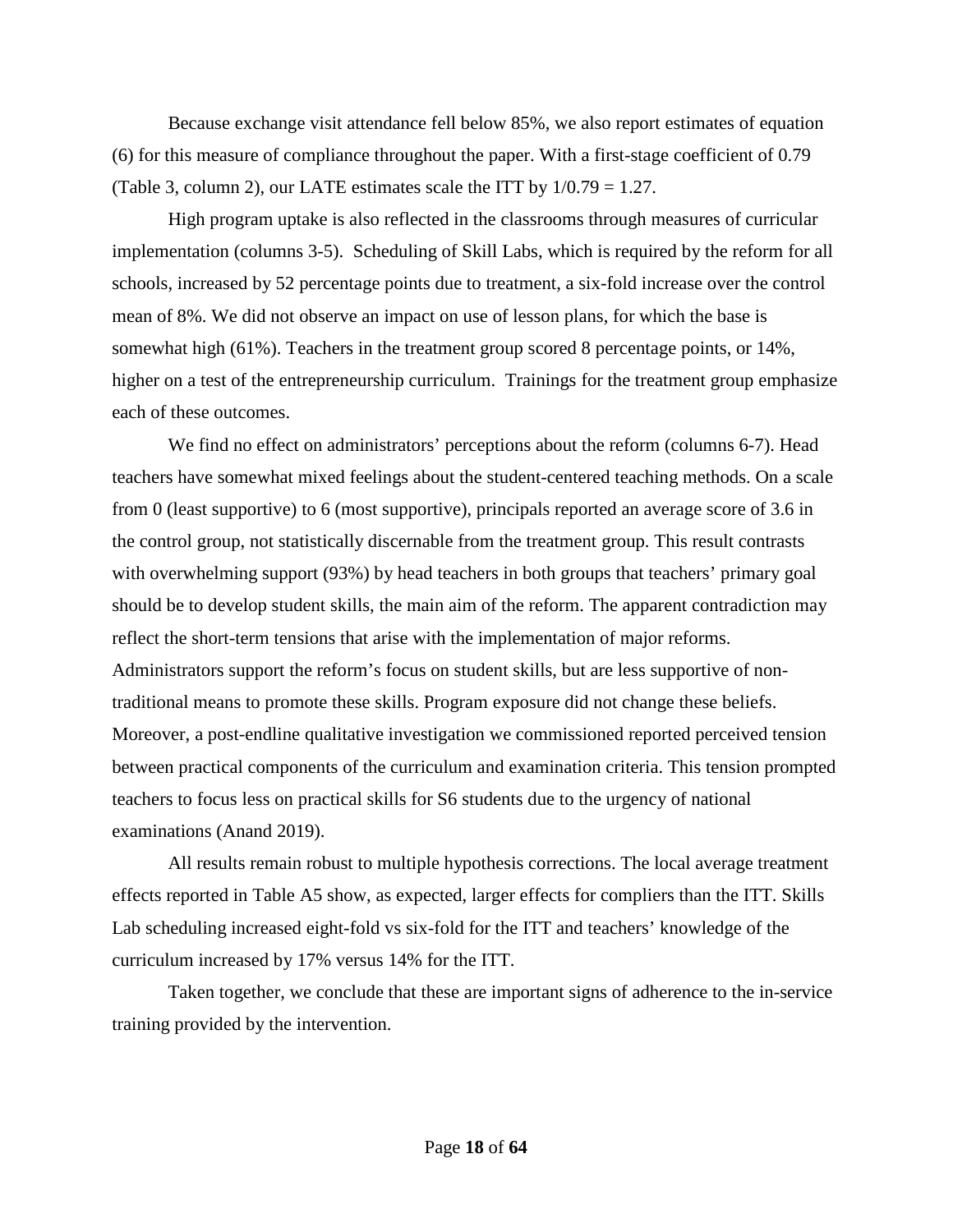Because exchange visit attendance fell below 85%, we also report estimates of equation (6) for this measure of compliance throughout the paper. With a first-stage coefficient of 0.79 (Table 3, column 2), our LATE estimates scale the ITT by $1/0.79 = 1.27$.

High program uptake is also reflected in the classrooms through measures of curricular implementation (columns 3-5). Scheduling of Skill Labs, which is required by the reform for all schools, increased by 52 percentage points due to treatment, a six-fold increase over the control mean of 8%. We did not observe an impact on use of lesson plans, for which the base is somewhat high (61%). Teachers in the treatment group scored 8 percentage points, or 14%, higher on a test of the entrepreneurship curriculum. Trainings for the treatment group emphasize each of these outcomes.

We find no effect on administrators' perceptions about the reform (columns 6-7). Head teachers have somewhat mixed feelings about the student-centered teaching methods. On a scale from 0 (least supportive) to 6 (most supportive), principals reported an average score of 3.6 in the control group, not statistically discernable from the treatment group. This result contrasts with overwhelming support (93%) by head teachers in both groups that teachers' primary goal should be to develop student skills, the main aim of the reform. The apparent contradiction may reflect the short-term tensions that arise with the implementation of major reforms. Administrators support the reform's focus on student skills, but are less supportive of non-traditional means to promote these skills. Program exposure did not change these beliefs. Moreover, a post-endline qualitative investigation we commissioned reported perceived tension between practical components of the curriculum and examination criteria. This tension prompted teachers to focus less on practical skills for S6 students due to the urgency of national examinations (Anand 2019).

All results remain robust to multiple hypothesis corrections. The local average treatment effects reported in Table A5 show, as expected, larger effects for compliers than the ITT. Skills Lab scheduling increased eight-fold vs six-fold for the ITT and teachers' knowledge of the curriculum increased by 17% versus 14% for the ITT.

Taken together, we conclude that these are important signs of adherence to the in-service training provided by the intervention.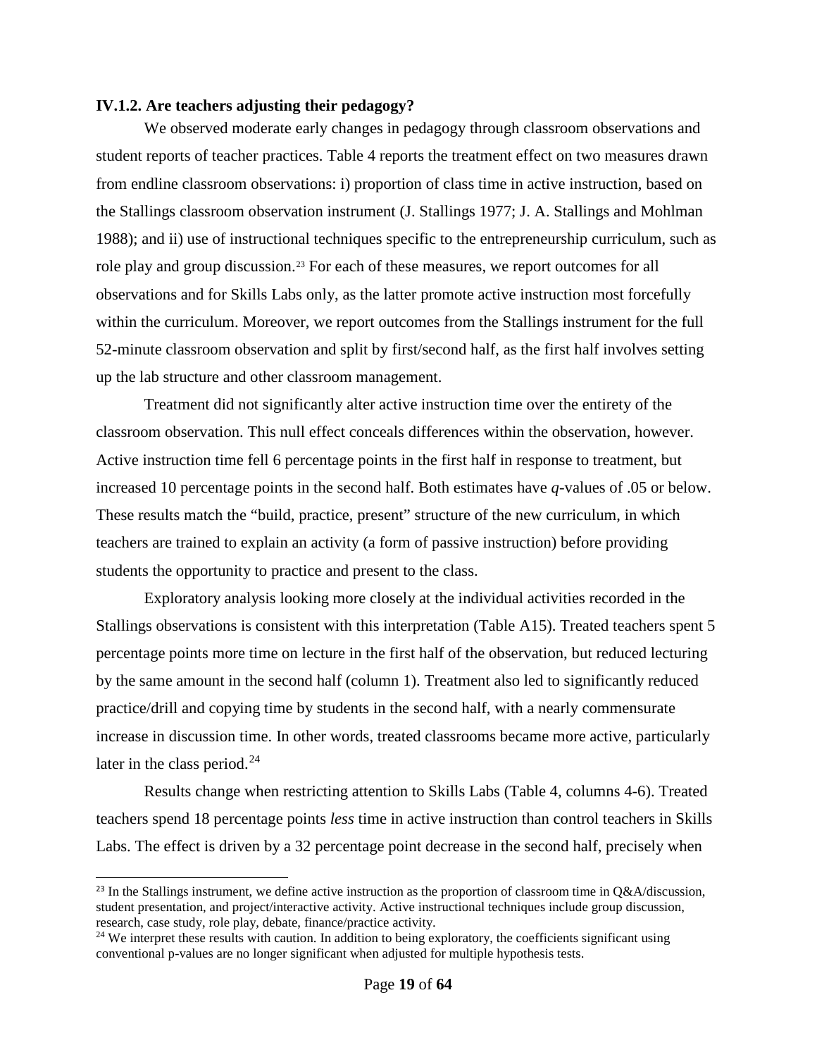### IV.1.2. Are teachers adjusting their pedagogy?

We observed moderate early changes in pedagogy through classroom observations and student reports of teacher practices. Table 4 reports the treatment effect on two measures drawn from endline classroom observations: i) proportion of class time in active instruction, based on the Stallings classroom observation instrument (J. Stallings 1977; J. A. Stallings and Mohlman 1988); and ii) use of instructional techniques specific to the entrepreneurship curriculum, such as role play and group discussion.[23] For each of these measures, we report outcomes for all observations and for Skills Labs only, as the latter promote active instruction most forcefully within the curriculum. Moreover, we report outcomes from the Stallings instrument for the full 52-minute classroom observation and split by first/second half, as the first half involves setting up the lab structure and other classroom management.

Treatment did not significantly alter active instruction time over the entirety of the classroom observation. This null effect conceals differences within the observation, however. Active instruction time fell 6 percentage points in the first half in response to treatment, but increased 10 percentage points in the second half. Both estimates have *q*-values of .05 or below. These results match the "build, practice, present" structure of the new curriculum, in which teachers are trained to explain an activity (a form of passive instruction) before providing students the opportunity to practice and present to the class.

Exploratory analysis looking more closely at the individual activities recorded in the Stallings observations is consistent with this interpretation (Table A15). Treated teachers spent 5 percentage points more time on lecture in the first half of the observation, but reduced lecturing by the same amount in the second half (column 1). Treatment also led to significantly reduced practice/drill and copying time by students in the second half, with a nearly commensurate increase in discussion time. In other words, treated classrooms became more active, particularly later in the class period.[24]

Results change when restricting attention to Skills Labs (Table 4, columns 4-6). Treated teachers spend 18 percentage points *less* time in active instruction than control teachers in Skills Labs. The effect is driven by a 32 percentage point decrease in the second half, precisely when

[23] In the Stallings instrument, we define active instruction as the proportion of classroom time in Q&A/discussion, student presentation, and project/interactive activity. Active instructional techniques include group discussion, research, case study, role play, debate, finance/practice activity.

[24] We interpret these results with caution. In addition to being exploratory, the coefficients significant using conventional p-values are no longer significant when adjusted for multiple hypothesis tests.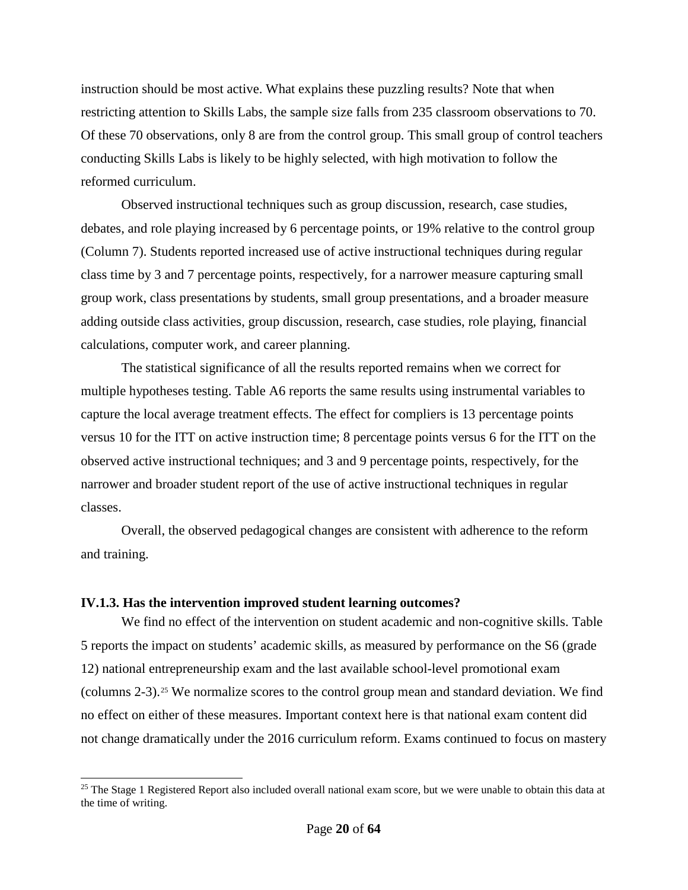instruction should be most active. What explains these puzzling results? Note that when restricting attention to Skills Labs, the sample size falls from 235 classroom observations to 70. Of these 70 observations, only 8 are from the control group. This small group of control teachers conducting Skills Labs is likely to be highly selected, with high motivation to follow the reformed curriculum.

Observed instructional techniques such as group discussion, research, case studies, debates, and role playing increased by 6 percentage points, or 19% relative to the control group (Column 7). Students reported increased use of active instructional techniques during regular class time by 3 and 7 percentage points, respectively, for a narrower measure capturing small group work, class presentations by students, small group presentations, and a broader measure adding outside class activities, group discussion, research, case studies, role playing, financial calculations, computer work, and career planning.

The statistical significance of all the results reported remains when we correct for multiple hypotheses testing. Table A6 reports the same results using instrumental variables to capture the local average treatment effects. The effect for compliers is 13 percentage points versus 10 for the ITT on active instruction time; 8 percentage points versus 6 for the ITT on the observed active instructional techniques; and 3 and 9 percentage points, respectively, for the narrower and broader student report of the use of active instructional techniques in regular classes.

Overall, the observed pedagogical changes are consistent with adherence to the reform and training.

### IV.1.3. Has the intervention improved student learning outcomes?

We find no effect of the intervention on student academic and non-cognitive skills. Table 5 reports the impact on students' academic skills, as measured by performance on the S6 (grade 12) national entrepreneurship exam and the last available school-level promotional exam (columns 2-3).[25] We normalize scores to the control group mean and standard deviation. We find no effect on either of these measures. Important context here is that national exam content did not change dramatically under the 2016 curriculum reform. Exams continued to focus on mastery

[25] The Stage 1 Registered Report also included overall national exam score, but we were unable to obtain this data at the time of writing.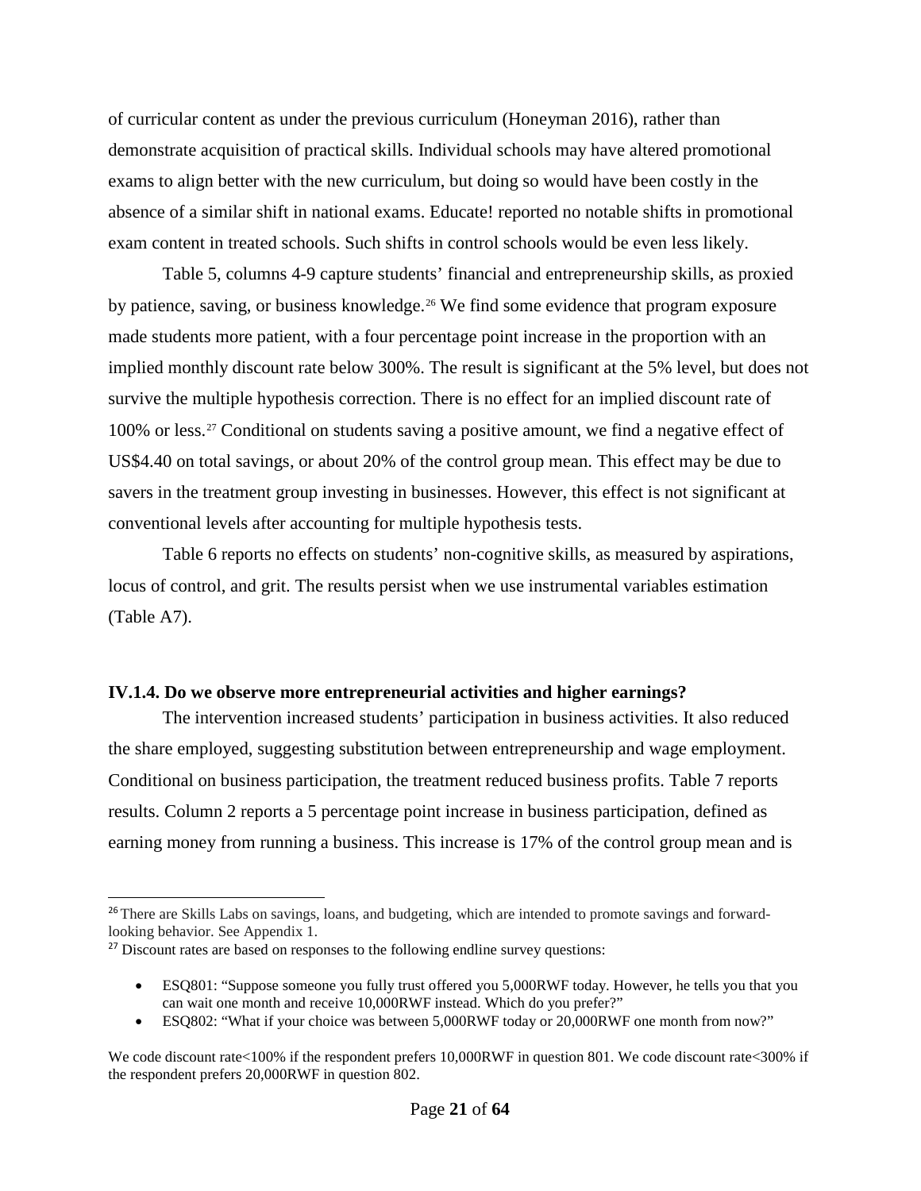of curricular content as under the previous curriculum (Honeyman 2016), rather than demonstrate acquisition of practical skills. Individual schools may have altered promotional exams to align better with the new curriculum, but doing so would have been costly in the absence of a similar shift in national exams. Educate! reported no notable shifts in promotional exam content in treated schools. Such shifts in control schools would be even less likely.

Table 5, columns 4-9 capture students' financial and entrepreneurship skills, as proxied by patience, saving, or business knowledge.[26] We find some evidence that program exposure made students more patient, with a four percentage point increase in the proportion with an implied monthly discount rate below 300%. The result is significant at the 5% level, but does not survive the multiple hypothesis correction. There is no effect for an implied discount rate of 100% or less.[27] Conditional on students saving a positive amount, we find a negative effect of US$4.40 on total savings, or about 20% of the control group mean. This effect may be due to savers in the treatment group investing in businesses. However, this effect is not significant at conventional levels after accounting for multiple hypothesis tests.

Table 6 reports no effects on students' non-cognitive skills, as measured by aspirations, locus of control, and grit. The results persist when we use instrumental variables estimation (Table A7).

### IV.1.4. Do we observe more entrepreneurial activities and higher earnings?

The intervention increased students' participation in business activities. It also reduced the share employed, suggesting substitution between entrepreneurship and wage employment. Conditional on business participation, the treatment reduced business profits. Table 7 reports results. Column 2 reports a 5 percentage point increase in business participation, defined as earning money from running a business. This increase is 17% of the control group mean and is

---

[26] There are Skills Labs on savings, loans, and budgeting, which are intended to promote savings and forward-looking behavior. See Appendix 1.

[27] Discount rates are based on responses to the following endline survey questions:

- ESQ801: "Suppose someone you fully trust offered you 5,000RWF today. However, he tells you that you can wait one month and receive 10,000RWF instead. Which do you prefer?"
- ESQ802: "What if your choice was between 5,000RWF today or 20,000RWF one month from now?"

We code discount rate<100% if the respondent prefers 10,000RWF in question 801. We code discount rate<300% if the respondent prefers 20,000RWF in question 802.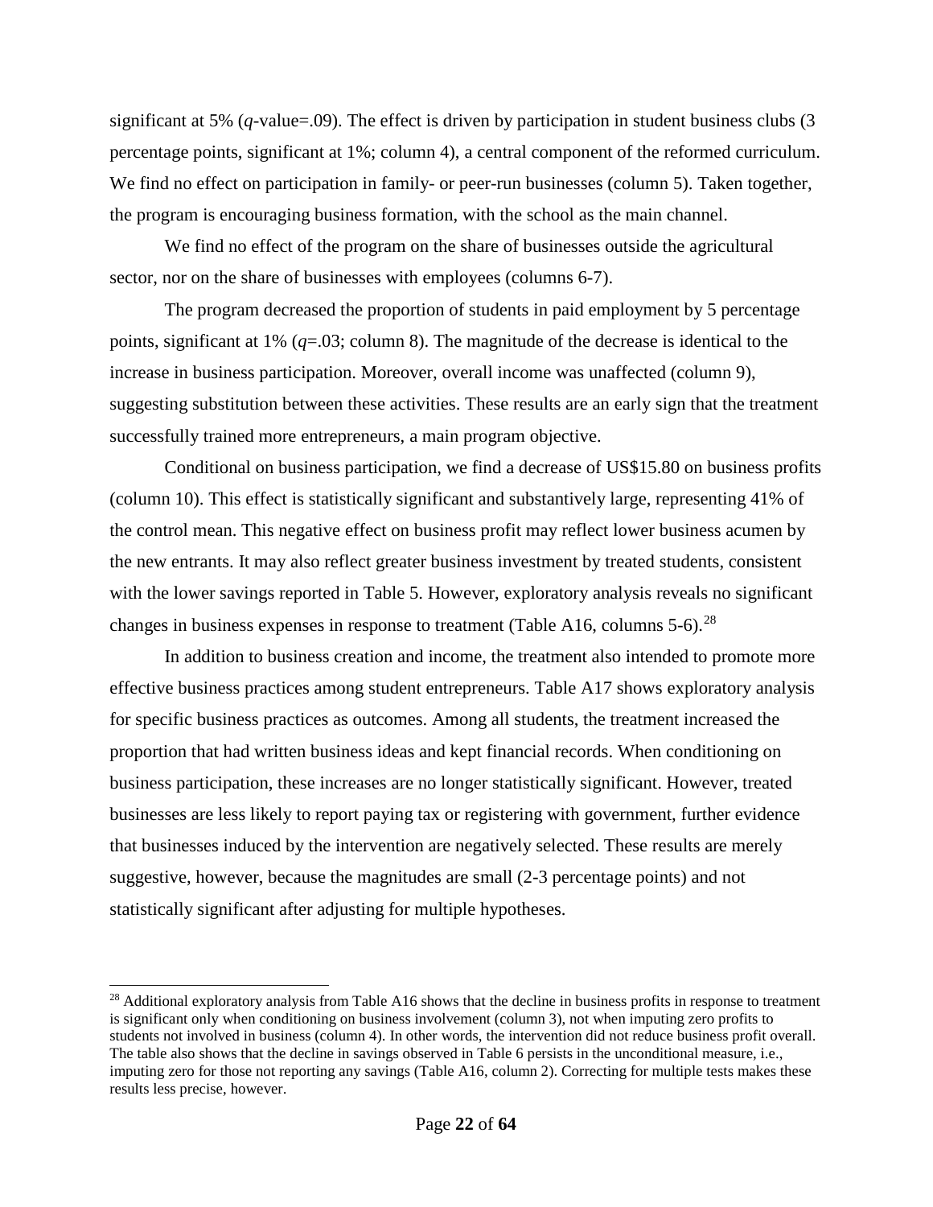significant at 5% (*q*-value=.09). The effect is driven by participation in student business clubs (3 percentage points, significant at 1%; column 4), a central component of the reformed curriculum. We find no effect on participation in family- or peer-run businesses (column 5). Taken together, the program is encouraging business formation, with the school as the main channel.

We find no effect of the program on the share of businesses outside the agricultural sector, nor on the share of businesses with employees (columns 6-7).

The program decreased the proportion of students in paid employment by 5 percentage points, significant at 1% (*q*=.03; column 8). The magnitude of the decrease is identical to the increase in business participation. Moreover, overall income was unaffected (column 9), suggesting substitution between these activities. These results are an early sign that the treatment successfully trained more entrepreneurs, a main program objective.

Conditional on business participation, we find a decrease of US$15.80 on business profits (column 10). This effect is statistically significant and substantively large, representing 41% of the control mean. This negative effect on business profit may reflect lower business acumen by the new entrants. It may also reflect greater business investment by treated students, consistent with the lower savings reported in Table 5. However, exploratory analysis reveals no significant changes in business expenses in response to treatment (Table A16, columns 5-6).[28]

In addition to business creation and income, the treatment also intended to promote more effective business practices among student entrepreneurs. Table A17 shows exploratory analysis for specific business practices as outcomes. Among all students, the treatment increased the proportion that had written business ideas and kept financial records. When conditioning on business participation, these increases are no longer statistically significant. However, treated businesses are less likely to report paying tax or registering with government, further evidence that businesses induced by the intervention are negatively selected. These results are merely suggestive, however, because the magnitudes are small (2-3 percentage points) and not statistically significant after adjusting for multiple hypotheses.

[28] Additional exploratory analysis from Table A16 shows that the decline in business profits in response to treatment is significant only when conditioning on business involvement (column 3), not when imputing zero profits to students not involved in business (column 4). In other words, the intervention did not reduce business profit overall. The table also shows that the decline in savings observed in Table 6 persists in the unconditional measure, i.e., imputing zero for those not reporting any savings (Table A16, column 2). Correcting for multiple tests makes these results less precise, however.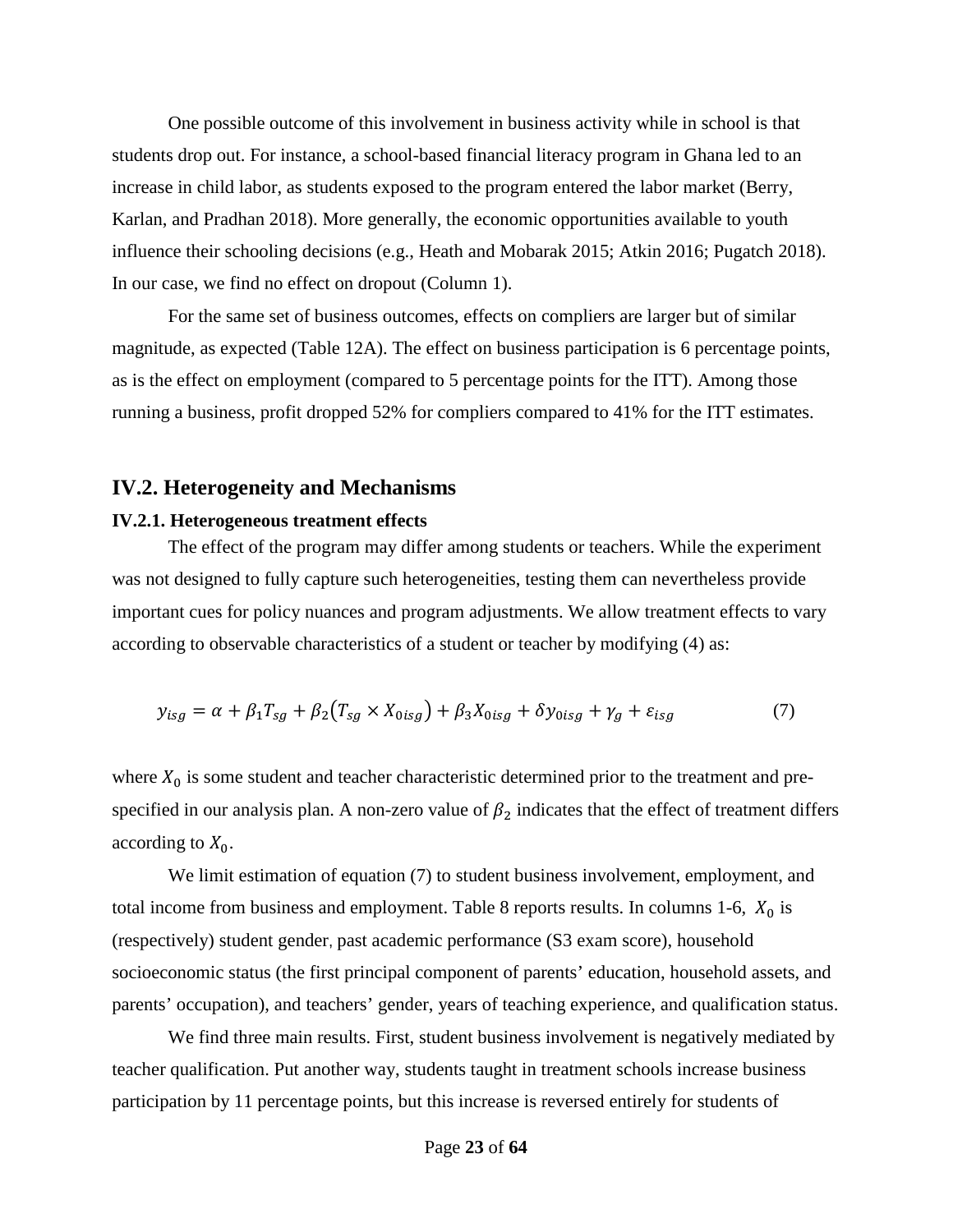One possible outcome of this involvement in business activity while in school is that students drop out. For instance, a school-based financial literacy program in Ghana led to an increase in child labor, as students exposed to the program entered the labor market (Berry, Karlan, and Pradhan 2018). More generally, the economic opportunities available to youth influence their schooling decisions (e.g., Heath and Mobarak 2015; Atkin 2016; Pugatch 2018). In our case, we find no effect on dropout (Column 1).

For the same set of business outcomes, effects on compliers are larger but of similar magnitude, as expected (Table 12A). The effect on business participation is 6 percentage points, as is the effect on employment (compared to 5 percentage points for the ITT). Among those running a business, profit dropped 52% for compliers compared to 41% for the ITT estimates.

## IV.2. Heterogeneity and Mechanisms

### IV.2.1. Heterogeneous treatment effects

The effect of the program may differ among students or teachers. While the experiment was not designed to fully capture such heterogeneities, testing them can nevertheless provide important cues for policy nuances and program adjustments. We allow treatment effects to vary according to observable characteristics of a student or teacher by modifying (4) as:

$$y_{isg} = \alpha + \beta_1 T_{sg} + \beta_2 \left(T_{sg} \times X_{0isg}\right) + \beta_3 X_{0isg} + \delta y_{0isg} + \gamma_g + \varepsilon_{isg} \qquad (7)$$

where $X_0$ is some student and teacher characteristic determined prior to the treatment and pre-specified in our analysis plan. A non-zero value of $\beta_2$ indicates that the effect of treatment differs according to $X_0$.

We limit estimation of equation (7) to student business involvement, employment, and total income from business and employment. Table 8 reports results. In columns 1-6, $X_0$ is (respectively) student gender, past academic performance (S3 exam score), household socioeconomic status (the first principal component of parents' education, household assets, and parents' occupation), and teachers' gender, years of teaching experience, and qualification status.

We find three main results. First, student business involvement is negatively mediated by teacher qualification. Put another way, students taught in treatment schools increase business participation by 11 percentage points, but this increase is reversed entirely for students of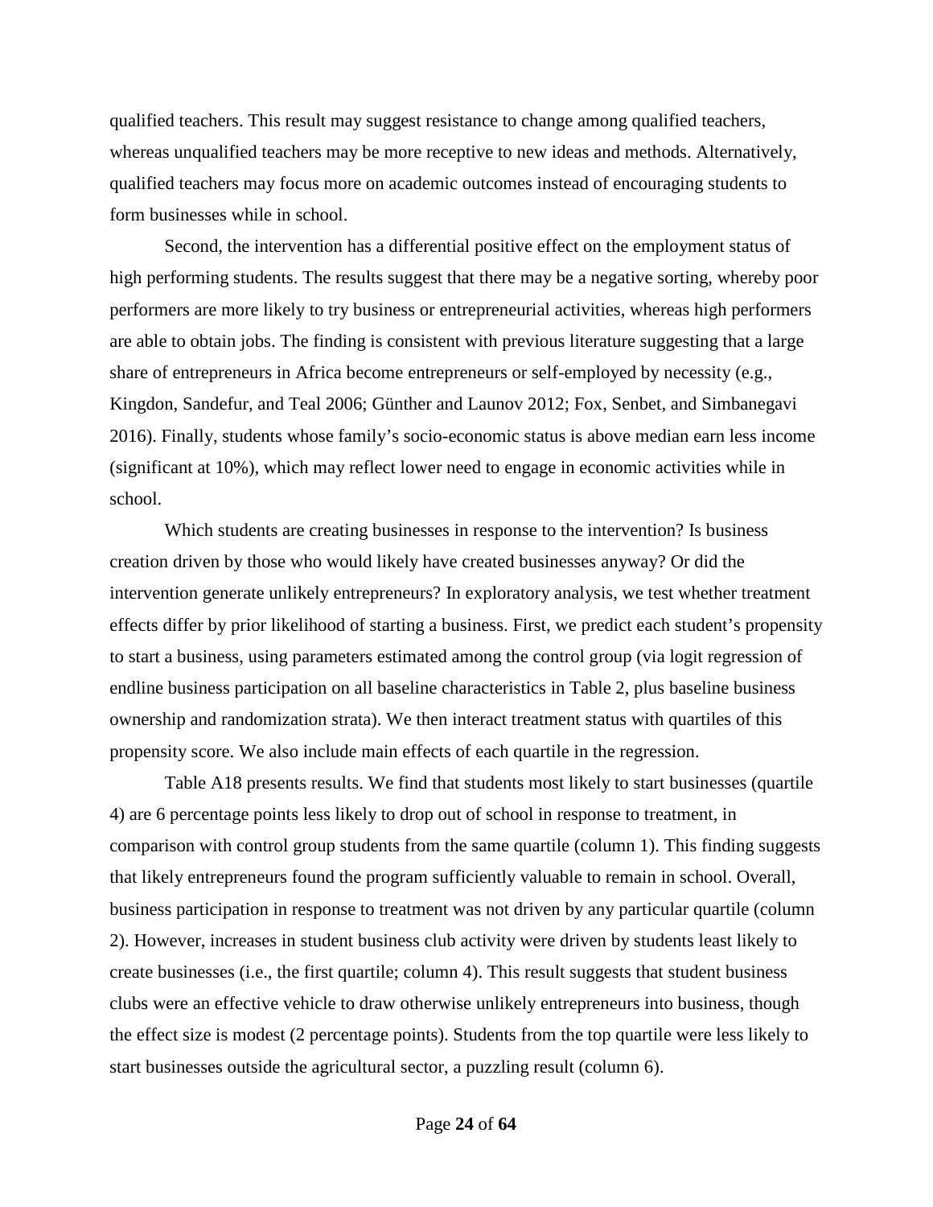qualified teachers. This result may suggest resistance to change among qualified teachers, whereas unqualified teachers may be more receptive to new ideas and methods. Alternatively, qualified teachers may focus more on academic outcomes instead of encouraging students to form businesses while in school.

Second, the intervention has a differential positive effect on the employment status of high performing students. The results suggest that there may be a negative sorting, whereby poor performers are more likely to try business or entrepreneurial activities, whereas high performers are able to obtain jobs. The finding is consistent with previous literature suggesting that a large share of entrepreneurs in Africa become entrepreneurs or self-employed by necessity (e.g., Kingdon, Sandefur, and Teal 2006; Günther and Launov 2012; Fox, Senbet, and Simbanegavi 2016). Finally, students whose family's socio-economic status is above median earn less income (significant at 10%), which may reflect lower need to engage in economic activities while in school.

Which students are creating businesses in response to the intervention? Is business creation driven by those who would likely have created businesses anyway? Or did the intervention generate unlikely entrepreneurs? In exploratory analysis, we test whether treatment effects differ by prior likelihood of starting a business. First, we predict each student's propensity to start a business, using parameters estimated among the control group (via logit regression of endline business participation on all baseline characteristics in Table 2, plus baseline business ownership and randomization strata). We then interact treatment status with quartiles of this propensity score. We also include main effects of each quartile in the regression.

Table A18 presents results. We find that students most likely to start businesses (quartile 4) are 6 percentage points less likely to drop out of school in response to treatment, in comparison with control group students from the same quartile (column 1). This finding suggests that likely entrepreneurs found the program sufficiently valuable to remain in school. Overall, business participation in response to treatment was not driven by any particular quartile (column 2). However, increases in student business club activity were driven by students least likely to create businesses (i.e., the first quartile; column 4). This result suggests that student business clubs were an effective vehicle to draw otherwise unlikely entrepreneurs into business, though the effect size is modest (2 percentage points). Students from the top quartile were less likely to start businesses outside the agricultural sector, a puzzling result (column 6).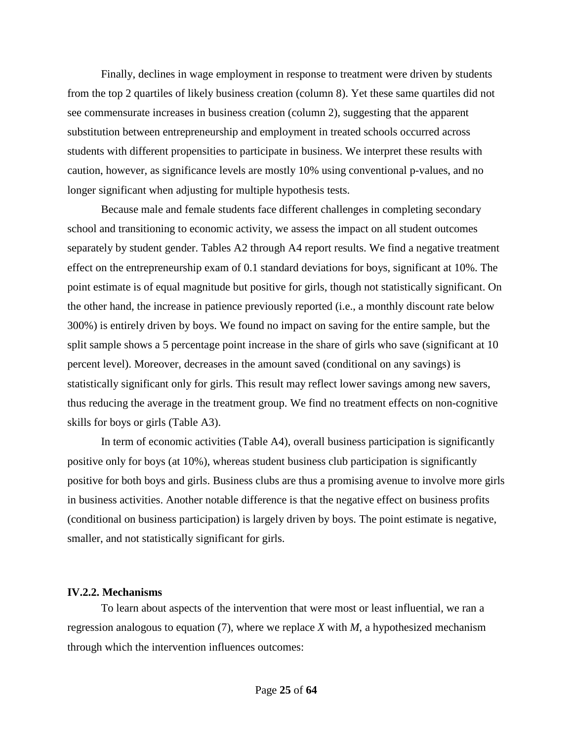Finally, declines in wage employment in response to treatment were driven by students from the top 2 quartiles of likely business creation (column 8). Yet these same quartiles did not see commensurate increases in business creation (column 2), suggesting that the apparent substitution between entrepreneurship and employment in treated schools occurred across students with different propensities to participate in business. We interpret these results with caution, however, as significance levels are mostly 10% using conventional p-values, and no longer significant when adjusting for multiple hypothesis tests.

Because male and female students face different challenges in completing secondary school and transitioning to economic activity, we assess the impact on all student outcomes separately by student gender. Tables A2 through A4 report results. We find a negative treatment effect on the entrepreneurship exam of 0.1 standard deviations for boys, significant at 10%. The point estimate is of equal magnitude but positive for girls, though not statistically significant. On the other hand, the increase in patience previously reported (i.e., a monthly discount rate below 300%) is entirely driven by boys. We found no impact on saving for the entire sample, but the split sample shows a 5 percentage point increase in the share of girls who save (significant at 10 percent level). Moreover, decreases in the amount saved (conditional on any savings) is statistically significant only for girls. This result may reflect lower savings among new savers, thus reducing the average in the treatment group. We find no treatment effects on non-cognitive skills for boys or girls (Table A3).

In term of economic activities (Table A4), overall business participation is significantly positive only for boys (at 10%), whereas student business club participation is significantly positive for both boys and girls. Business clubs are thus a promising avenue to involve more girls in business activities. Another notable difference is that the negative effect on business profits (conditional on business participation) is largely driven by boys. The point estimate is negative, smaller, and not statistically significant for girls.

### IV.2.2. Mechanisms

To learn about aspects of the intervention that were most or least influential, we ran a regression analogous to equation (7), where we replace $X$ with $M$, a hypothesized mechanism through which the intervention influences outcomes: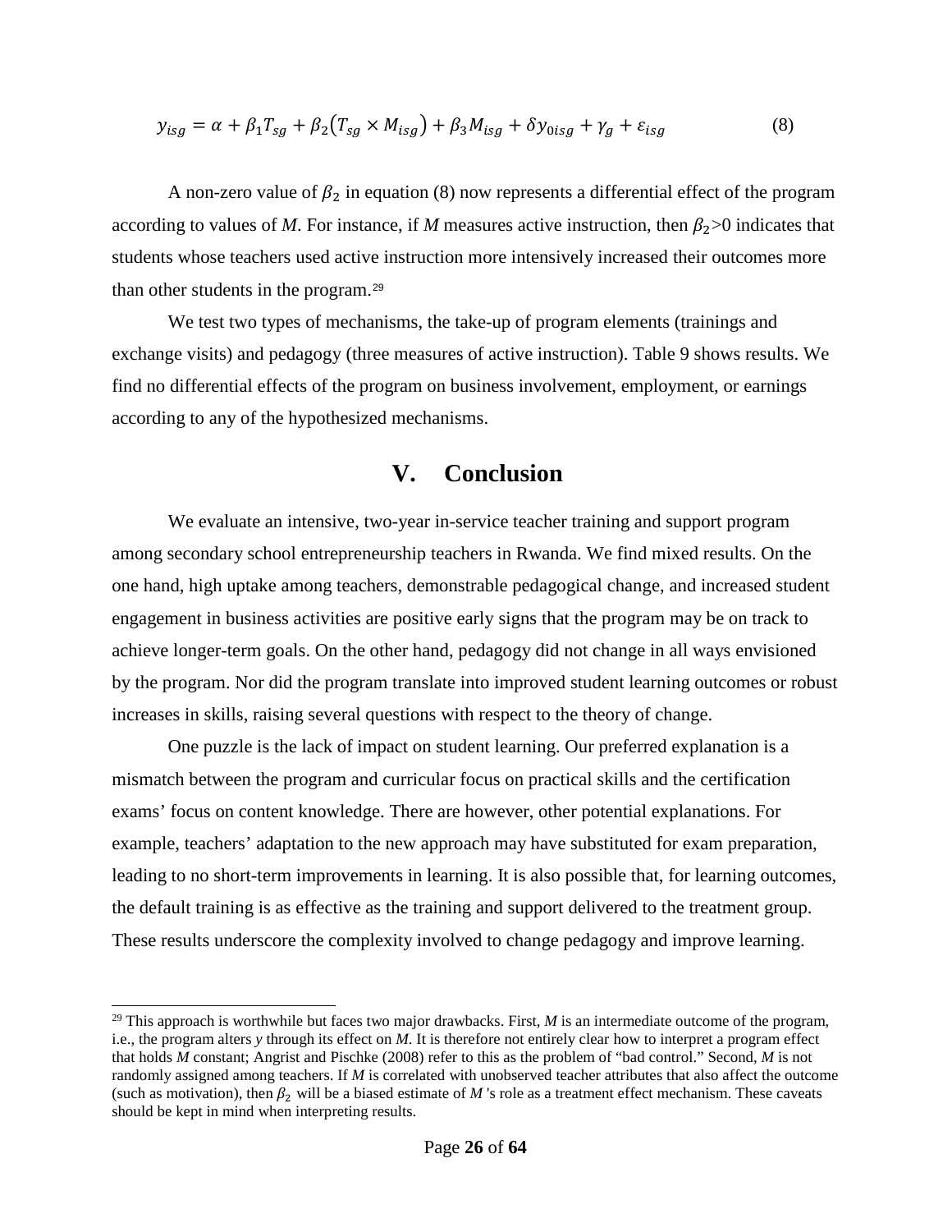$$y_{isg} = \alpha + \beta_1 T_{sg} + \beta_2 (T_{sg} \times M_{isg}) + \beta_3 M_{isg} + \delta y_{0isg} + \gamma_g + \varepsilon_{isg} \tag{8}$$

A non-zero value of $\beta_2$ in equation (8) now represents a differential effect of the program according to values of *M*. For instance, if *M* measures active instruction, then $\beta_2 > 0$ indicates that students whose teachers used active instruction more intensively increased their outcomes more than other students in the program.[29]

We test two types of mechanisms, the take-up of program elements (trainings and exchange visits) and pedagogy (three measures of active instruction). Table 9 shows results. We find no differential effects of the program on business involvement, employment, or earnings according to any of the hypothesized mechanisms.

# V. Conclusion

We evaluate an intensive, two-year in-service teacher training and support program among secondary school entrepreneurship teachers in Rwanda. We find mixed results. On the one hand, high uptake among teachers, demonstrable pedagogical change, and increased student engagement in business activities are positive early signs that the program may be on track to achieve longer-term goals. On the other hand, pedagogy did not change in all ways envisioned by the program. Nor did the program translate into improved student learning outcomes or robust increases in skills, raising several questions with respect to the theory of change.

One puzzle is the lack of impact on student learning. Our preferred explanation is a mismatch between the program and curricular focus on practical skills and the certification exams' focus on content knowledge. There are however, other potential explanations. For example, teachers' adaptation to the new approach may have substituted for exam preparation, leading to no short-term improvements in learning. It is also possible that, for learning outcomes, the default training is as effective as the training and support delivered to the treatment group. These results underscore the complexity involved to change pedagogy and improve learning.

[29] This approach is worthwhile but faces two major drawbacks. First, *M* is an intermediate outcome of the program, i.e., the program alters *y* through its effect on *M*. It is therefore not entirely clear how to interpret a program effect that holds *M* constant; Angrist and Pischke (2008) refer to this as the problem of "bad control." Second, *M* is not randomly assigned among teachers. If *M* is correlated with unobserved teacher attributes that also affect the outcome (such as motivation), then $\beta_2$ will be a biased estimate of *M* 's role as a treatment effect mechanism. These caveats should be kept in mind when interpreting results.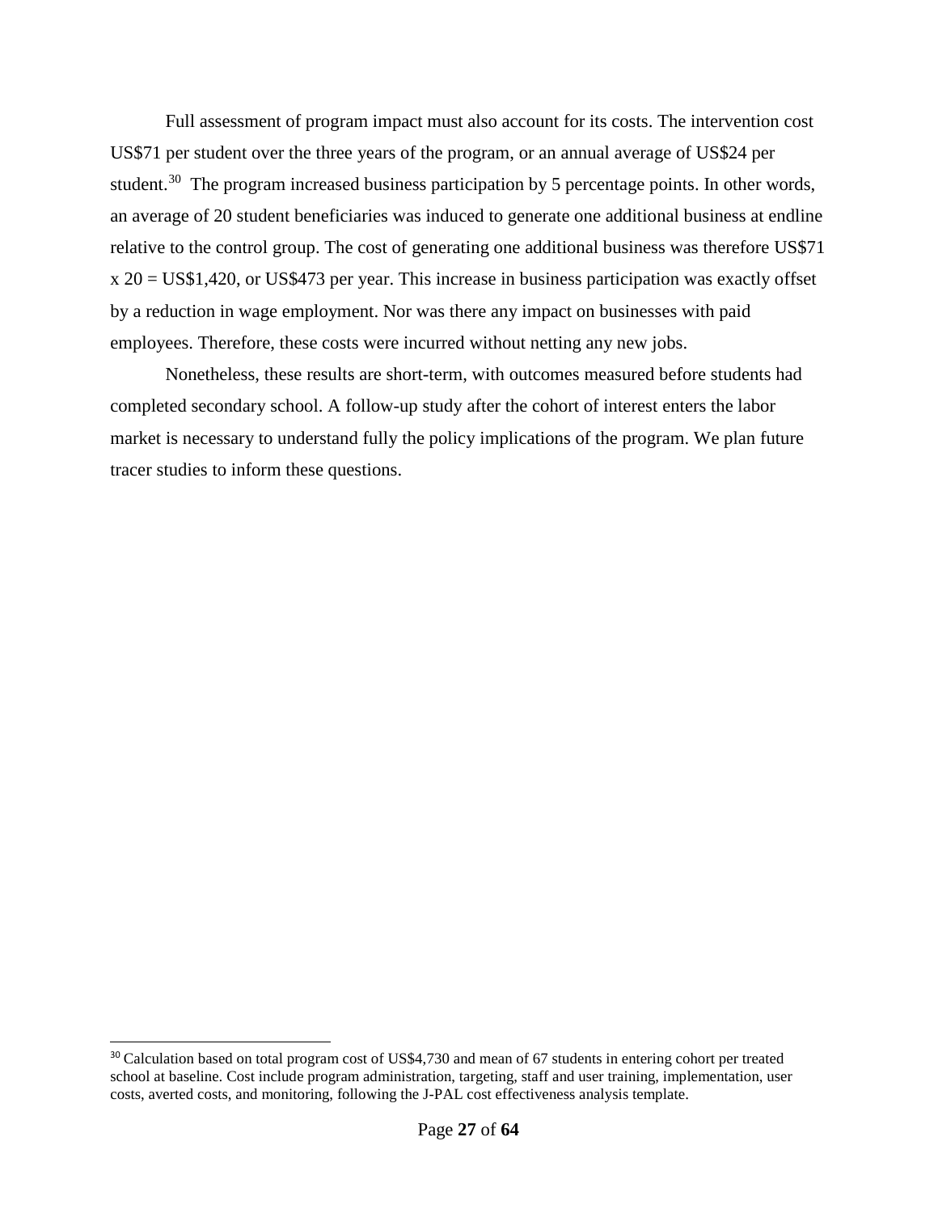Full assessment of program impact must also account for its costs. The intervention cost US$71 per student over the three years of the program, or an annual average of US$24 per student.[30] The program increased business participation by 5 percentage points. In other words, an average of 20 student beneficiaries was induced to generate one additional business at endline relative to the control group. The cost of generating one additional business was therefore US$71 x 20 = US$1,420, or US$473 per year. This increase in business participation was exactly offset by a reduction in wage employment. Nor was there any impact on businesses with paid employees. Therefore, these costs were incurred without netting any new jobs.

Nonetheless, these results are short-term, with outcomes measured before students had completed secondary school. A follow-up study after the cohort of interest enters the labor market is necessary to understand fully the policy implications of the program. We plan future tracer studies to inform these questions.

[30] Calculation based on total program cost of US$4,730 and mean of 67 students in entering cohort per treated school at baseline. Cost include program administration, targeting, staff and user training, implementation, user costs, averted costs, and monitoring, following the J-PAL cost effectiveness analysis template.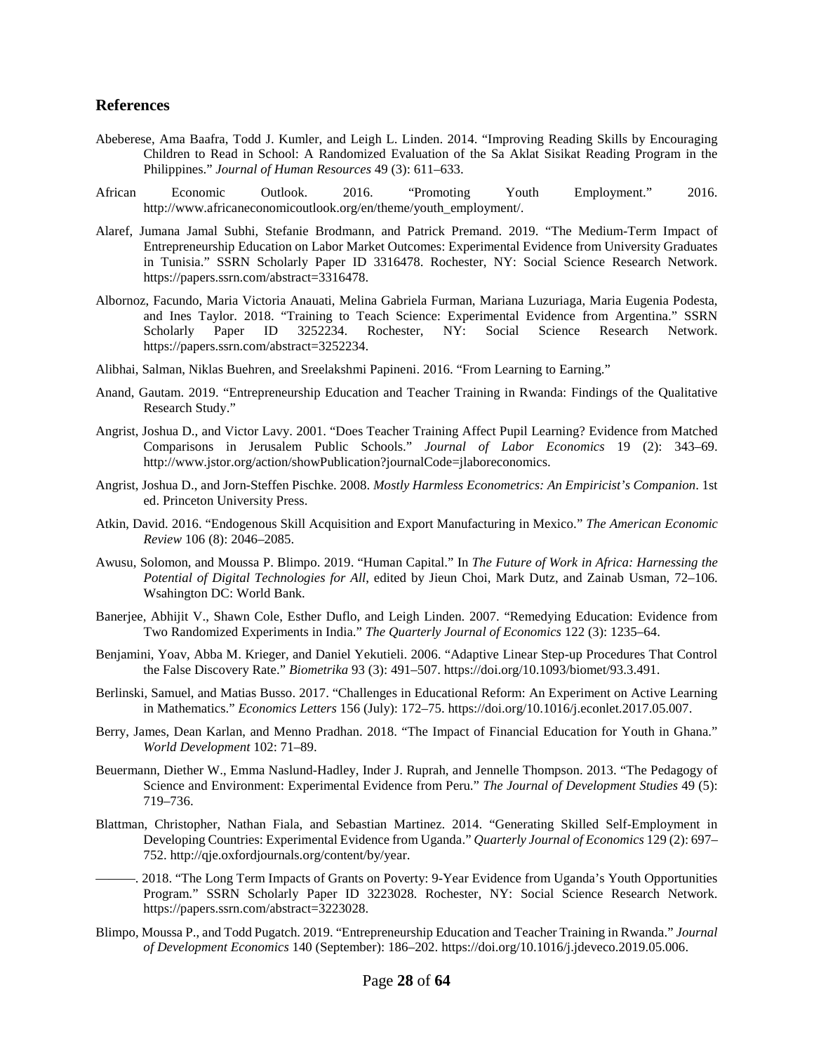## References

Abeberese, Ama Baafra, Todd J. Kumler, and Leigh L. Linden. 2014. "Improving Reading Skills by Encouraging Children to Read in School: A Randomized Evaluation of the Sa Aklat Sisikat Reading Program in the Philippines." *Journal of Human Resources* 49 (3): 611–633.

African Economic Outlook. 2016. "Promoting Youth Employment." 2016. http://www.africaneconomicoutlook.org/en/theme/youth_employment/.

Alaref, Jumana Jamal Subhi, Stefanie Brodmann, and Patrick Premand. 2019. "The Medium-Term Impact of Entrepreneurship Education on Labor Market Outcomes: Experimental Evidence from University Graduates in Tunisia." SSRN Scholarly Paper ID 3316478. Rochester, NY: Social Science Research Network. https://papers.ssrn.com/abstract=3316478.

Albornoz, Facundo, Maria Victoria Anauati, Melina Gabriela Furman, Mariana Luzuriaga, Maria Eugenia Podesta, and Ines Taylor. 2018. "Training to Teach Science: Experimental Evidence from Argentina." SSRN Scholarly Paper ID 3252234. Rochester, NY: Social Science Research Network. https://papers.ssrn.com/abstract=3252234.

Alibhai, Salman, Niklas Buehren, and Sreelakshmi Papineni. 2016. "From Learning to Earning."

Anand, Gautam. 2019. "Entrepreneurship Education and Teacher Training in Rwanda: Findings of the Qualitative Research Study."

Angrist, Joshua D., and Victor Lavy. 2001. "Does Teacher Training Affect Pupil Learning? Evidence from Matched Comparisons in Jerusalem Public Schools." *Journal of Labor Economics* 19 (2): 343–69. http://www.jstor.org/action/showPublication?journalCode=jlaboreconomics.

Angrist, Joshua D., and Jorn-Steffen Pischke. 2008. *Mostly Harmless Econometrics: An Empiricist's Companion*. 1st ed. Princeton University Press.

Atkin, David. 2016. "Endogenous Skill Acquisition and Export Manufacturing in Mexico." *The American Economic Review* 106 (8): 2046–2085.

Awusu, Solomon, and Moussa P. Blimpo. 2019. "Human Capital." In *The Future of Work in Africa: Harnessing the Potential of Digital Technologies for All*, edited by Jieun Choi, Mark Dutz, and Zainab Usman, 72–106. Wsahington DC: World Bank.

Banerjee, Abhijit V., Shawn Cole, Esther Duflo, and Leigh Linden. 2007. "Remedying Education: Evidence from Two Randomized Experiments in India." *The Quarterly Journal of Economics* 122 (3): 1235–64.

Benjamini, Yoav, Abba M. Krieger, and Daniel Yekutieli. 2006. "Adaptive Linear Step-up Procedures That Control the False Discovery Rate." *Biometrika* 93 (3): 491–507. https://doi.org/10.1093/biomet/93.3.491.

Berlinski, Samuel, and Matias Busso. 2017. "Challenges in Educational Reform: An Experiment on Active Learning in Mathematics." *Economics Letters* 156 (July): 172–75. https://doi.org/10.1016/j.econlet.2017.05.007.

Berry, James, Dean Karlan, and Menno Pradhan. 2018. "The Impact of Financial Education for Youth in Ghana." *World Development* 102: 71–89.

Beuermann, Diether W., Emma Naslund-Hadley, Inder J. Ruprah, and Jennelle Thompson. 2013. "The Pedagogy of Science and Environment: Experimental Evidence from Peru." *The Journal of Development Studies* 49 (5): 719–736.

Blattman, Christopher, Nathan Fiala, and Sebastian Martinez. 2014. "Generating Skilled Self-Employment in Developing Countries: Experimental Evidence from Uganda." *Quarterly Journal of Economics* 129 (2): 697–752. http://qje.oxfordjournals.org/content/by/year.

———. 2018. "The Long Term Impacts of Grants on Poverty: 9-Year Evidence from Uganda's Youth Opportunities Program." SSRN Scholarly Paper ID 3223028. Rochester, NY: Social Science Research Network. https://papers.ssrn.com/abstract=3223028.

Blimpo, Moussa P., and Todd Pugatch. 2019. "Entrepreneurship Education and Teacher Training in Rwanda." *Journal of Development Economics* 140 (September): 186–202. https://doi.org/10.1016/j.jdeveco.2019.05.006.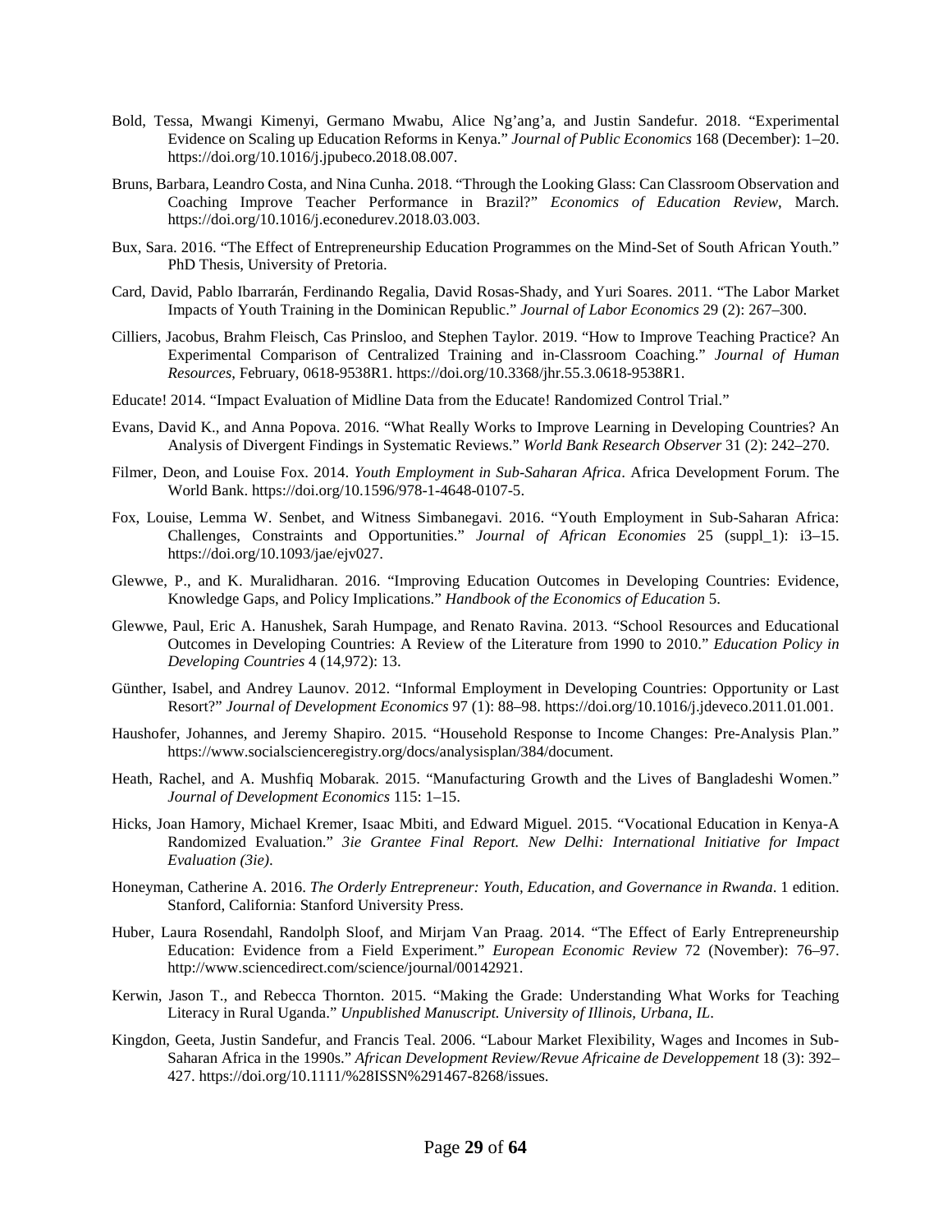Bold, Tessa, Mwangi Kimenyi, Germano Mwabu, Alice Ng'ang'a, and Justin Sandefur. 2018. "Experimental Evidence on Scaling up Education Reforms in Kenya." *Journal of Public Economics* 168 (December): 1–20. https://doi.org/10.1016/j.jpubeco.2018.08.007.

Bruns, Barbara, Leandro Costa, and Nina Cunha. 2018. "Through the Looking Glass: Can Classroom Observation and Coaching Improve Teacher Performance in Brazil?" *Economics of Education Review*, March. https://doi.org/10.1016/j.econedurev.2018.03.003.

Bux, Sara. 2016. "The Effect of Entrepreneurship Education Programmes on the Mind-Set of South African Youth." PhD Thesis, University of Pretoria.

Card, David, Pablo Ibarrarán, Ferdinando Regalia, David Rosas-Shady, and Yuri Soares. 2011. "The Labor Market Impacts of Youth Training in the Dominican Republic." *Journal of Labor Economics* 29 (2): 267–300.

Cilliers, Jacobus, Brahm Fleisch, Cas Prinsloo, and Stephen Taylor. 2019. "How to Improve Teaching Practice? An Experimental Comparison of Centralized Training and in-Classroom Coaching." *Journal of Human Resources*, February, 0618-9538R1. https://doi.org/10.3368/jhr.55.3.0618-9538R1.

Educate! 2014. "Impact Evaluation of Midline Data from the Educate! Randomized Control Trial."

Evans, David K., and Anna Popova. 2016. "What Really Works to Improve Learning in Developing Countries? An Analysis of Divergent Findings in Systematic Reviews." *World Bank Research Observer* 31 (2): 242–270.

Filmer, Deon, and Louise Fox. 2014. *Youth Employment in Sub-Saharan Africa*. Africa Development Forum. The World Bank. https://doi.org/10.1596/978-1-4648-0107-5.

Fox, Louise, Lemma W. Senbet, and Witness Simbanegavi. 2016. "Youth Employment in Sub-Saharan Africa: Challenges, Constraints and Opportunities." *Journal of African Economies* 25 (suppl_1): i3–15. https://doi.org/10.1093/jae/ejv027.

Glewwe, P., and K. Muralidharan. 2016. "Improving Education Outcomes in Developing Countries: Evidence, Knowledge Gaps, and Policy Implications." *Handbook of the Economics of Education* 5.

Glewwe, Paul, Eric A. Hanushek, Sarah Humpage, and Renato Ravina. 2013. "School Resources and Educational Outcomes in Developing Countries: A Review of the Literature from 1990 to 2010." *Education Policy in Developing Countries* 4 (14,972): 13.

Günther, Isabel, and Andrey Launov. 2012. "Informal Employment in Developing Countries: Opportunity or Last Resort?" *Journal of Development Economics* 97 (1): 88–98. https://doi.org/10.1016/j.jdeveco.2011.01.001.

Haushofer, Johannes, and Jeremy Shapiro. 2015. "Household Response to Income Changes: Pre-Analysis Plan." https://www.socialscienceregistry.org/docs/analysisplan/384/document.

Heath, Rachel, and A. Mushfiq Mobarak. 2015. "Manufacturing Growth and the Lives of Bangladeshi Women." *Journal of Development Economics* 115: 1–15.

Hicks, Joan Hamory, Michael Kremer, Isaac Mbiti, and Edward Miguel. 2015. "Vocational Education in Kenya-A Randomized Evaluation." *3ie Grantee Final Report. New Delhi: International Initiative for Impact Evaluation (3ie)*.

Honeyman, Catherine A. 2016. *The Orderly Entrepreneur: Youth, Education, and Governance in Rwanda*. 1 edition. Stanford, California: Stanford University Press.

Huber, Laura Rosendahl, Randolph Sloof, and Mirjam Van Praag. 2014. "The Effect of Early Entrepreneurship Education: Evidence from a Field Experiment." *European Economic Review* 72 (November): 76–97. http://www.sciencedirect.com/science/journal/00142921.

Kerwin, Jason T., and Rebecca Thornton. 2015. "Making the Grade: Understanding What Works for Teaching Literacy in Rural Uganda." *Unpublished Manuscript. University of Illinois, Urbana, IL*.

Kingdon, Geeta, Justin Sandefur, and Francis Teal. 2006. "Labour Market Flexibility, Wages and Incomes in Sub-Saharan Africa in the 1990s." *African Development Review/Revue Africaine de Developpement* 18 (3): 392–427. https://doi.org/10.1111/%28ISSN%291467-8268/issues.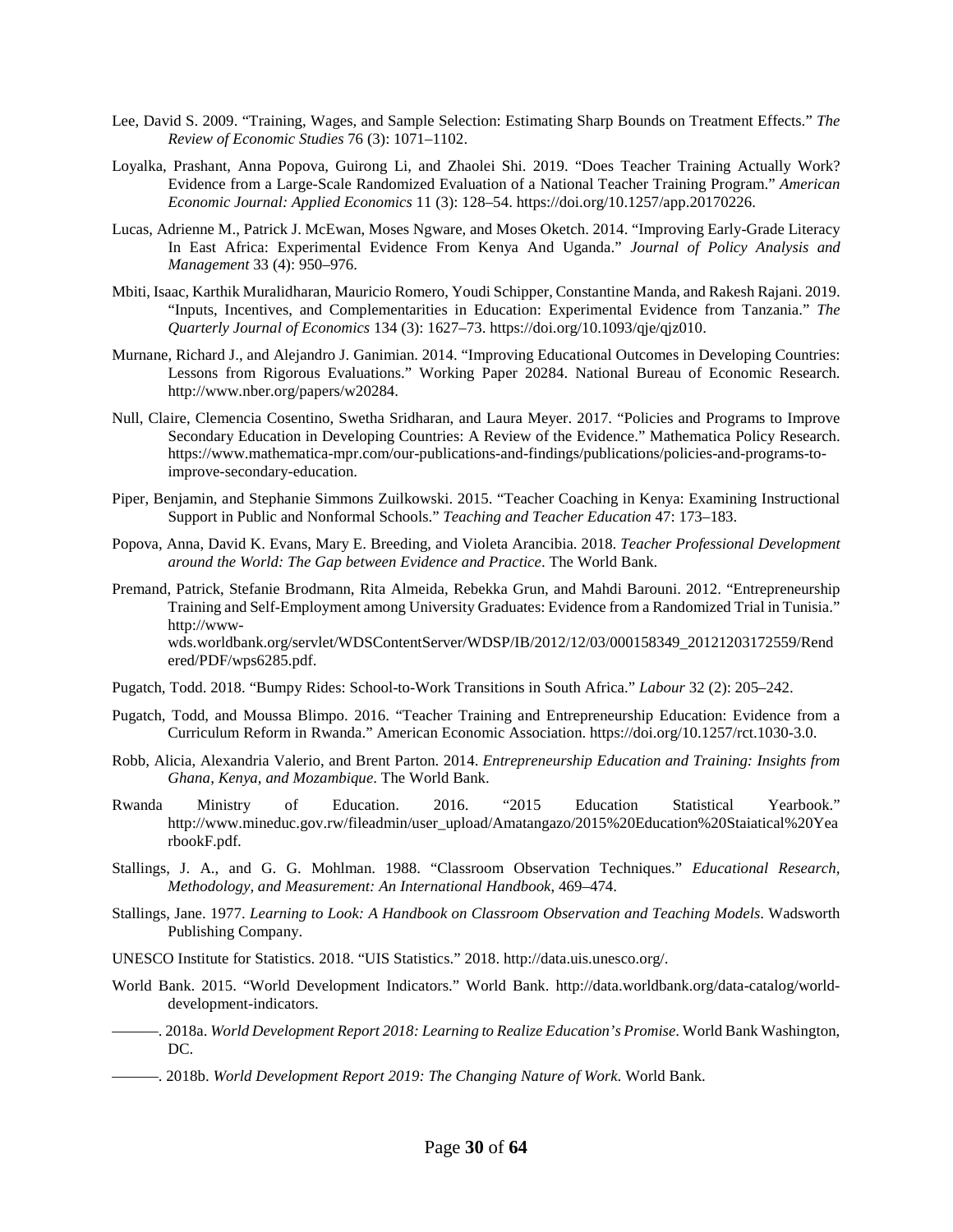Lee, David S. 2009. "Training, Wages, and Sample Selection: Estimating Sharp Bounds on Treatment Effects." *The Review of Economic Studies* 76 (3): 1071–1102.

Loyalka, Prashant, Anna Popova, Guirong Li, and Zhaolei Shi. 2019. "Does Teacher Training Actually Work? Evidence from a Large-Scale Randomized Evaluation of a National Teacher Training Program." *American Economic Journal: Applied Economics* 11 (3): 128–54. https://doi.org/10.1257/app.20170226.

Lucas, Adrienne M., Patrick J. McEwan, Moses Ngware, and Moses Oketch. 2014. "Improving Early-Grade Literacy In East Africa: Experimental Evidence From Kenya And Uganda." *Journal of Policy Analysis and Management* 33 (4): 950–976.

Mbiti, Isaac, Karthik Muralidharan, Mauricio Romero, Youdi Schipper, Constantine Manda, and Rakesh Rajani. 2019. "Inputs, Incentives, and Complementarities in Education: Experimental Evidence from Tanzania." *The Quarterly Journal of Economics* 134 (3): 1627–73. https://doi.org/10.1093/qje/qjz010.

Murnane, Richard J., and Alejandro J. Ganimian. 2014. "Improving Educational Outcomes in Developing Countries: Lessons from Rigorous Evaluations." Working Paper 20284. National Bureau of Economic Research. http://www.nber.org/papers/w20284.

Null, Claire, Clemencia Cosentino, Swetha Sridharan, and Laura Meyer. 2017. "Policies and Programs to Improve Secondary Education in Developing Countries: A Review of the Evidence." Mathematica Policy Research. https://www.mathematica-mpr.com/our-publications-and-findings/publications/policies-and-programs-to-improve-secondary-education.

Piper, Benjamin, and Stephanie Simmons Zuilkowski. 2015. "Teacher Coaching in Kenya: Examining Instructional Support in Public and Nonformal Schools." *Teaching and Teacher Education* 47: 173–183.

Popova, Anna, David K. Evans, Mary E. Breeding, and Violeta Arancibia. 2018. *Teacher Professional Development around the World: The Gap between Evidence and Practice*. The World Bank.

Premand, Patrick, Stefanie Brodmann, Rita Almeida, Rebekka Grun, and Mahdi Barouni. 2012. "Entrepreneurship Training and Self-Employment among University Graduates: Evidence from a Randomized Trial in Tunisia." http://www-wds.worldbank.org/servlet/WDSContentServer/WDSP/IB/2012/12/03/000158349_20121203172559/Rendered/PDF/wps6285.pdf.

Pugatch, Todd. 2018. "Bumpy Rides: School-to-Work Transitions in South Africa." *Labour* 32 (2): 205–242.

Pugatch, Todd, and Moussa Blimpo. 2016. "Teacher Training and Entrepreneurship Education: Evidence from a Curriculum Reform in Rwanda." American Economic Association. https://doi.org/10.1257/rct.1030-3.0.

Robb, Alicia, Alexandria Valerio, and Brent Parton. 2014. *Entrepreneurship Education and Training: Insights from Ghana, Kenya, and Mozambique*. The World Bank.

Rwanda Ministry of Education. 2016. "2015 Education Statistical Yearbook." http://www.mineduc.gov.rw/fileadmin/user_upload/Amatangazo/2015%20Education%20Staiatical%20YearbookF.pdf.

Stallings, J. A., and G. G. Mohlman. 1988. "Classroom Observation Techniques." *Educational Research, Methodology, and Measurement: An International Handbook*, 469–474.

Stallings, Jane. 1977. *Learning to Look: A Handbook on Classroom Observation and Teaching Models*. Wadsworth Publishing Company.

UNESCO Institute for Statistics. 2018. "UIS Statistics." 2018. http://data.uis.unesco.org/.

World Bank. 2015. "World Development Indicators." World Bank. http://data.worldbank.org/data-catalog/world-development-indicators.

———. 2018a. *World Development Report 2018: Learning to Realize Education's Promise*. World Bank Washington, DC.

———. 2018b. *World Development Report 2019: The Changing Nature of Work*. World Bank.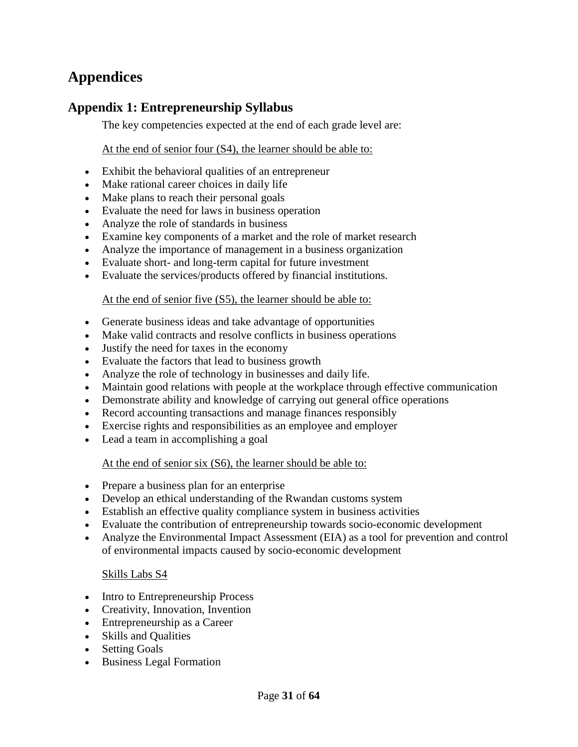# Appendices

## Appendix 1: Entrepreneurship Syllabus

The key competencies expected at the end of each grade level are:

At the end of senior four (S4), the learner should be able to:

- Exhibit the behavioral qualities of an entrepreneur
- Make rational career choices in daily life
- Make plans to reach their personal goals
- Evaluate the need for laws in business operation
- Analyze the role of standards in business
- Examine key components of a market and the role of market research
- Analyze the importance of management in a business organization
- Evaluate short- and long-term capital for future investment
- Evaluate the services/products offered by financial institutions.

At the end of senior five (S5), the learner should be able to:

- Generate business ideas and take advantage of opportunities
- Make valid contracts and resolve conflicts in business operations
- Justify the need for taxes in the economy
- Evaluate the factors that lead to business growth
- Analyze the role of technology in businesses and daily life.
- Maintain good relations with people at the workplace through effective communication
- Demonstrate ability and knowledge of carrying out general office operations
- Record accounting transactions and manage finances responsibly
- Exercise rights and responsibilities as an employee and employer
- Lead a team in accomplishing a goal

At the end of senior six (S6), the learner should be able to:

- Prepare a business plan for an enterprise
- Develop an ethical understanding of the Rwandan customs system
- Establish an effective quality compliance system in business activities
- Evaluate the contribution of entrepreneurship towards socio-economic development
- Analyze the Environmental Impact Assessment (EIA) as a tool for prevention and control of environmental impacts caused by socio-economic development

Skills Labs S4

- Intro to Entrepreneurship Process
- Creativity, Innovation, Invention
- Entrepreneurship as a Career
- Skills and Qualities
- Setting Goals
- Business Legal Formation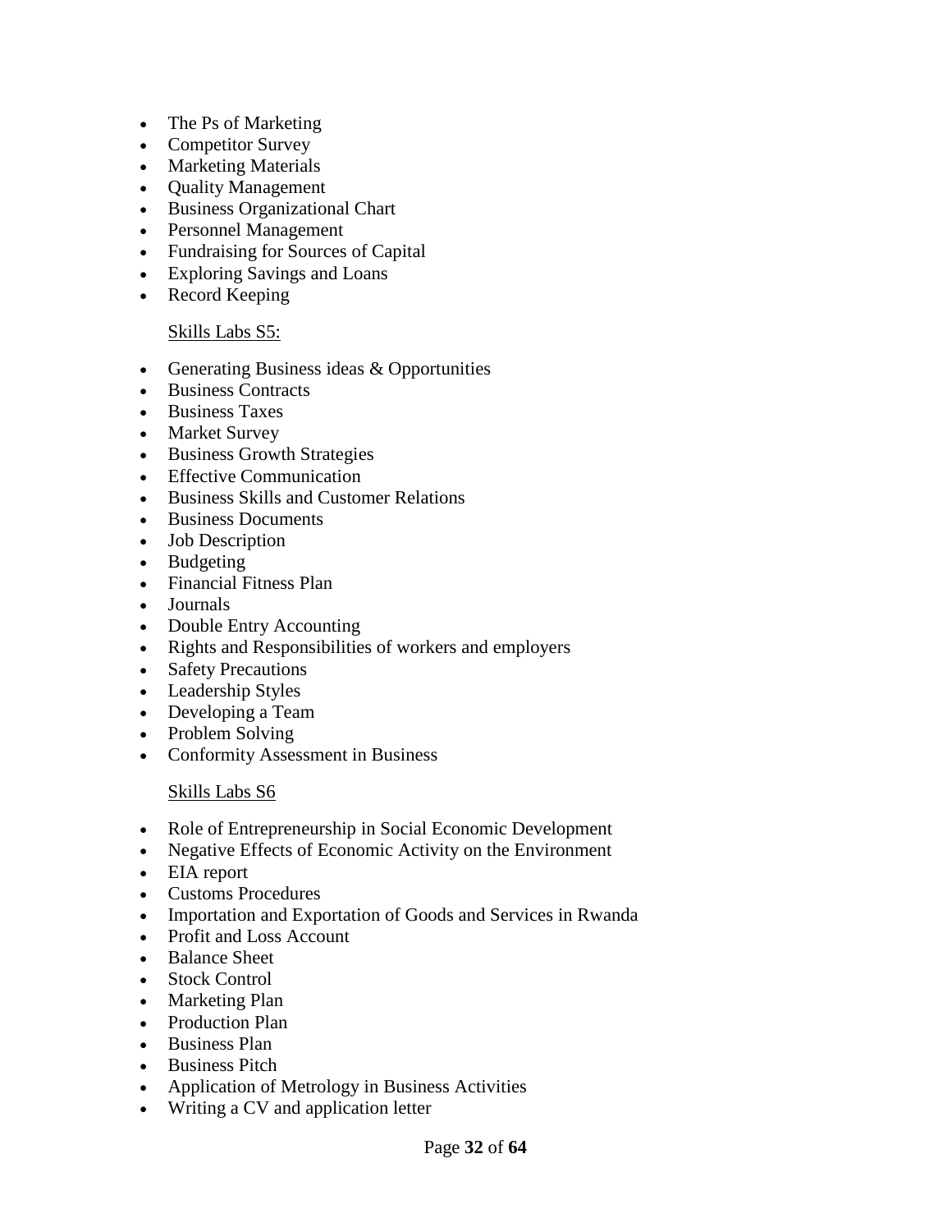- The Ps of Marketing
- Competitor Survey
- Marketing Materials
- Quality Management
- Business Organizational Chart
- Personnel Management
- Fundraising for Sources of Capital
- Exploring Savings and Loans
- Record Keeping

<u>Skills Labs S5:</u>

- Generating Business ideas & Opportunities
- Business Contracts
- Business Taxes
- Market Survey
- Business Growth Strategies
- Effective Communication
- Business Skills and Customer Relations
- Business Documents
- Job Description
- Budgeting
- Financial Fitness Plan
- Journals
- Double Entry Accounting
- Rights and Responsibilities of workers and employers
- Safety Precautions
- Leadership Styles
- Developing a Team
- Problem Solving
- Conformity Assessment in Business

<u>Skills Labs S6</u>

- Role of Entrepreneurship in Social Economic Development
- Negative Effects of Economic Activity on the Environment
- EIA report
- Customs Procedures
- Importation and Exportation of Goods and Services in Rwanda
- Profit and Loss Account
- Balance Sheet
- Stock Control
- Marketing Plan
- Production Plan
- Business Plan
- Business Pitch
- Application of Metrology in Business Activities
- Writing a CV and application letter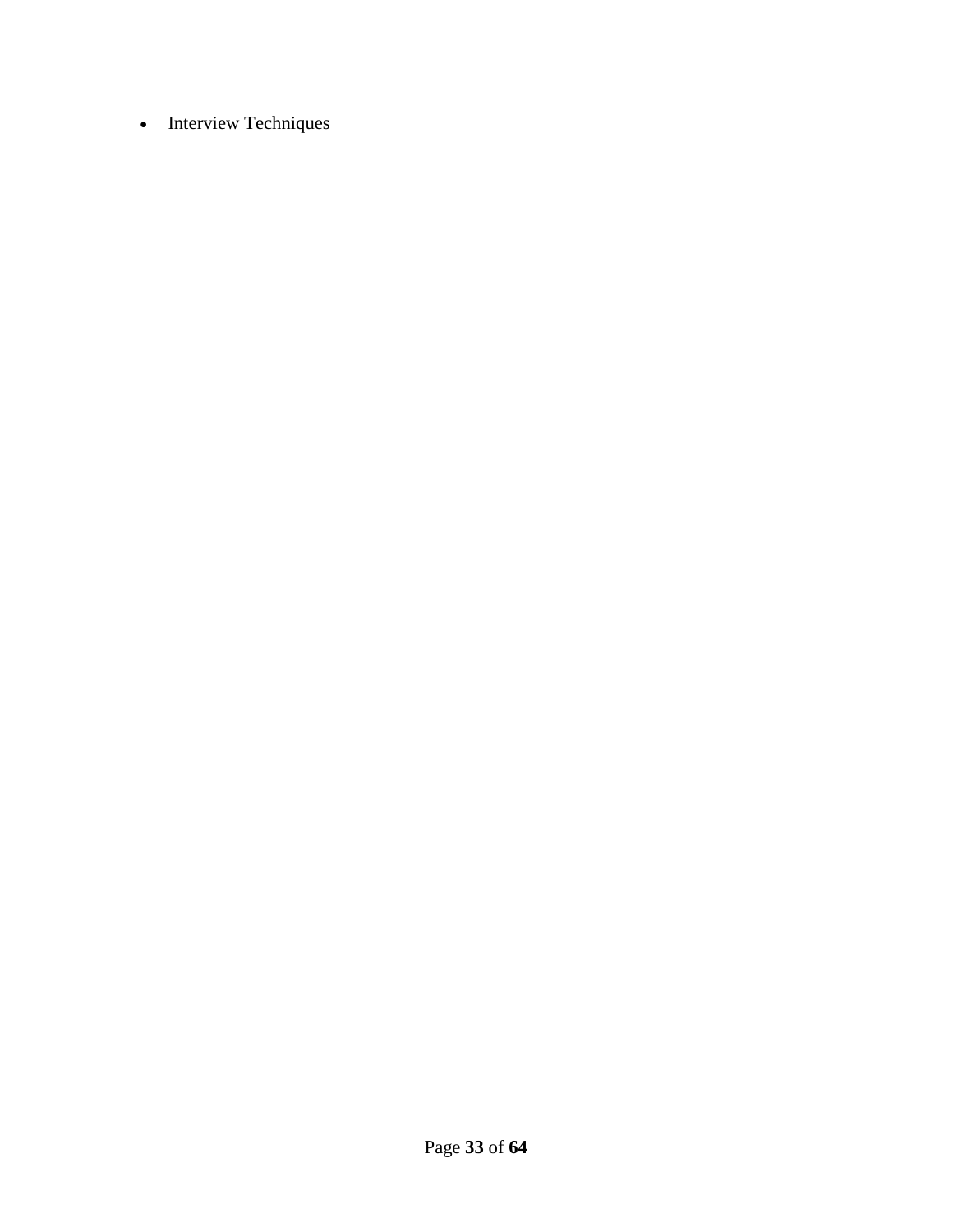- Interview Techniques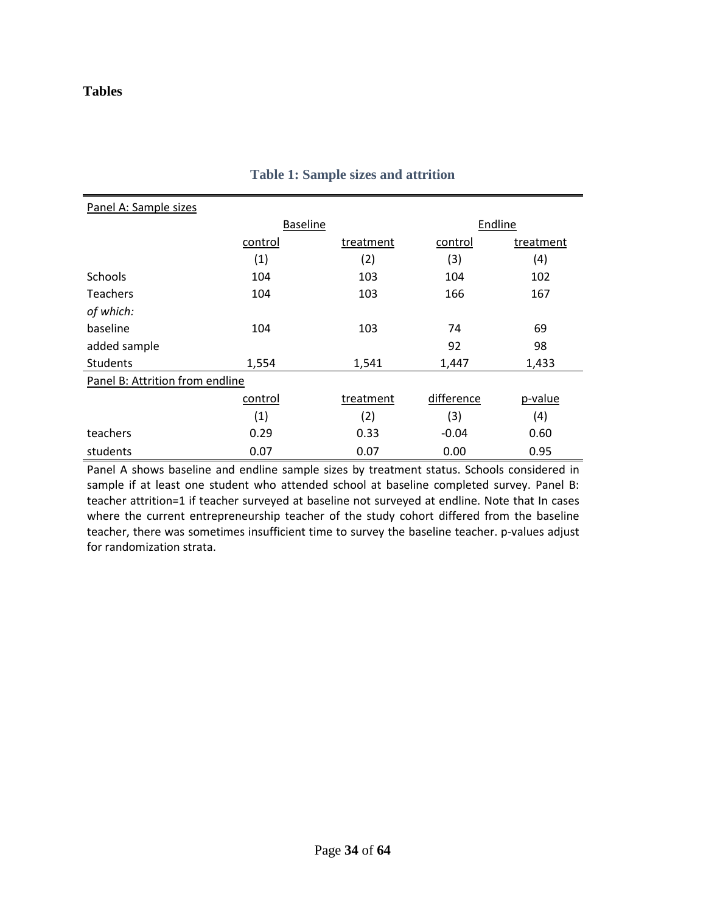# Tables

**Table 1: Sample sizes and attrition**

| Panel A: Sample sizes | | | | |
|---|---|---|---|---|
| | Baseline | | Endline | |
| | control | treatment | control | treatment |
| | (1) | (2) | (3) | (4) |
| Schools | 104 | 103 | 104 | 102 |
| Teachers | 104 | 103 | 166 | 167 |
| *of which:* | | | | |
| baseline | 104 | 103 | 74 | 69 |
| added sample | | | 92 | 98 |
| Students | 1,554 | 1,541 | 1,447 | 1,433 |

| Panel B: Attrition from endline | | | | |
|---|---|---|---|---|
| | control | treatment | difference | p-value |
| | (1) | (2) | (3) | (4) |
| teachers | 0.29 | 0.33 | -0.04 | 0.60 |
| students | 0.07 | 0.07 | 0.00 | 0.95 |

Panel A shows baseline and endline sample sizes by treatment status. Schools considered in sample if at least one student who attended school at baseline completed survey. Panel B: teacher attrition=1 if teacher surveyed at baseline not surveyed at endline. Note that In cases where the current entrepreneurship teacher of the study cohort differed from the baseline teacher, there was sometimes insufficient time to survey the baseline teacher. p-values adjust for randomization strata.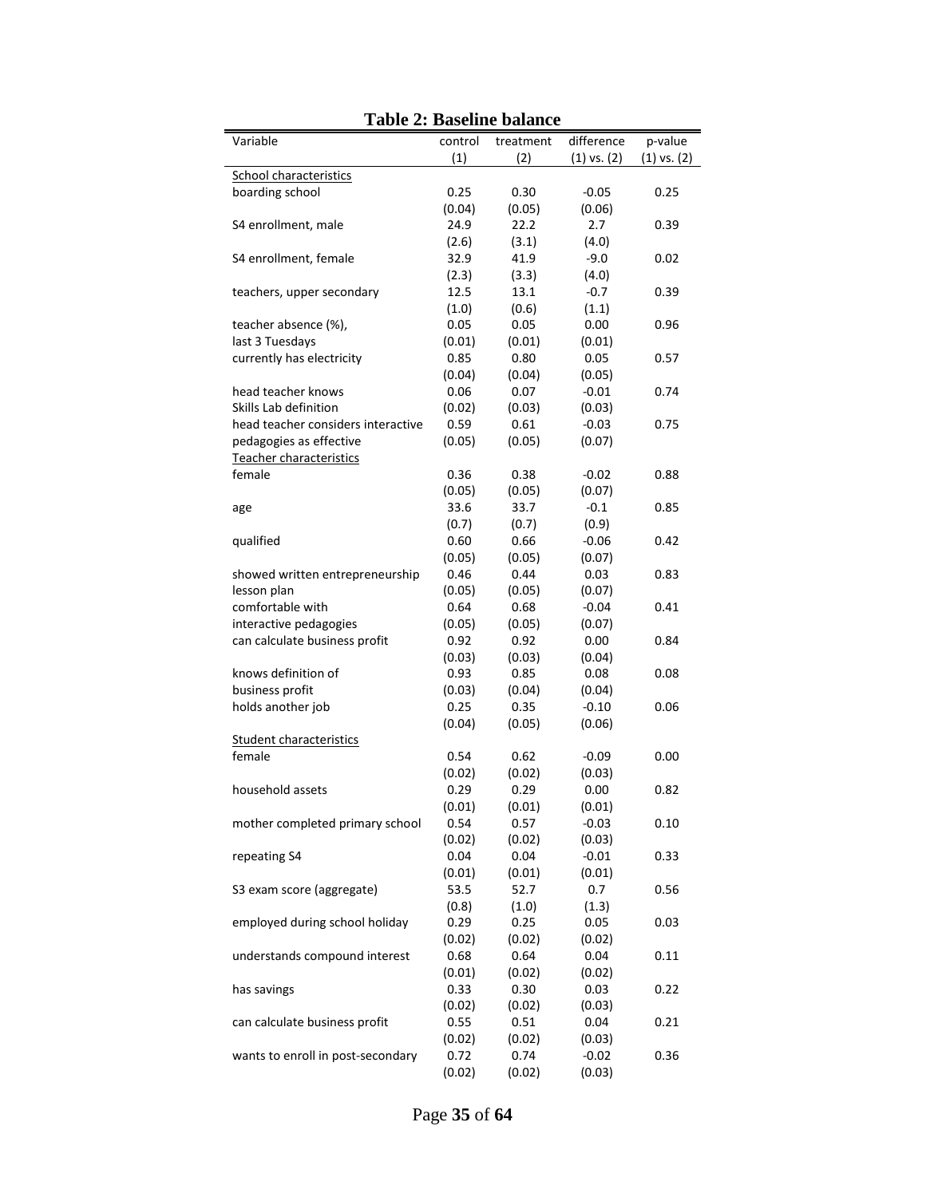**Table 2: Baseline balance**

| Variable | control (1) | treatment (2) | difference (1) vs. (2) | p-value (1) vs. (2) |
|---|---|---|---|---|
| School characteristics | | | | |
| boarding school | 0.25 | 0.30 | -0.05 | 0.25 |
| | (0.04) | (0.05) | (0.06) | |
| S4 enrollment, male | 24.9 | 22.2 | 2.7 | 0.39 |
| | (2.6) | (3.1) | (4.0) | |
| S4 enrollment, female | 32.9 | 41.9 | -9.0 | 0.02 |
| | (2.3) | (3.3) | (4.0) | |
| teachers, upper secondary | 12.5 | 13.1 | -0.7 | 0.39 |
| | (1.0) | (0.6) | (1.1) | |
| teacher absence (%), last 3 Tuesdays | 0.05 | 0.05 | 0.00 | 0.96 |
| | (0.01) | (0.01) | (0.01) | |
| currently has electricity | 0.85 | 0.80 | 0.05 | 0.57 |
| | (0.04) | (0.04) | (0.05) | |
| head teacher knows Skills Lab definition | 0.06 | 0.07 | -0.01 | 0.74 |
| | (0.02) | (0.03) | (0.03) | |
| head teacher considers interactive pedagogies as effective | 0.59 | 0.61 | -0.03 | 0.75 |
| | (0.05) | (0.05) | (0.07) | |
| Teacher characteristics | | | | |
| female | 0.36 | 0.38 | -0.02 | 0.88 |
| | (0.05) | (0.05) | (0.07) | |
| age | 33.6 | 33.7 | -0.1 | 0.85 |
| | (0.7) | (0.7) | (0.9) | |
| qualified | 0.60 | 0.66 | -0.06 | 0.42 |
| | (0.05) | (0.05) | (0.07) | |
| showed written entrepreneurship lesson plan | 0.46 | 0.44 | 0.03 | 0.83 |
| | (0.05) | (0.05) | (0.07) | |
| comfortable with interactive pedagogies | 0.64 | 0.68 | -0.04 | 0.41 |
| | (0.05) | (0.05) | (0.07) | |
| can calculate business profit | 0.92 | 0.92 | 0.00 | 0.84 |
| | (0.03) | (0.03) | (0.04) | |
| knows definition of business profit | 0.93 | 0.85 | 0.08 | 0.08 |
| | (0.03) | (0.04) | (0.04) | |
| holds another job | 0.25 | 0.35 | -0.10 | 0.06 |
| | (0.04) | (0.05) | (0.06) | |
| Student characteristics | | | | |
| female | 0.54 | 0.62 | -0.09 | 0.00 |
| | (0.02) | (0.02) | (0.03) | |
| household assets | 0.29 | 0.29 | 0.00 | 0.82 |
| | (0.01) | (0.01) | (0.01) | |
| mother completed primary school | 0.54 | 0.57 | -0.03 | 0.10 |
| | (0.02) | (0.02) | (0.03) | |
| repeating S4 | 0.04 | 0.04 | -0.01 | 0.33 |
| | (0.01) | (0.01) | (0.01) | |
| S3 exam score (aggregate) | 53.5 | 52.7 | 0.7 | 0.56 |
| | (0.8) | (1.0) | (1.3) | |
| employed during school holiday | 0.29 | 0.25 | 0.05 | 0.03 |
| | (0.02) | (0.02) | (0.02) | |
| understands compound interest | 0.68 | 0.64 | 0.04 | 0.11 |
| | (0.01) | (0.02) | (0.02) | |
| has savings | 0.33 | 0.30 | 0.03 | 0.22 |
| | (0.02) | (0.02) | (0.03) | |
| can calculate business profit | 0.55 | 0.51 | 0.04 | 0.21 |
| | (0.02) | (0.02) | (0.03) | |
| wants to enroll in post-secondary | 0.72 | 0.74 | -0.02 | 0.36 |
| | (0.02) | (0.02) | (0.03) | |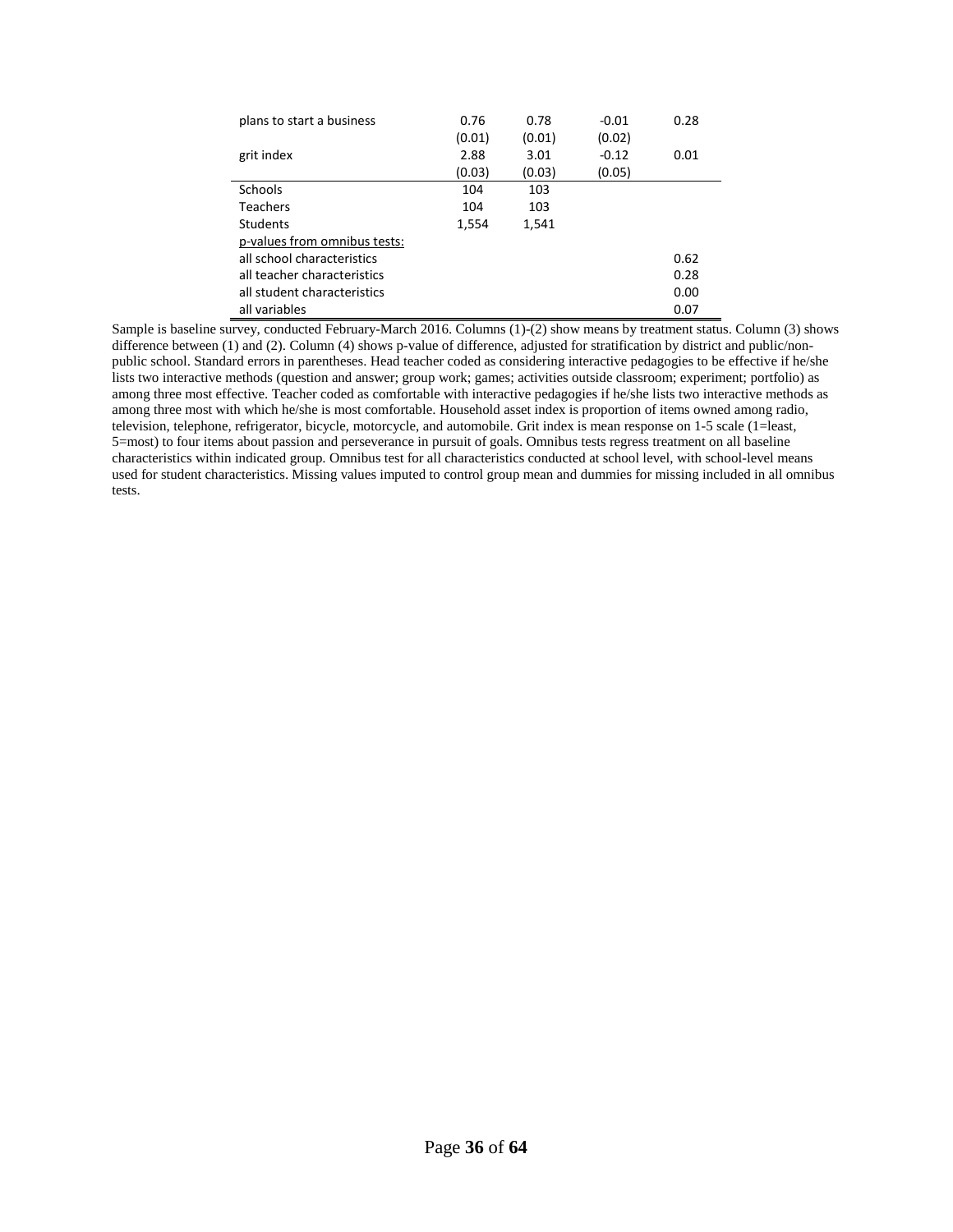| | | | | |
|---|---|---|---|---|
| plans to start a business | 0.76 | 0.78 | -0.01 | 0.28 |
| | (0.01) | (0.01) | (0.02) | |
| grit index | 2.88 | 3.01 | -0.12 | 0.01 |
| | (0.03) | (0.03) | (0.05) | |
| Schools | 104 | 103 | | |
| Teachers | 104 | 103 | | |
| Students | 1,554 | 1,541 | | |
| p-values from omnibus tests: | | | | |
| all school characteristics | | | | 0.62 |
| all teacher characteristics | | | | 0.28 |
| all student characteristics | | | | 0.00 |
| all variables | | | | 0.07 |

Sample is baseline survey, conducted February-March 2016. Columns (1)-(2) show means by treatment status. Column (3) shows difference between (1) and (2). Column (4) shows p-value of difference, adjusted for stratification by district and public/non-public school. Standard errors in parentheses. Head teacher coded as considering interactive pedagogies to be effective if he/she lists two interactive methods (question and answer; group work; games; activities outside classroom; experiment; portfolio) as among three most effective. Teacher coded as comfortable with interactive pedagogies if he/she lists two interactive methods as among three most with which he/she is most comfortable. Household asset index is proportion of items owned among radio, television, telephone, refrigerator, bicycle, motorcycle, and automobile. Grit index is mean response on 1-5 scale (1=least, 5=most) to four items about passion and perseverance in pursuit of goals. Omnibus tests regress treatment on all baseline characteristics within indicated group. Omnibus test for all characteristics conducted at school level, with school-level means used for student characteristics. Missing values imputed to control group mean and dummies for missing included in all omnibus tests.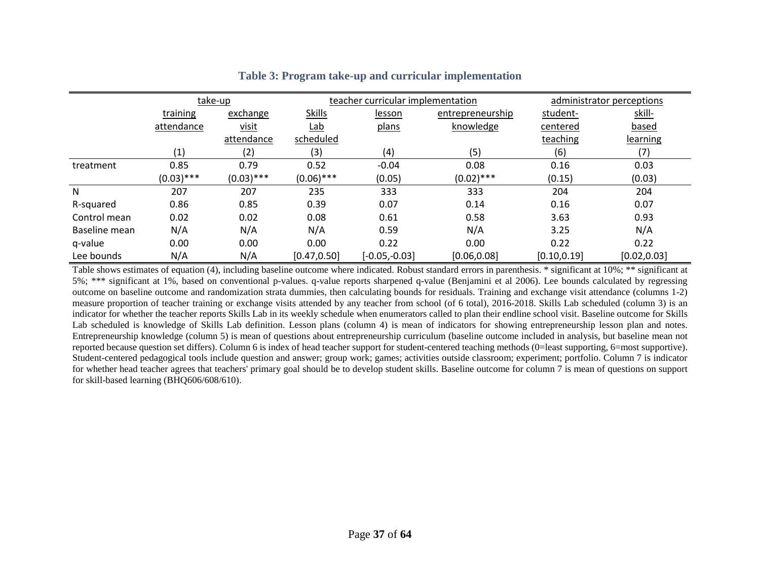**Table 3: Program take-up and curricular implementation**

| | take-up | | teacher curricular implementation | | | administrator perceptions | |
|---|---|---|---|---|---|---|---|
| | training attendance | exchange visit attendance | Skills Lab scheduled | lesson plans | entrepreneurship knowledge | student-centered teaching | skill-based learning |
| | (1) | (2) | (3) | (4) | (5) | (6) | (7) |
| treatment | 0.85 | 0.79 | 0.52 | -0.04 | 0.08 | 0.16 | 0.03 |
| | (0.03)*** | (0.03)*** | (0.06)*** | (0.05) | (0.02)*** | (0.15) | (0.03) |
| N | 207 | 207 | 235 | 333 | 333 | 204 | 204 |
| R-squared | 0.86 | 0.85 | 0.39 | 0.07 | 0.14 | 0.16 | 0.07 |
| Control mean | 0.02 | 0.02 | 0.08 | 0.61 | 0.58 | 3.63 | 0.93 |
| Baseline mean | N/A | N/A | N/A | 0.59 | N/A | 3.25 | N/A |
| q-value | 0.00 | 0.00 | 0.00 | 0.22 | 0.00 | 0.22 | 0.22 |
| Lee bounds | N/A | N/A | [0.47,0.50] | [-0.05,-0.03] | [0.06,0.08] | [0.10,0.19] | [0.02,0.03] |

Table shows estimates of equation (4), including baseline outcome where indicated. Robust standard errors in parenthesis. * significant at 10%; ** significant at 5%; *** significant at 1%, based on conventional p-values. q-value reports sharpened q-value (Benjamini et al 2006). Lee bounds calculated by regressing outcome on baseline outcome and randomization strata dummies, then calculating bounds for residuals. Training and exchange visit attendance (columns 1-2) measure proportion of teacher training or exchange visits attended by any teacher from school (of 6 total), 2016-2018. Skills Lab scheduled (column 3) is an indicator for whether the teacher reports Skills Lab in its weekly schedule when enumerators called to plan their endline school visit. Baseline outcome for Skills Lab scheduled is knowledge of Skills Lab definition. Lesson plans (column 4) is mean of indicators for showing entrepreneurship lesson plan and notes. Entrepreneurship knowledge (column 5) is mean of questions about entrepreneurship curriculum (baseline outcome included in analysis, but baseline mean not reported because question set differs). Column 6 is index of head teacher support for student-centered teaching methods (0=least supporting, 6=most supportive). Student-centered pedagogical tools include question and answer; group work; games; activities outside classroom; experiment; portfolio. Column 7 is indicator for whether head teacher agrees that teachers' primary goal should be to develop student skills. Baseline outcome for column 7 is mean of questions on support for skill-based learning (BHQ606/608/610).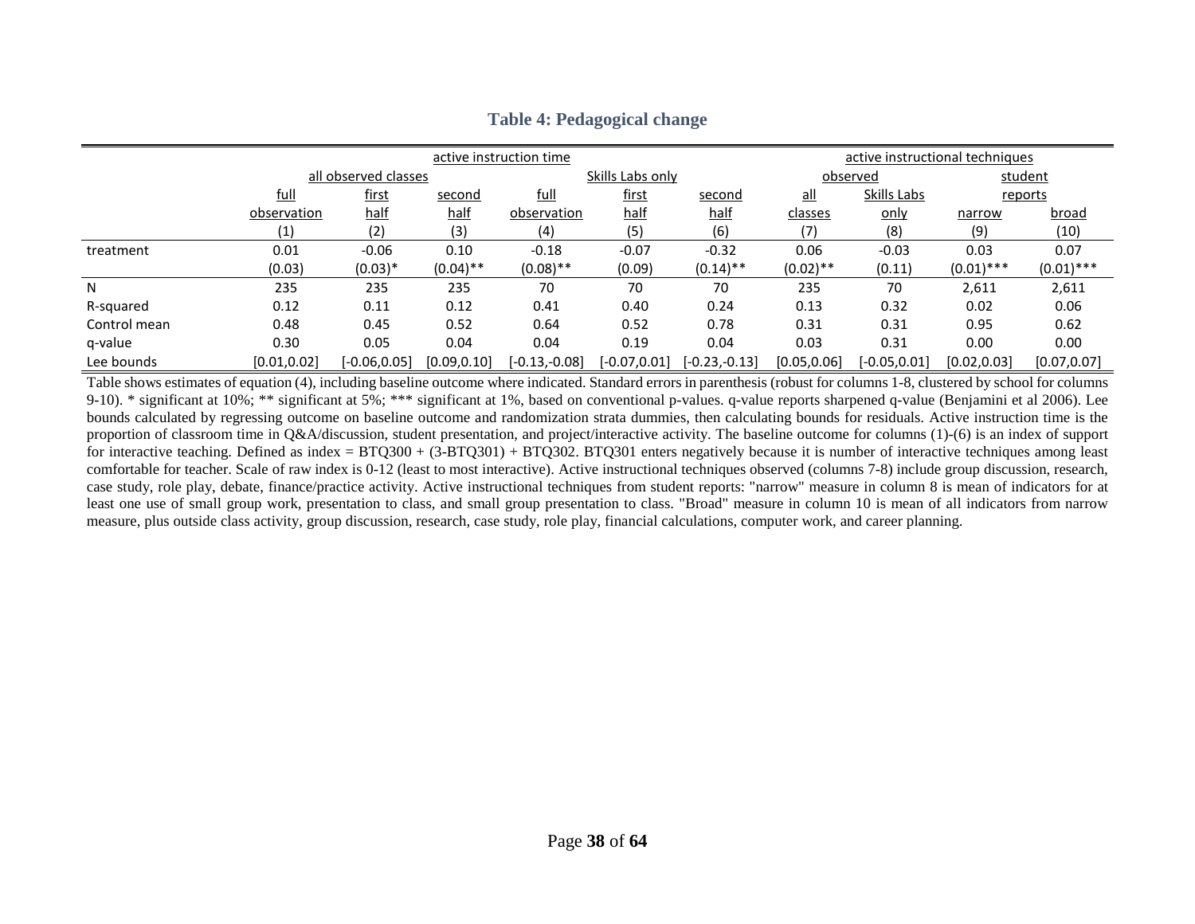### Table 4: Pedagogical change

| | active instruction time | | | | | | active instructional techniques | | | |
|---|---|---|---|---|---|---|---|---|---|---|
| | all observed classes | | | Skills Labs only | | | observed | | student reports | |
| | full observation | first half | second half | full observation | first half | second half | all classes | Skills Labs only | narrow | broad |
| | (1) | (2) | (3) | (4) | (5) | (6) | (7) | (8) | (9) | (10) |
| treatment | 0.01 | -0.06 | 0.10 | -0.18 | -0.07 | -0.32 | 0.06 | -0.03 | 0.03 | 0.07 |
| | (0.03) | (0.03)* | (0.04)** | (0.08)** | (0.09) | (0.14)** | (0.02)** | (0.11) | (0.01)*** | (0.01)*** |
| N | 235 | 235 | 235 | 70 | 70 | 70 | 235 | 70 | 2,611 | 2,611 |
| R-squared | 0.12 | 0.11 | 0.12 | 0.41 | 0.40 | 0.24 | 0.13 | 0.32 | 0.02 | 0.06 |
| Control mean | 0.48 | 0.45 | 0.52 | 0.64 | 0.52 | 0.78 | 0.31 | 0.31 | 0.95 | 0.62 |
| q-value | 0.30 | 0.05 | 0.04 | 0.04 | 0.19 | 0.04 | 0.03 | 0.31 | 0.00 | 0.00 |
| Lee bounds | [0.01,0.02] | [-0.06,0.05] | [0.09,0.10] | [-0.13,-0.08] | [-0.07,0.01] | [-0.23,-0.13] | [0.05,0.06] | [-0.05,0.01] | [0.02,0.03] | [0.07,0.07] |

Table shows estimates of equation (4), including baseline outcome where indicated. Standard errors in parenthesis (robust for columns 1-8, clustered by school for columns 9-10). * significant at 10%; ** significant at 5%; *** significant at 1%, based on conventional p-values. q-value reports sharpened q-value (Benjamini et al 2006). Lee bounds calculated by regressing outcome on baseline outcome and randomization strata dummies, then calculating bounds for residuals. Active instruction time is the proportion of classroom time in Q&A/discussion, student presentation, and project/interactive activity. The baseline outcome for columns (1)-(6) is an index of support for interactive teaching. Defined as index = BTQ300 + (3-BTQ301) + BTQ302. BTQ301 enters negatively because it is number of interactive techniques among least comfortable for teacher. Scale of raw index is 0-12 (least to most interactive). Active instructional techniques observed (columns 7-8) include group discussion, research, case study, role play, debate, finance/practice activity. Active instructional techniques from student reports: "narrow" measure in column 8 is mean of indicators for at least one use of small group work, presentation to class, and small group presentation to class. "Broad" measure in column 10 is mean of all indicators from narrow measure, plus outside class activity, group discussion, research, case study, role play, financial calculations, computer work, and career planning.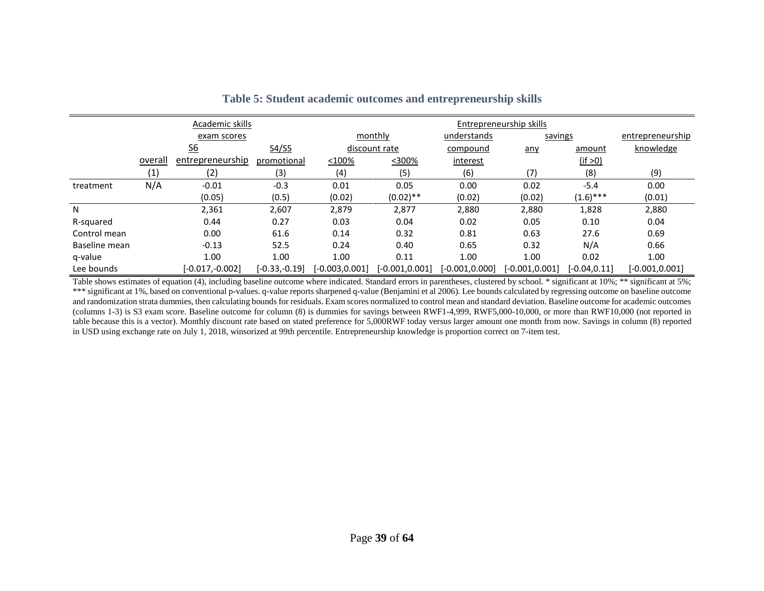## Table 5: Student academic outcomes and entrepreneurship skills

| | Academic skills | | | Entrepreneurship skills | | | | | |
|---|---|---|---|---|---|---|---|---|---|
| | exam scores | | | monthly discount rate | | understands compound interest | savings | | entrepreneurship knowledge |
| | overall | S6 entrepreneurship | S4/S5 promotional | <100% | <300% | | any | amount (if >0) | |
| | (1) | (2) | (3) | (4) | (5) | (6) | (7) | (8) | (9) |
| treatment | N/A | -0.01 | -0.3 | 0.01 | 0.05 | 0.00 | 0.02 | -5.4 | 0.00 |
| | | (0.05) | (0.5) | (0.02) | (0.02)** | (0.02) | (0.02) | (1.6)*** | (0.01) |
| N | | 2,361 | 2,607 | 2,879 | 2,877 | 2,880 | 2,880 | 1,828 | 2,880 |
| R-squared | | 0.44 | 0.27 | 0.03 | 0.04 | 0.02 | 0.05 | 0.10 | 0.04 |
| Control mean | | 0.00 | 61.6 | 0.14 | 0.32 | 0.81 | 0.63 | 27.6 | 0.69 |
| Baseline mean | | -0.13 | 52.5 | 0.24 | 0.40 | 0.65 | 0.32 | N/A | 0.66 |
| q-value | | 1.00 | 1.00 | 1.00 | 0.11 | 1.00 | 1.00 | 0.02 | 1.00 |
| Lee bounds | | [-0.017,-0.002] | [-0.33,-0.19] | [-0.003,0.001] | [-0.001,0.001] | [-0.001,0.000] | [-0.001,0.001] | [-0.04,0.11] | [-0.001,0.001] |

Table shows estimates of equation (4), including baseline outcome where indicated. Standard errors in parentheses, clustered by school. * significant at 10%; ** significant at 5%; *** significant at 1%, based on conventional p-values. q-value reports sharpened q-value (Benjamini et al 2006). Lee bounds calculated by regressing outcome on baseline outcome and randomization strata dummies, then calculating bounds for residuals. Exam scores normalized to control mean and standard deviation. Baseline outcome for academic outcomes (columns 1-3) is S3 exam score. Baseline outcome for column (8) is dummies for savings between RWF1-4,999, RWF5,000-10,000, or more than RWF10,000 (not reported in table because this is a vector). Monthly discount rate based on stated preference for 5,000RWF today versus larger amount one month from now. Savings in column (8) reported in USD using exchange rate on July 1, 2018, winsorized at 99th percentile. Entrepreneurship knowledge is proportion correct on 7-item test.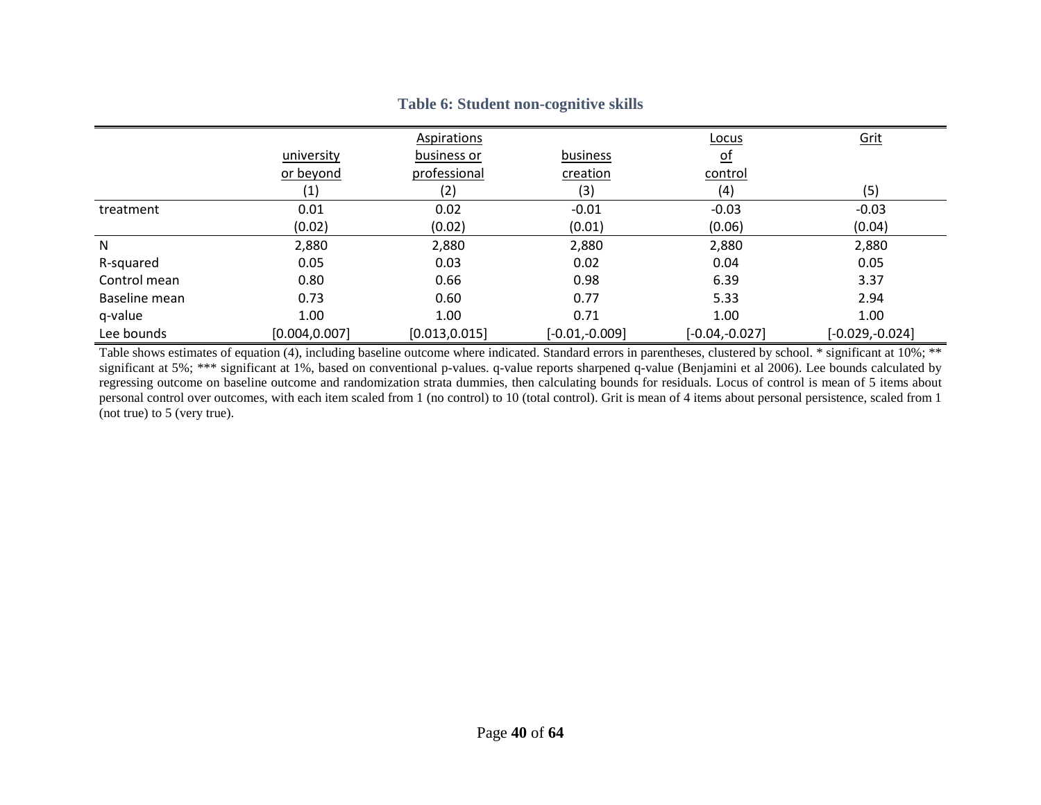### Table 6: Student non-cognitive skills

| | Aspirations university or beyond | Aspirations business or professional | business creation | Locus of control | Grit |
|---|---|---|---|---|---|
| | (1) | (2) | (3) | (4) | (5) |
| treatment | 0.01 | 0.02 | -0.01 | -0.03 | -0.03 |
| | (0.02) | (0.02) | (0.01) | (0.06) | (0.04) |
| N | 2,880 | 2,880 | 2,880 | 2,880 | 2,880 |
| R-squared | 0.05 | 0.03 | 0.02 | 0.04 | 0.05 |
| Control mean | 0.80 | 0.66 | 0.98 | 6.39 | 3.37 |
| Baseline mean | 0.73 | 0.60 | 0.77 | 5.33 | 2.94 |
| q-value | 1.00 | 1.00 | 0.71 | 1.00 | 1.00 |
| Lee bounds | [0.004,0.007] | [0.013,0.015] | [-0.01,-0.009] | [-0.04,-0.027] | [-0.029,-0.024] |

Table shows estimates of equation (4), including baseline outcome where indicated. Standard errors in parentheses, clustered by school. * significant at 10%; ** significant at 5%; *** significant at 1%, based on conventional p-values. q-value reports sharpened q-value (Benjamini et al 2006). Lee bounds calculated by regressing outcome on baseline outcome and randomization strata dummies, then calculating bounds for residuals. Locus of control is mean of 5 items about personal control over outcomes, with each item scaled from 1 (no control) to 10 (total control). Grit is mean of 4 items about personal persistence, scaled from 1 (not true) to 5 (very true).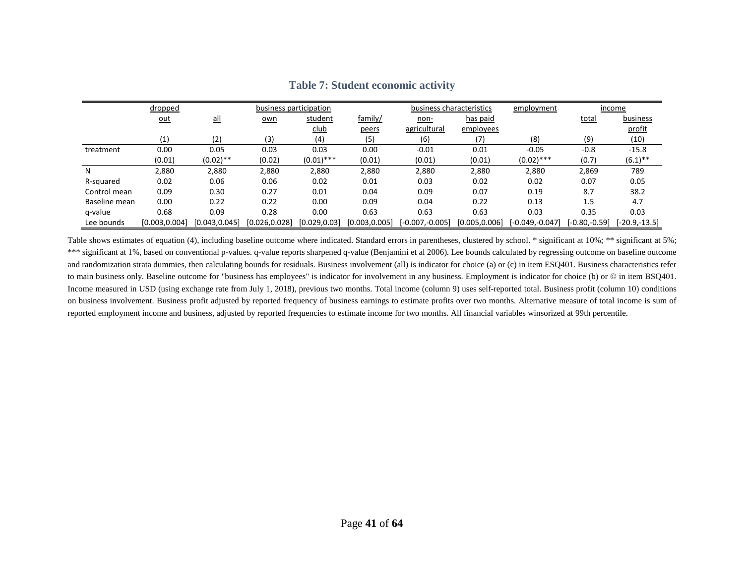**Table 7: Student economic activity**

| | dropped out | business participation | | | | business characteristics | | employment | income | |
|---|---|---|---|---|---|---|---|---|---|---|
| | | all | own | student club | family/ peers | non-agricultural | has paid employees | | total | business profit |
| | (1) | (2) | (3) | (4) | (5) | (6) | (7) | (8) | (9) | (10) |
| treatment | 0.00 | 0.05 | 0.03 | 0.03 | 0.00 | -0.01 | 0.01 | -0.05 | -0.8 | -15.8 |
| | (0.01) | (0.02)** | (0.02) | (0.01)*** | (0.01) | (0.01) | (0.01) | (0.02)*** | (0.7) | (6.1)** |
| N | 2,880 | 2,880 | 2,880 | 2,880 | 2,880 | 2,880 | 2,880 | 2,880 | 2,869 | 789 |
| R-squared | 0.02 | 0.06 | 0.06 | 0.02 | 0.01 | 0.03 | 0.02 | 0.02 | 0.07 | 0.05 |
| Control mean | 0.09 | 0.30 | 0.27 | 0.01 | 0.04 | 0.09 | 0.07 | 0.19 | 8.7 | 38.2 |
| Baseline mean | 0.00 | 0.22 | 0.22 | 0.00 | 0.09 | 0.04 | 0.22 | 0.13 | 1.5 | 4.7 |
| q-value | 0.68 | 0.09 | 0.28 | 0.00 | 0.63 | 0.63 | 0.63 | 0.03 | 0.35 | 0.03 |
| Lee bounds | [0.003,0.004] | [0.043,0.045] | [0.026,0.028] | [0.029,0.03] | [0.003,0.005] | [-0.007,-0.005] | [0.005,0.006] | [-0.049,-0.047] | [-0.80,-0.59] | [-20.9,-13.5] |

Table shows estimates of equation (4), including baseline outcome where indicated. Standard errors in parentheses, clustered by school. * significant at 10%; ** significant at 5%; *** significant at 1%, based on conventional p-values. q-value reports sharpened q-value (Benjamini et al 2006). Lee bounds calculated by regressing outcome on baseline outcome and randomization strata dummies, then calculating bounds for residuals. Business involvement (all) is indicator for choice (a) or (c) in item ESQ401. Business characteristics refer to main business only. Baseline outcome for "business has employees" is indicator for involvement in any business. Employment is indicator for choice (b) or © in item BSQ401. Income measured in USD (using exchange rate from July 1, 2018), previous two months. Total income (column 9) uses self-reported total. Business profit (column 10) conditions on business involvement. Business profit adjusted by reported frequency of business earnings to estimate profits over two months. Alternative measure of total income is sum of reported employment income and business, adjusted by reported frequencies to estimate income for two months. All financial variables winsorized at 99th percentile.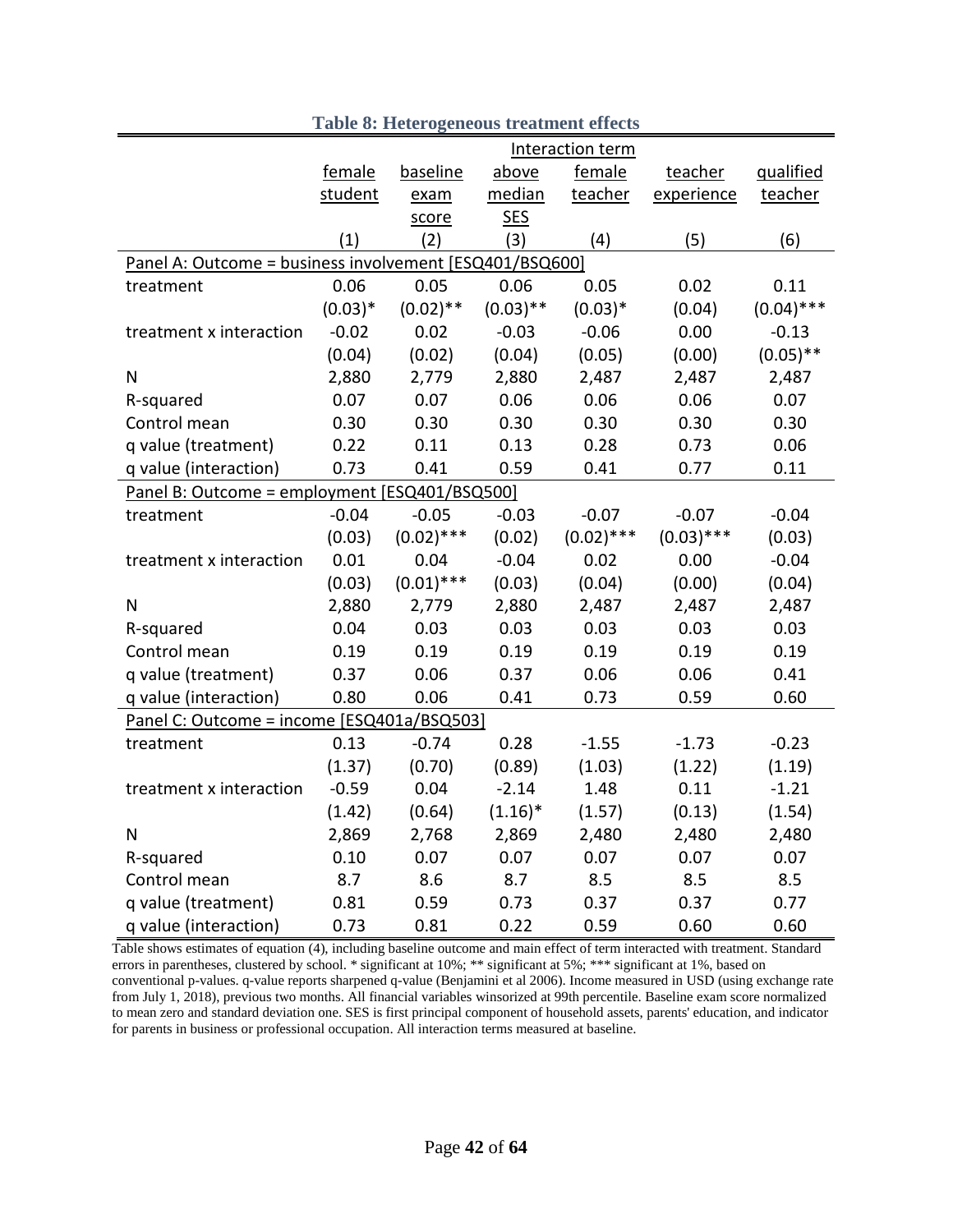**Table 8: Heterogeneous treatment effects**

| | Interaction term | | | | | |
|---|---|---|---|---|---|---|
| | female student | baseline exam score | above median SES | female teacher | teacher experience | qualified teacher |
| | (1) | (2) | (3) | (4) | (5) | (6) |
| Panel A: Outcome = business involvement [ESQ401/BSQ600] | | | | | | |
| treatment | 0.06 | 0.05 | 0.06 | 0.05 | 0.02 | 0.11 |
| | (0.03)* | (0.02)** | (0.03)** | (0.03)* | (0.04) | (0.04)*** |
| treatment x interaction | -0.02 | 0.02 | -0.03 | -0.06 | 0.00 | -0.13 |
| | (0.04) | (0.02) | (0.04) | (0.05) | (0.00) | (0.05)** |
| N | 2,880 | 2,779 | 2,880 | 2,487 | 2,487 | 2,487 |
| R-squared | 0.07 | 0.07 | 0.06 | 0.06 | 0.06 | 0.07 |
| Control mean | 0.30 | 0.30 | 0.30 | 0.30 | 0.30 | 0.30 |
| q value (treatment) | 0.22 | 0.11 | 0.13 | 0.28 | 0.73 | 0.06 |
| q value (interaction) | 0.73 | 0.41 | 0.59 | 0.41 | 0.77 | 0.11 |
| Panel B: Outcome = employment [ESQ401/BSQ500] | | | | | | |
| treatment | -0.04 | -0.05 | -0.03 | -0.07 | -0.07 | -0.04 |
| | (0.03) | (0.02)*** | (0.02) | (0.02)*** | (0.03)*** | (0.03) |
| treatment x interaction | 0.01 | 0.04 | -0.04 | 0.02 | 0.00 | -0.04 |
| | (0.03) | (0.01)*** | (0.03) | (0.04) | (0.00) | (0.04) |
| N | 2,880 | 2,779 | 2,880 | 2,487 | 2,487 | 2,487 |
| R-squared | 0.04 | 0.03 | 0.03 | 0.03 | 0.03 | 0.03 |
| Control mean | 0.19 | 0.19 | 0.19 | 0.19 | 0.19 | 0.19 |
| q value (treatment) | 0.37 | 0.06 | 0.37 | 0.06 | 0.06 | 0.41 |
| q value (interaction) | 0.80 | 0.06 | 0.41 | 0.73 | 0.59 | 0.60 |
| Panel C: Outcome = income [ESQ401a/BSQ503] | | | | | | |
| treatment | 0.13 | -0.74 | 0.28 | -1.55 | -1.73 | -0.23 |
| | (1.37) | (0.70) | (0.89) | (1.03) | (1.22) | (1.19) |
| treatment x interaction | -0.59 | 0.04 | -2.14 | 1.48 | 0.11 | -1.21 |
| | (1.42) | (0.64) | (1.16)* | (1.57) | (0.13) | (1.54) |
| N | 2,869 | 2,768 | 2,869 | 2,480 | 2,480 | 2,480 |
| R-squared | 0.10 | 0.07 | 0.07 | 0.07 | 0.07 | 0.07 |
| Control mean | 8.7 | 8.6 | 8.7 | 8.5 | 8.5 | 8.5 |
| q value (treatment) | 0.81 | 0.59 | 0.73 | 0.37 | 0.37 | 0.77 |
| q value (interaction) | 0.73 | 0.81 | 0.22 | 0.59 | 0.60 | 0.60 |

Table shows estimates of equation (4), including baseline outcome and main effect of term interacted with treatment. Standard errors in parentheses, clustered by school. * significant at 10%; ** significant at 5%; *** significant at 1%, based on conventional p-values. q-value reports sharpened q-value (Benjamini et al 2006). Income measured in USD (using exchange rate from July 1, 2018), previous two months. All financial variables winsorized at 99th percentile. Baseline exam score normalized to mean zero and standard deviation one. SES is first principal component of household assets, parents' education, and indicator for parents in business or professional occupation. All interaction terms measured at baseline.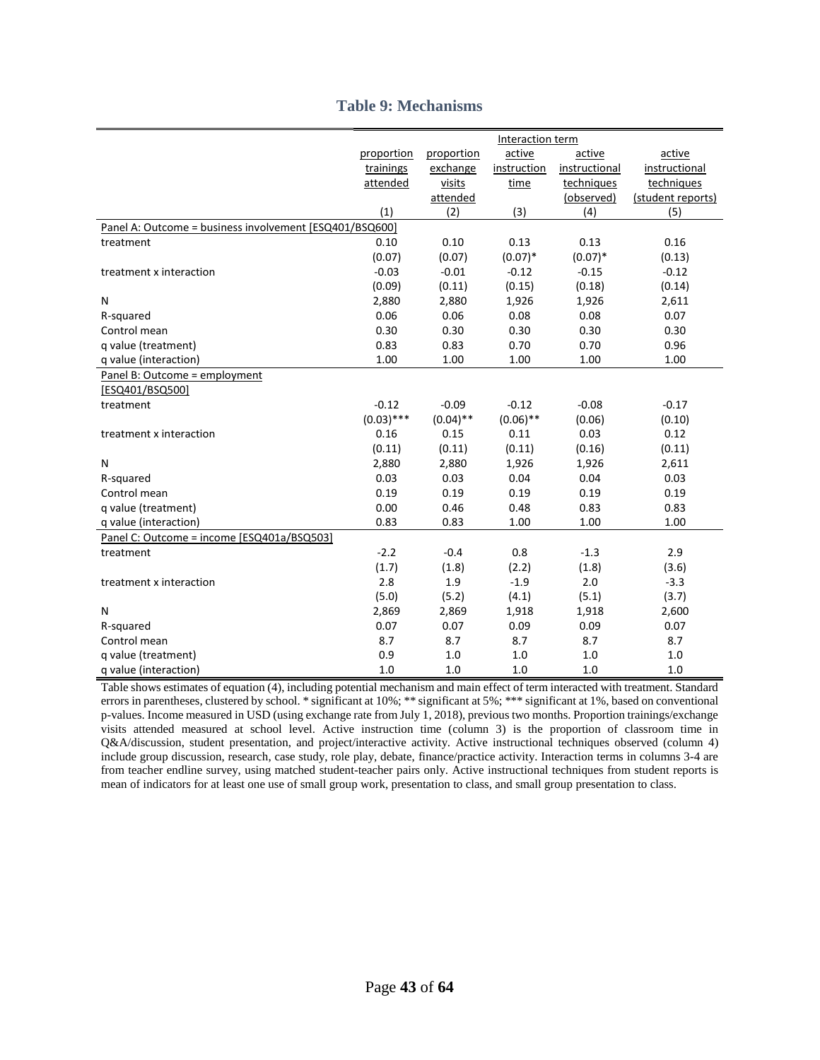# Table 9: Mechanisms

| | Interaction term | | | | |
|---|---|---|---|---|---|
| | proportion trainings attended | proportion exchange visits attended | active instruction time | active instructional techniques (observed) | active instructional techniques (student reports) |
| | (1) | (2) | (3) | (4) | (5) |
| Panel A: Outcome = business involvement [ESQ401/BSQ600] | | | | | |
| treatment | 0.10 | 0.10 | 0.13 | 0.13 | 0.16 |
| | (0.07) | (0.07) | (0.07)* | (0.07)* | (0.13) |
| treatment x interaction | -0.03 | -0.01 | -0.12 | -0.15 | -0.12 |
| | (0.09) | (0.11) | (0.15) | (0.18) | (0.14) |
| N | 2,880 | 2,880 | 1,926 | 1,926 | 2,611 |
| R-squared | 0.06 | 0.06 | 0.08 | 0.08 | 0.07 |
| Control mean | 0.30 | 0.30 | 0.30 | 0.30 | 0.30 |
| q value (treatment) | 0.83 | 0.83 | 0.70 | 0.70 | 0.96 |
| q value (interaction) | 1.00 | 1.00 | 1.00 | 1.00 | 1.00 |
| Panel B: Outcome = employment [ESQ401/BSQ500] | | | | | |
| treatment | -0.12 | -0.09 | -0.12 | -0.08 | -0.17 |
| | (0.03)*** | (0.04)** | (0.06)** | (0.06) | (0.10) |
| treatment x interaction | 0.16 | 0.15 | 0.11 | 0.03 | 0.12 |
| | (0.11) | (0.11) | (0.11) | (0.16) | (0.11) |
| N | 2,880 | 2,880 | 1,926 | 1,926 | 2,611 |
| R-squared | 0.03 | 0.03 | 0.04 | 0.04 | 0.03 |
| Control mean | 0.19 | 0.19 | 0.19 | 0.19 | 0.19 |
| q value (treatment) | 0.00 | 0.46 | 0.48 | 0.83 | 0.83 |
| q value (interaction) | 0.83 | 0.83 | 1.00 | 1.00 | 1.00 |
| Panel C: Outcome = income [ESQ401a/BSQ503] | | | | | |
| treatment | -2.2 | -0.4 | 0.8 | -1.3 | 2.9 |
| | (1.7) | (1.8) | (2.2) | (1.8) | (3.6) |
| treatment x interaction | 2.8 | 1.9 | -1.9 | 2.0 | -3.3 |
| | (5.0) | (5.2) | (4.1) | (5.1) | (3.7) |
| N | 2,869 | 2,869 | 1,918 | 1,918 | 2,600 |
| R-squared | 0.07 | 0.07 | 0.09 | 0.09 | 0.07 |
| Control mean | 8.7 | 8.7 | 8.7 | 8.7 | 8.7 |
| q value (treatment) | 0.9 | 1.0 | 1.0 | 1.0 | 1.0 |
| q value (interaction) | 1.0 | 1.0 | 1.0 | 1.0 | 1.0 |

Table shows estimates of equation (4), including potential mechanism and main effect of term interacted with treatment. Standard errors in parentheses, clustered by school. * significant at 10%; ** significant at 5%; *** significant at 1%, based on conventional p-values. Income measured in USD (using exchange rate from July 1, 2018), previous two months. Proportion trainings/exchange visits attended measured at school level. Active instruction time (column 3) is the proportion of classroom time in Q&A/discussion, student presentation, and project/interactive activity. Active instructional techniques observed (column 4) include group discussion, research, case study, role play, debate, finance/practice activity. Interaction terms in columns 3-4 are from teacher endline survey, using matched student-teacher pairs only. Active instructional techniques from student reports is mean of indicators for at least one use of small group work, presentation to class, and small group presentation to class.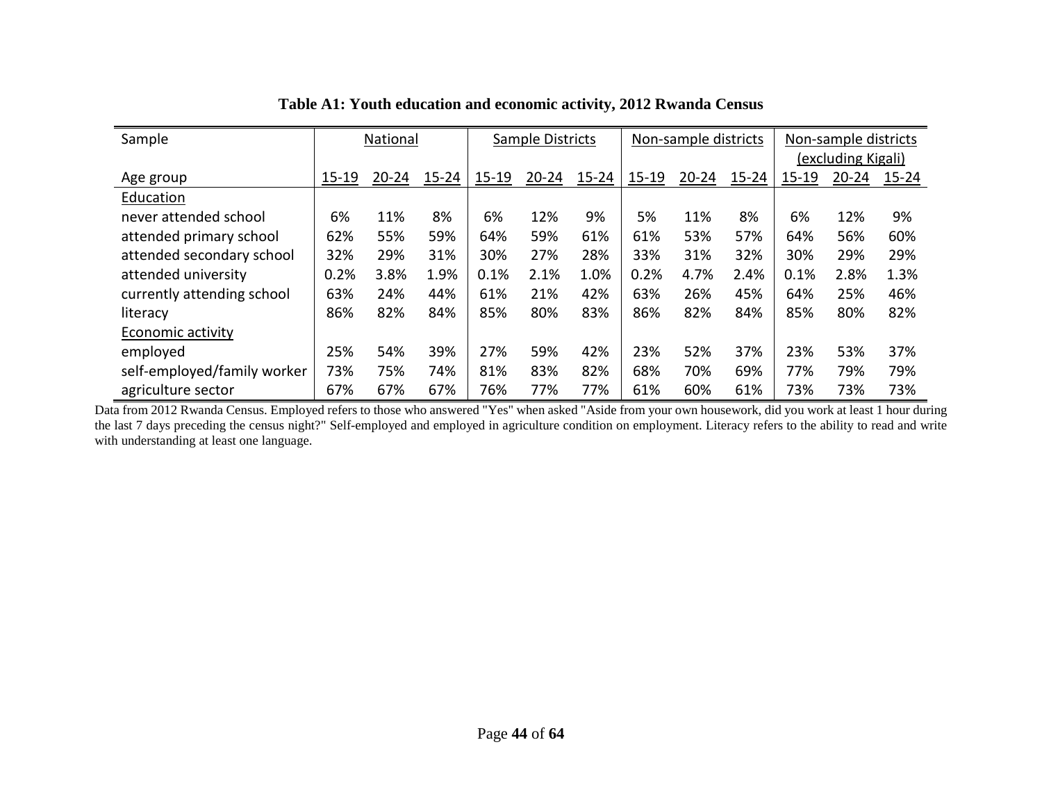**Table A1: Youth education and economic activity, 2012 Rwanda Census**

| Sample | National | | | Sample Districts | | | Non-sample districts | | | Non-sample districts (excluding Kigali) | | |
|---|---|---|---|---|---|---|---|---|---|---|---|---|
| Age group | 15-19 | 20-24 | 15-24 | 15-19 | 20-24 | 15-24 | 15-19 | 20-24 | 15-24 | 15-19 | 20-24 | 15-24 |
| Education | | | | | | | | | | | | |
| never attended school | 6% | 11% | 8% | 6% | 12% | 9% | 5% | 11% | 8% | 6% | 12% | 9% |
| attended primary school | 62% | 55% | 59% | 64% | 59% | 61% | 61% | 53% | 57% | 64% | 56% | 60% |
| attended secondary school | 32% | 29% | 31% | 30% | 27% | 28% | 33% | 31% | 32% | 30% | 29% | 29% |
| attended university | 0.2% | 3.8% | 1.9% | 0.1% | 2.1% | 1.0% | 0.2% | 4.7% | 2.4% | 0.1% | 2.8% | 1.3% |
| currently attending school | 63% | 24% | 44% | 61% | 21% | 42% | 63% | 26% | 45% | 64% | 25% | 46% |
| literacy | 86% | 82% | 84% | 85% | 80% | 83% | 86% | 82% | 84% | 85% | 80% | 82% |
| Economic activity | | | | | | | | | | | | |
| employed | 25% | 54% | 39% | 27% | 59% | 42% | 23% | 52% | 37% | 23% | 53% | 37% |
| self-employed/family worker | 73% | 75% | 74% | 81% | 83% | 82% | 68% | 70% | 69% | 77% | 79% | 79% |
| agriculture sector | 67% | 67% | 67% | 76% | 77% | 77% | 61% | 60% | 61% | 73% | 73% | 73% |

Data from 2012 Rwanda Census. Employed refers to those who answered "Yes" when asked "Aside from your own housework, did you work at least 1 hour during the last 7 days preceding the census night?" Self-employed and employed in agriculture condition on employment. Literacy refers to the ability to read and write with understanding at least one language.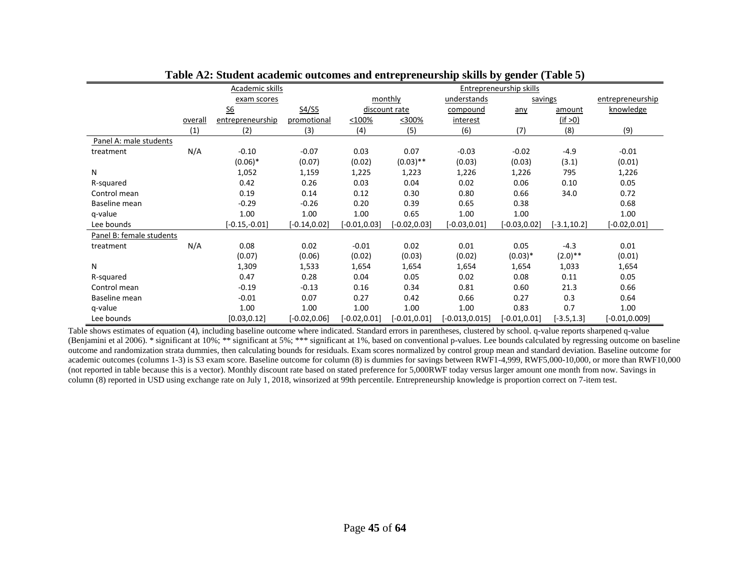**Table A2: Student academic outcomes and entrepreneurship skills by gender (Table 5)**

| | Academic skills | | | Entrepreneurship skills | | | | | |
|---|---|---|---|---|---|---|---|---|---|
| | exam scores | | | monthly discount rate | | understands compound interest | savings | | entrepreneurship knowledge |
| | overall | S6 entrepreneurship | S4/S5 promotional | <100% | <300% | | any | amount (if >0) | |
| | (1) | (2) | (3) | (4) | (5) | (6) | (7) | (8) | (9) |
| Panel A: male students | | | | | | | | | |
| treatment | N/A | -0.10 | -0.07 | 0.03 | 0.07 | -0.03 | -0.02 | -4.9 | -0.01 |
| | | (0.06)* | (0.07) | (0.02) | (0.03)** | (0.03) | (0.03) | (3.1) | (0.01) |
| N | | 1,052 | 1,159 | 1,225 | 1,223 | 1,226 | 1,226 | 795 | 1,226 |
| R-squared | | 0.42 | 0.26 | 0.03 | 0.04 | 0.02 | 0.06 | 0.10 | 0.05 |
| Control mean | | 0.19 | 0.14 | 0.12 | 0.30 | 0.80 | 0.66 | 34.0 | 0.72 |
| Baseline mean | | -0.29 | -0.26 | 0.20 | 0.39 | 0.65 | 0.38 | | 0.68 |
| q-value | | 1.00 | 1.00 | 1.00 | 0.65 | 1.00 | 1.00 | | 1.00 |
| Lee bounds | | [-0.15,-0.01] | [-0.14,0.02] | [-0.01,0.03] | [-0.02,0.03] | [-0.03,0.01] | [-0.03,0.02] | [-3.1,10.2] | [-0.02,0.01] |
| Panel B: female students | | | | | | | | | |
| treatment | N/A | 0.08 | 0.02 | -0.01 | 0.02 | 0.01 | 0.05 | -4.3 | 0.01 |
| | | (0.07) | (0.06) | (0.02) | (0.03) | (0.02) | (0.03)* | (2.0)** | (0.01) |
| N | | 1,309 | 1,533 | 1,654 | 1,654 | 1,654 | 1,654 | 1,033 | 1,654 |
| R-squared | | 0.47 | 0.28 | 0.04 | 0.05 | 0.02 | 0.08 | 0.11 | 0.05 |
| Control mean | | -0.19 | -0.13 | 0.16 | 0.34 | 0.81 | 0.60 | 21.3 | 0.66 |
| Baseline mean | | -0.01 | 0.07 | 0.27 | 0.42 | 0.66 | 0.27 | 0.3 | 0.64 |
| q-value | | 1.00 | 1.00 | 1.00 | 1.00 | 1.00 | 0.83 | 0.7 | 1.00 |
| Lee bounds | | [0.03,0.12] | [-0.02,0.06] | [-0.02,0.01] | [-0.01,0.01] | [-0.013,0.015] | [-0.01,0.01] | [-3.5,1.3] | [-0.01,0.009] |

Table shows estimates of equation (4), including baseline outcome where indicated. Standard errors in parentheses, clustered by school. q-value reports sharpened q-value (Benjamini et al 2006). * significant at 10%; ** significant at 5%; *** significant at 1%, based on conventional p-values. Lee bounds calculated by regressing outcome on baseline outcome and randomization strata dummies, then calculating bounds for residuals. Exam scores normalized by control group mean and standard deviation. Baseline outcome for academic outcomes (columns 1-3) is S3 exam score. Baseline outcome for column (8) is dummies for savings between RWF1-4,999, RWF5,000-10,000, or more than RWF10,000 (not reported in table because this is a vector). Monthly discount rate based on stated preference for 5,000RWF today versus larger amount one month from now. Savings in column (8) reported in USD using exchange rate on July 1, 2018, winsorized at 99th percentile. Entrepreneurship knowledge is proportion correct on 7-item test.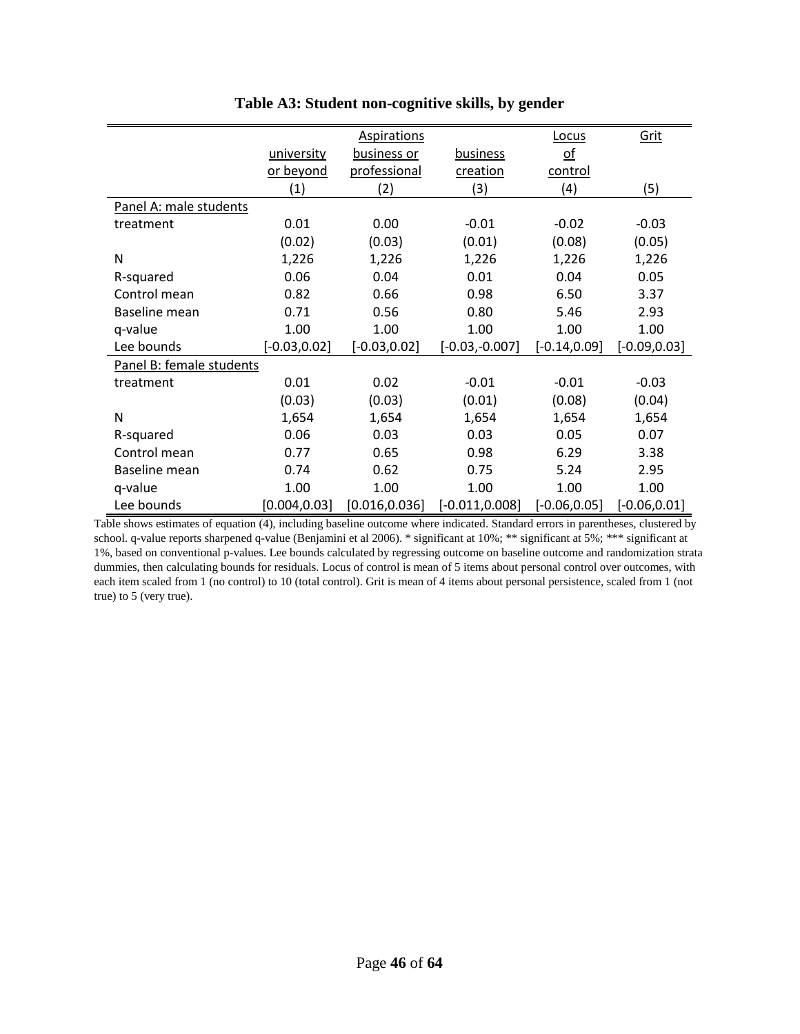**Table A3: Student non-cognitive skills, by gender**

| | Aspirations | | | Locus of control | Grit |
|---|---|---|---|---|---|
| | university or beyond | business or professional | business creation | | |
| | (1) | (2) | (3) | (4) | (5) |
| Panel A: male students | | | | | |
| treatment | 0.01 | 0.00 | -0.01 | -0.02 | -0.03 |
| | (0.02) | (0.03) | (0.01) | (0.08) | (0.05) |
| N | 1,226 | 1,226 | 1,226 | 1,226 | 1,226 |
| R-squared | 0.06 | 0.04 | 0.01 | 0.04 | 0.05 |
| Control mean | 0.82 | 0.66 | 0.98 | 6.50 | 3.37 |
| Baseline mean | 0.71 | 0.56 | 0.80 | 5.46 | 2.93 |
| q-value | 1.00 | 1.00 | 1.00 | 1.00 | 1.00 |
| Lee bounds | [-0.03,0.02] | [-0.03,0.02] | [-0.03,-0.007] | [-0.14,0.09] | [-0.09,0.03] |
| Panel B: female students | | | | | |
| treatment | 0.01 | 0.02 | -0.01 | -0.01 | -0.03 |
| | (0.03) | (0.03) | (0.01) | (0.08) | (0.04) |
| N | 1,654 | 1,654 | 1,654 | 1,654 | 1,654 |
| R-squared | 0.06 | 0.03 | 0.03 | 0.05 | 0.07 |
| Control mean | 0.77 | 0.65 | 0.98 | 6.29 | 3.38 |
| Baseline mean | 0.74 | 0.62 | 0.75 | 5.24 | 2.95 |
| q-value | 1.00 | 1.00 | 1.00 | 1.00 | 1.00 |
| Lee bounds | [0.004,0.03] | [0.016,0.036] | [-0.011,0.008] | [-0.06,0.05] | [-0.06,0.01] |

Table shows estimates of equation (4), including baseline outcome where indicated. Standard errors in parentheses, clustered by school. q-value reports sharpened q-value (Benjamini et al 2006). * significant at 10%; ** significant at 5%; *** significant at 1%, based on conventional p-values. Lee bounds calculated by regressing outcome on baseline outcome and randomization strata dummies, then calculating bounds for residuals. Locus of control is mean of 5 items about personal control over outcomes, with each item scaled from 1 (no control) to 10 (total control). Grit is mean of 4 items about personal persistence, scaled from 1 (not true) to 5 (very true).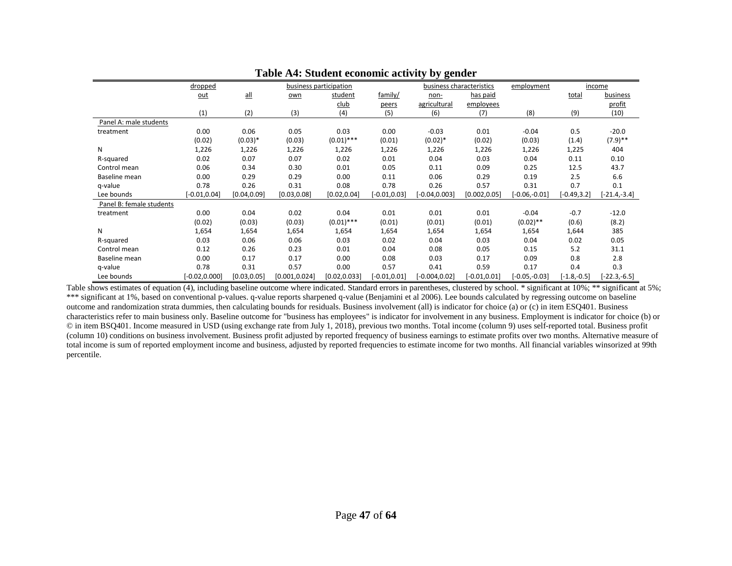**Table A4: Student economic activity by gender**

| | dropped out | business participation | | | | business characteristics | | employment | income | |
|---|---|---|---|---|---|---|---|---|---|---|
| | | all | own | student club | family/ peers | non-agricultural | has paid employees | | total | business profit |
| | (1) | (2) | (3) | (4) | (5) | (6) | (7) | (8) | (9) | (10) |
| Panel A: male students | | | | | | | | | | |
| treatment | 0.00 | 0.06 | 0.05 | 0.03 | 0.00 | -0.03 | 0.01 | -0.04 | 0.5 | -20.0 |
| | (0.02) | (0.03)* | (0.03) | (0.01)*** | (0.01) | (0.02)* | (0.02) | (0.03) | (1.4) | (7.9)** |
| N | 1,226 | 1,226 | 1,226 | 1,226 | 1,226 | 1,226 | 1,226 | 1,226 | 1,225 | 404 |
| R-squared | 0.02 | 0.07 | 0.07 | 0.02 | 0.01 | 0.04 | 0.03 | 0.04 | 0.11 | 0.10 |
| Control mean | 0.06 | 0.34 | 0.30 | 0.01 | 0.05 | 0.11 | 0.09 | 0.25 | 12.5 | 43.7 |
| Baseline mean | 0.00 | 0.29 | 0.29 | 0.00 | 0.11 | 0.06 | 0.29 | 0.19 | 2.5 | 6.6 |
| q-value | 0.78 | 0.26 | 0.31 | 0.08 | 0.78 | 0.26 | 0.57 | 0.31 | 0.7 | 0.1 |
| Lee bounds | [-0.01,0.04] | [0.04,0.09] | [0.03,0.08] | [0.02,0.04] | [-0.01,0.03] | [-0.04,0.003] | [0.002,0.05] | [-0.06,-0.01] | [-0.49,3.2] | [-21.4,-3.4] |
| Panel B: female students | | | | | | | | | | |
| treatment | 0.00 | 0.04 | 0.02 | 0.04 | 0.01 | 0.01 | 0.01 | -0.04 | -0.7 | -12.0 |
| | (0.02) | (0.03) | (0.03) | (0.01)*** | (0.01) | (0.01) | (0.01) | (0.02)** | (0.6) | (8.2) |
| N | 1,654 | 1,654 | 1,654 | 1,654 | 1,654 | 1,654 | 1,654 | 1,654 | 1,644 | 385 |
| R-squared | 0.03 | 0.06 | 0.06 | 0.03 | 0.02 | 0.04 | 0.03 | 0.04 | 0.02 | 0.05 |
| Control mean | 0.12 | 0.26 | 0.23 | 0.01 | 0.04 | 0.08 | 0.05 | 0.15 | 5.2 | 31.1 |
| Baseline mean | 0.00 | 0.17 | 0.17 | 0.00 | 0.08 | 0.03 | 0.17 | 0.09 | 0.8 | 2.8 |
| q-value | 0.78 | 0.31 | 0.57 | 0.00 | 0.57 | 0.41 | 0.59 | 0.17 | 0.4 | 0.3 |
| Lee bounds | [-0.02,0.000] | [0.03,0.05] | [0.001,0.024] | [0.02,0.033] | [-0.01,0.01] | [-0.004,0.02] | [-0.01,0.01] | [-0.05,-0.03] | [-1.8,-0.5] | [-22.3,-6.5] |

Table shows estimates of equation (4), including baseline outcome where indicated. Standard errors in parentheses, clustered by school. * significant at 10%; ** significant at 5%; *** significant at 1%, based on conventional p-values. q-value reports sharpened q-value (Benjamini et al 2006). Lee bounds calculated by regressing outcome on baseline outcome and randomization strata dummies, then calculating bounds for residuals. Business involvement (all) is indicator for choice (a) or (c) in item ESQ401. Business characteristics refer to main business only. Baseline outcome for "business has employees" is indicator for involvement in any business. Employment is indicator for choice (b) or © in item BSQ401. Income measured in USD (using exchange rate from July 1, 2018), previous two months. Total income (column 9) uses self-reported total. Business profit (column 10) conditions on business involvement. Business profit adjusted by reported frequency of business earnings to estimate profits over two months. Alternative measure of total income is sum of reported employment income and business, adjusted by reported frequencies to estimate income for two months. All financial variables winsorized at 99th percentile.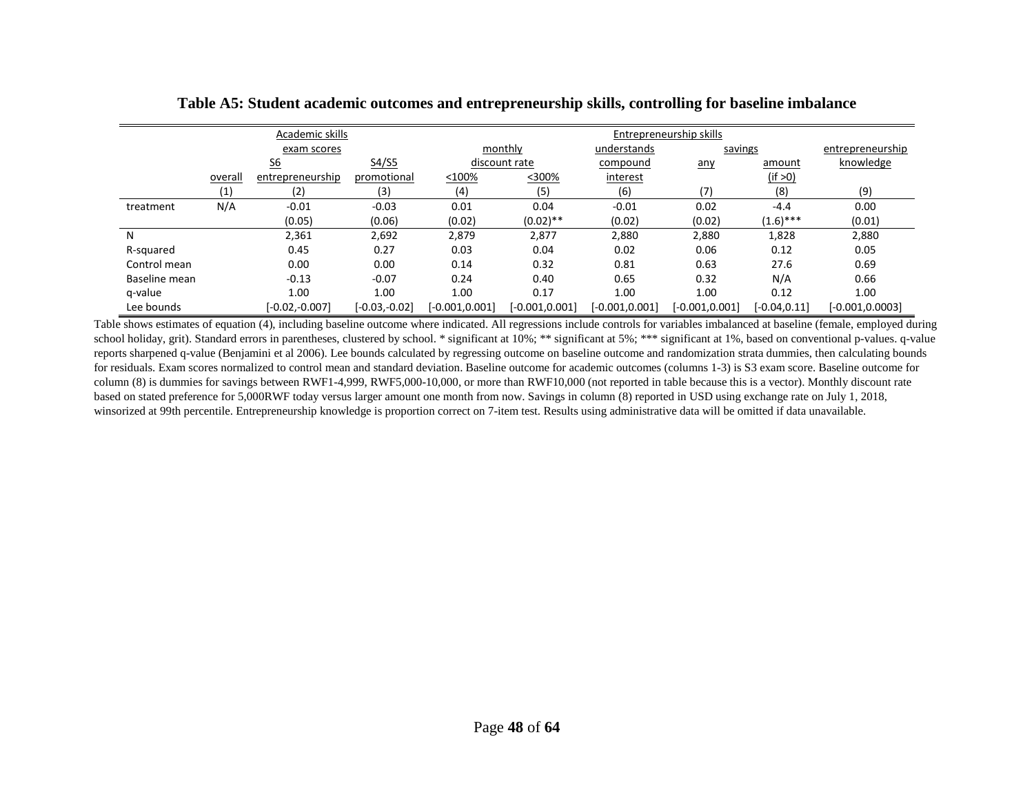**Table A5: Student academic outcomes and entrepreneurship skills, controlling for baseline imbalance**

| | Academic skills | | | Entrepreneurship skills | | | | | |
|---|---|---|---|---|---|---|---|---|---|
| | exam scores | | | monthly discount rate | | understands compound interest | savings | | entrepreneurship knowledge |
| | overall | S6 entrepreneurship | S4/S5 promotional | <100% | <300% | | any | amount (if >0) | |
| | (1) | (2) | (3) | (4) | (5) | (6) | (7) | (8) | (9) |
| treatment | N/A | -0.01 | -0.03 | 0.01 | 0.04 | -0.01 | 0.02 | -4.4 | 0.00 |
| | | (0.05) | (0.06) | (0.02) | (0.02)** | (0.02) | (0.02) | (1.6)*** | (0.01) |
| N | | 2,361 | 2,692 | 2,879 | 2,877 | 2,880 | 2,880 | 1,828 | 2,880 |
| R-squared | | 0.45 | 0.27 | 0.03 | 0.04 | 0.02 | 0.06 | 0.12 | 0.05 |
| Control mean | | 0.00 | 0.00 | 0.14 | 0.32 | 0.81 | 0.63 | 27.6 | 0.69 |
| Baseline mean | | -0.13 | -0.07 | 0.24 | 0.40 | 0.65 | 0.32 | N/A | 0.66 |
| q-value | | 1.00 | 1.00 | 1.00 | 0.17 | 1.00 | 1.00 | 0.12 | 1.00 |
| Lee bounds | | [-0.02,-0.007] | [-0.03,-0.02] | [-0.001,0.001] | [-0.001,0.001] | [-0.001,0.001] | [-0.001,0.001] | [-0.04,0.11] | [-0.001,0.0003] |

Table shows estimates of equation (4), including baseline outcome where indicated. All regressions include controls for variables imbalanced at baseline (female, employed during school holiday, grit). Standard errors in parentheses, clustered by school. * significant at 10%; ** significant at 5%; *** significant at 1%, based on conventional p-values. q-value reports sharpened q-value (Benjamini et al 2006). Lee bounds calculated by regressing outcome on baseline outcome and randomization strata dummies, then calculating bounds for residuals. Exam scores normalized to control mean and standard deviation. Baseline outcome for academic outcomes (columns 1-3) is S3 exam score. Baseline outcome for column (8) is dummies for savings between RWF1-4,999, RWF5,000-10,000, or more than RWF10,000 (not reported in table because this is a vector). Monthly discount rate based on stated preference for 5,000RWF today versus larger amount one month from now. Savings in column (8) reported in USD using exchange rate on July 1, 2018, winsorized at 99th percentile. Entrepreneurship knowledge is proportion correct on 7-item test. Results using administrative data will be omitted if data unavailable.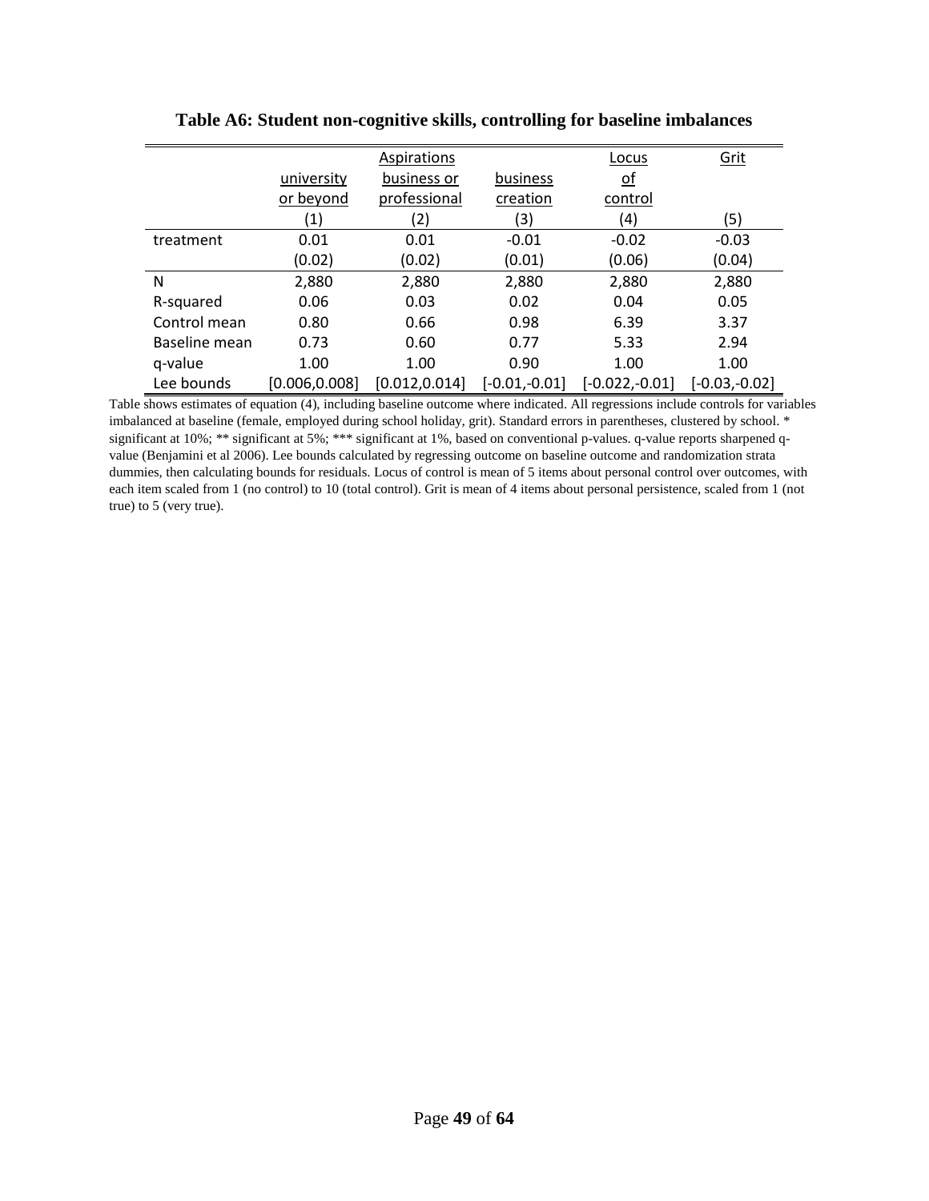**Table A6: Student non-cognitive skills, controlling for baseline imbalances**

| | Aspirations | | | Locus of control | Grit |
|---|---|---|---|---|---|
| | university or beyond | business or professional | business creation | | |
| | (1) | (2) | (3) | (4) | (5) |
| treatment | 0.01 | 0.01 | -0.01 | -0.02 | -0.03 |
| | (0.02) | (0.02) | (0.01) | (0.06) | (0.04) |
| N | 2,880 | 2,880 | 2,880 | 2,880 | 2,880 |
| R-squared | 0.06 | 0.03 | 0.02 | 0.04 | 0.05 |
| Control mean | 0.80 | 0.66 | 0.98 | 6.39 | 3.37 |
| Baseline mean | 0.73 | 0.60 | 0.77 | 5.33 | 2.94 |
| q-value | 1.00 | 1.00 | 0.90 | 1.00 | 1.00 |
| Lee bounds | [0.006,0.008] | [0.012,0.014] | [-0.01,-0.01] | [-0.022,-0.01] | [-0.03,-0.02] |

Table shows estimates of equation (4), including baseline outcome where indicated. All regressions include controls for variables imbalanced at baseline (female, employed during school holiday, grit). Standard errors in parentheses, clustered by school. * significant at 10%; ** significant at 5%; *** significant at 1%, based on conventional p-values. q-value reports sharpened q-value (Benjamini et al 2006). Lee bounds calculated by regressing outcome on baseline outcome and randomization strata dummies, then calculating bounds for residuals. Locus of control is mean of 5 items about personal control over outcomes, with each item scaled from 1 (no control) to 10 (total control). Grit is mean of 4 items about personal persistence, scaled from 1 (not true) to 5 (very true).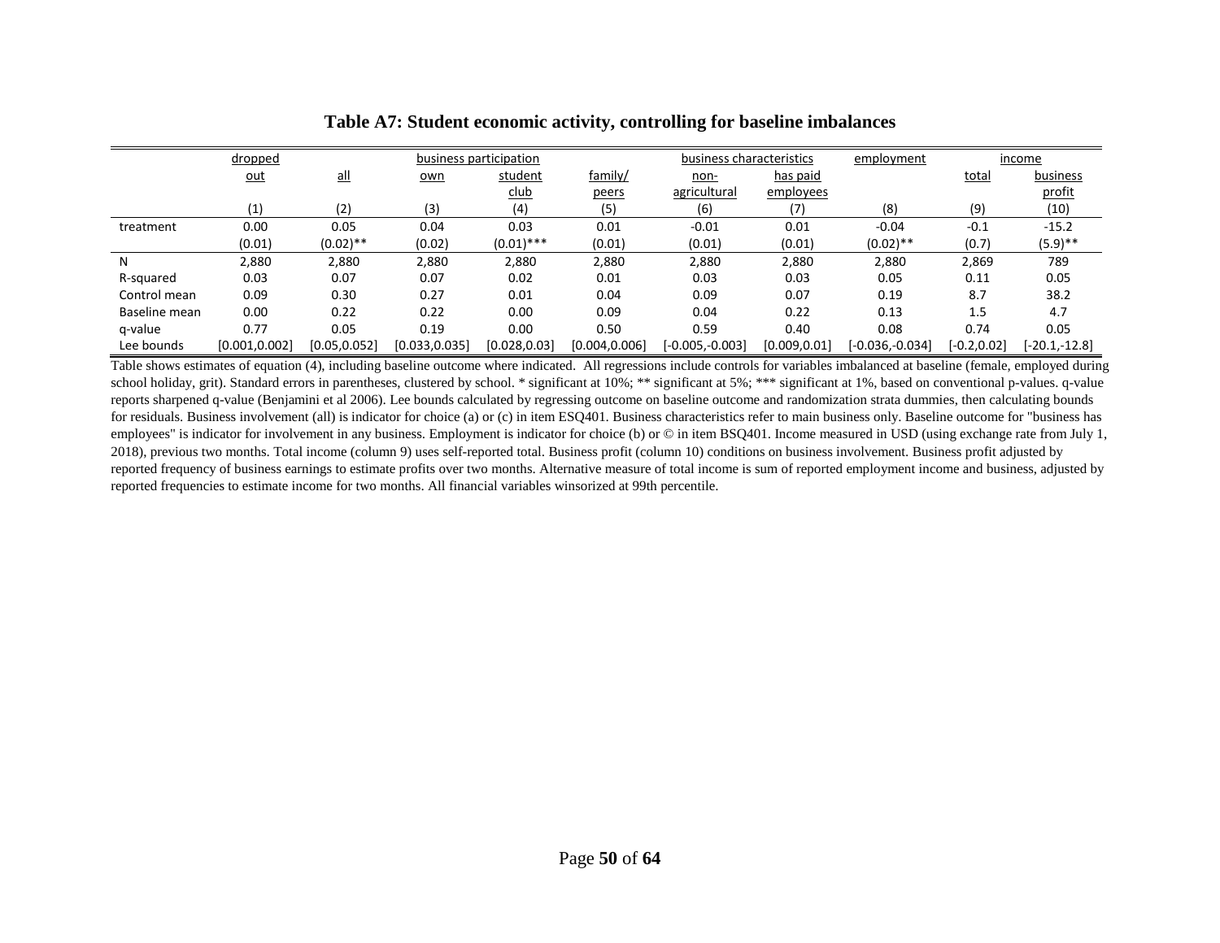# Table A7: Student economic activity, controlling for baseline imbalances

| | dropped | business participation | | | | business characteristics | | employment | income | |
|---|---|---|---|---|---|---|---|---|---|---|
| | out | all | own | student club | family/ peers | non-agricultural | has paid employees | | total | business profit |
| | (1) | (2) | (3) | (4) | (5) | (6) | (7) | (8) | (9) | (10) |
| treatment | 0.00 | 0.05 | 0.04 | 0.03 | 0.01 | -0.01 | 0.01 | -0.04 | -0.1 | -15.2 |
| | (0.01) | (0.02)** | (0.02) | (0.01)*** | (0.01) | (0.01) | (0.01) | (0.02)** | (0.7) | (5.9)** |
| N | 2,880 | 2,880 | 2,880 | 2,880 | 2,880 | 2,880 | 2,880 | 2,880 | 2,869 | 789 |
| R-squared | 0.03 | 0.07 | 0.07 | 0.02 | 0.01 | 0.03 | 0.03 | 0.05 | 0.11 | 0.05 |
| Control mean | 0.09 | 0.30 | 0.27 | 0.01 | 0.04 | 0.09 | 0.07 | 0.19 | 8.7 | 38.2 |
| Baseline mean | 0.00 | 0.22 | 0.22 | 0.00 | 0.09 | 0.04 | 0.22 | 0.13 | 1.5 | 4.7 |
| q-value | 0.77 | 0.05 | 0.19 | 0.00 | 0.50 | 0.59 | 0.40 | 0.08 | 0.74 | 0.05 |
| Lee bounds | [0.001,0.002] | [0.05,0.052] | [0.033,0.035] | [0.028,0.03] | [0.004,0.006] | [-0.005,-0.003] | [0.009,0.01] | [-0.036,-0.034] | [-0.2,0.02] | [-20.1,-12.8] |

Table shows estimates of equation (4), including baseline outcome where indicated. All regressions include controls for variables imbalanced at baseline (female, employed during school holiday, grit). Standard errors in parentheses, clustered by school. * significant at 10%; ** significant at 5%; *** significant at 1%, based on conventional p-values. q-value reports sharpened q-value (Benjamini et al 2006). Lee bounds calculated by regressing outcome on baseline outcome and randomization strata dummies, then calculating bounds for residuals. Business involvement (all) is indicator for choice (a) or (c) in item ESQ401. Business characteristics refer to main business only. Baseline outcome for "business has employees" is indicator for involvement in any business. Employment is indicator for choice (b) or © in item BSQ401. Income measured in USD (using exchange rate from July 1, 2018), previous two months. Total income (column 9) uses self-reported total. Business profit (column 10) conditions on business involvement. Business profit adjusted by reported frequency of business earnings to estimate profits over two months. Alternative measure of total income is sum of reported employment income and business, adjusted by reported frequencies to estimate income for two months. All financial variables winsorized at 99th percentile.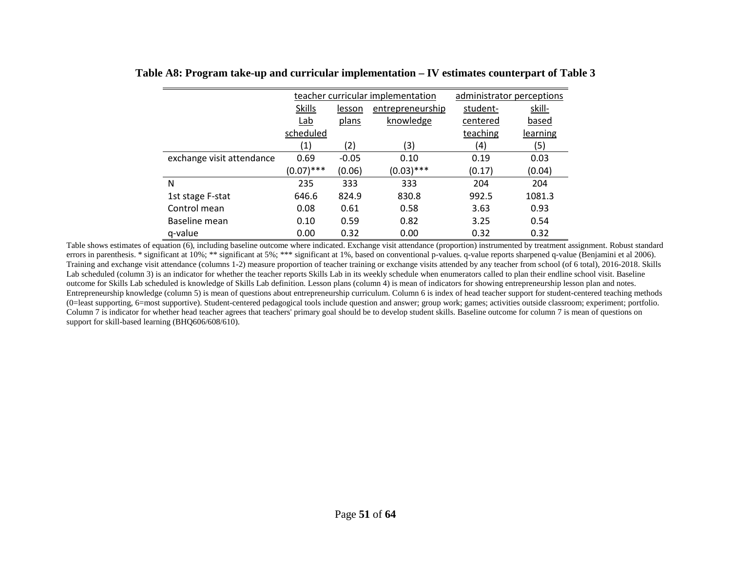**Table A8: Program take-up and curricular implementation – IV estimates counterpart of Table 3**

| | teacher curricular implementation | | | administrator perceptions | |
|---|---|---|---|---|---|
| | Skills Lab scheduled | lesson plans | entrepreneurship knowledge | student-centered teaching | skill-based learning |
| | (1) | (2) | (3) | (4) | (5) |
| exchange visit attendance | 0.69 | -0.05 | 0.10 | 0.19 | 0.03 |
| | (0.07)*** | (0.06) | (0.03)*** | (0.17) | (0.04) |
| N | 235 | 333 | 333 | 204 | 204 |
| 1st stage F-stat | 646.6 | 824.9 | 830.8 | 992.5 | 1081.3 |
| Control mean | 0.08 | 0.61 | 0.58 | 3.63 | 0.93 |
| Baseline mean | 0.10 | 0.59 | 0.82 | 3.25 | 0.54 |
| q-value | 0.00 | 0.32 | 0.00 | 0.32 | 0.32 |

Table shows estimates of equation (6), including baseline outcome where indicated. Exchange visit attendance (proportion) instrumented by treatment assignment. Robust standard errors in parenthesis. * significant at 10%; ** significant at 5%; *** significant at 1%, based on conventional p-values. q-value reports sharpened q-value (Benjamini et al 2006). Training and exchange visit attendance (columns 1-2) measure proportion of teacher training or exchange visits attended by any teacher from school (of 6 total), 2016-2018. Skills Lab scheduled (column 3) is an indicator for whether the teacher reports Skills Lab in its weekly schedule when enumerators called to plan their endline school visit. Baseline outcome for Skills Lab scheduled is knowledge of Skills Lab definition. Lesson plans (column 4) is mean of indicators for showing entrepreneurship lesson plan and notes. Entrepreneurship knowledge (column 5) is mean of questions about entrepreneurship curriculum. Column 6 is index of head teacher support for student-centered teaching methods (0=least supporting, 6=most supportive). Student-centered pedagogical tools include question and answer; group work; games; activities outside classroom; experiment; portfolio. Column 7 is indicator for whether head teacher agrees that teachers' primary goal should be to develop student skills. Baseline outcome for column 7 is mean of questions on support for skill-based learning (BHQ606/608/610).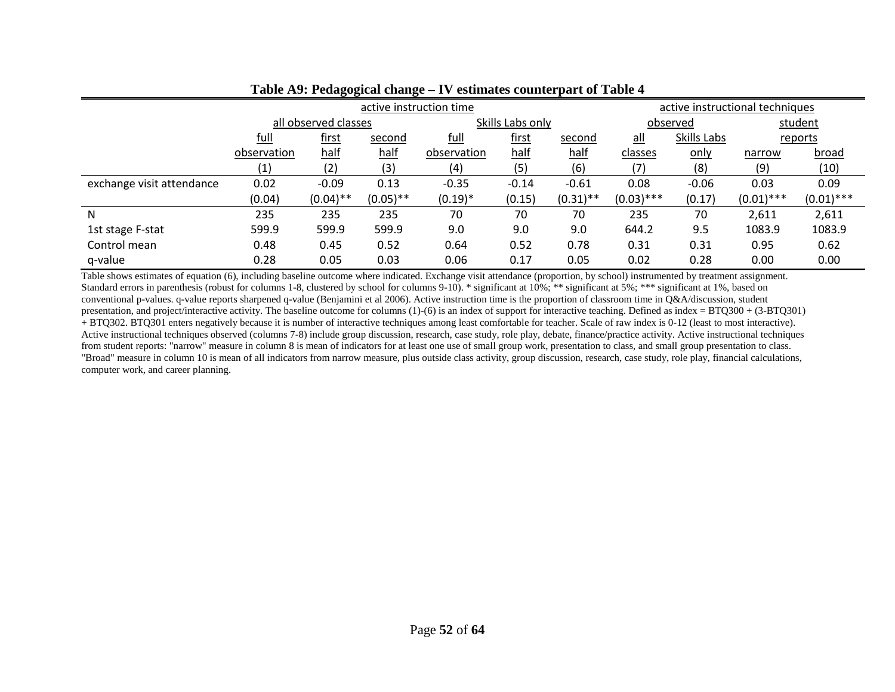**Table A9: Pedagogical change – IV estimates counterpart of Table 4**

| | active instruction time | | | | | | active instructional techniques | | | |
|---|---|---|---|---|---|---|---|---|---|---|
| | all observed classes | | | Skills Labs only | | | observed | | student reports | |
| | full observation | first half | second half | full observation | first half | second half | all classes | Skills Labs only | narrow | broad |
| | (1) | (2) | (3) | (4) | (5) | (6) | (7) | (8) | (9) | (10) |
| exchange visit attendance | 0.02 | -0.09 | 0.13 | -0.35 | -0.14 | -0.61 | 0.08 | -0.06 | 0.03 | 0.09 |
| | (0.04) | (0.04)** | (0.05)** | (0.19)* | (0.15) | (0.31)** | (0.03)*** | (0.17) | (0.01)*** | (0.01)*** |
| N | 235 | 235 | 235 | 70 | 70 | 70 | 235 | 70 | 2,611 | 2,611 |
| 1st stage F-stat | 599.9 | 599.9 | 599.9 | 9.0 | 9.0 | 9.0 | 644.2 | 9.5 | 1083.9 | 1083.9 |
| Control mean | 0.48 | 0.45 | 0.52 | 0.64 | 0.52 | 0.78 | 0.31 | 0.31 | 0.95 | 0.62 |
| q-value | 0.28 | 0.05 | 0.03 | 0.06 | 0.17 | 0.05 | 0.02 | 0.28 | 0.00 | 0.00 |

Table shows estimates of equation (6), including baseline outcome where indicated. Exchange visit attendance (proportion, by school) instrumented by treatment assignment. Standard errors in parenthesis (robust for columns 1-8, clustered by school for columns 9-10). * significant at 10%; ** significant at 5%; *** significant at 1%, based on conventional p-values. q-value reports sharpened q-value (Benjamini et al 2006). Active instruction time is the proportion of classroom time in Q&A/discussion, student presentation, and project/interactive activity. The baseline outcome for columns (1)-(6) is an index of support for interactive teaching. Defined as index = BTQ300 + (3-BTQ301) + BTQ302. BTQ301 enters negatively because it is number of interactive techniques among least comfortable for teacher. Scale of raw index is 0-12 (least to most interactive). Active instructional techniques observed (columns 7-8) include group discussion, research, case study, role play, debate, finance/practice activity. Active instructional techniques from student reports: "narrow" measure in column 8 is mean of indicators for at least one use of small group work, presentation to class, and small group presentation to class. "Broad" measure in column 10 is mean of all indicators from narrow measure, plus outside class activity, group discussion, research, case study, role play, financial calculations, computer work, and career planning.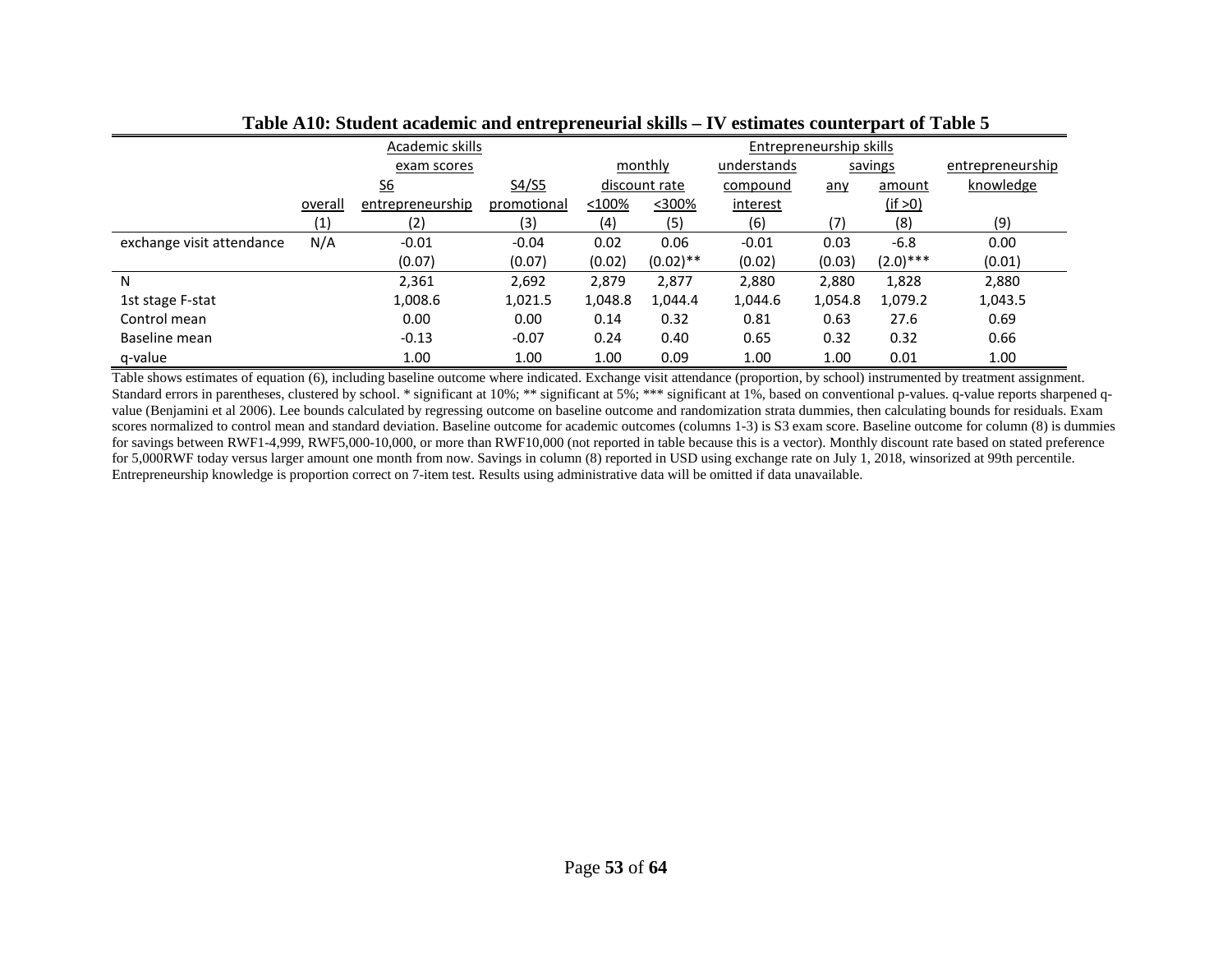**Table A10: Student academic and entrepreneurial skills – IV estimates counterpart of Table 5**

| | Academic skills | | | Entrepreneurship skills | | | | | |
|---|---|---|---|---|---|---|---|---|---|
| | | exam scores | | monthly | | understands | savings | | entrepreneurship |
| | | S6 | S4/S5 | discount rate | | compound | any | amount | knowledge |
| | overall | entrepreneurship | promotional | <100% | <300% | interest | | (if >0) | |
| | (1) | (2) | (3) | (4) | (5) | (6) | (7) | (8) | (9) |
| exchange visit attendance | N/A | -0.01 | -0.04 | 0.02 | 0.06 | -0.01 | 0.03 | -6.8 | 0.00 |
| | | (0.07) | (0.07) | (0.02) | (0.02)** | (0.02) | (0.03) | (2.0)*** | (0.01) |
| N | | 2,361 | 2,692 | 2,879 | 2,877 | 2,880 | 2,880 | 1,828 | 2,880 |
| 1st stage F-stat | | 1,008.6 | 1,021.5 | 1,048.8 | 1,044.4 | 1,044.6 | 1,054.8 | 1,079.2 | 1,043.5 |
| Control mean | | 0.00 | 0.00 | 0.14 | 0.32 | 0.81 | 0.63 | 27.6 | 0.69 |
| Baseline mean | | -0.13 | -0.07 | 0.24 | 0.40 | 0.65 | 0.32 | 0.32 | 0.66 |
| q-value | | 1.00 | 1.00 | 1.00 | 0.09 | 1.00 | 1.00 | 0.01 | 1.00 |

Table shows estimates of equation (6), including baseline outcome where indicated. Exchange visit attendance (proportion, by school) instrumented by treatment assignment. Standard errors in parentheses, clustered by school. * significant at 10%; ** significant at 5%; *** significant at 1%, based on conventional p-values. q-value reports sharpened q-value (Benjamini et al 2006). Lee bounds calculated by regressing outcome on baseline outcome and randomization strata dummies, then calculating bounds for residuals. Exam scores normalized to control mean and standard deviation. Baseline outcome for academic outcomes (columns 1-3) is S3 exam score. Baseline outcome for column (8) is dummies for savings between RWF1-4,999, RWF5,000-10,000, or more than RWF10,000 (not reported in table because this is a vector). Monthly discount rate based on stated preference for 5,000RWF today versus larger amount one month from now. Savings in column (8) reported in USD using exchange rate on July 1, 2018, winsorized at 99th percentile. Entrepreneurship knowledge is proportion correct on 7-item test. Results using administrative data will be omitted if data unavailable.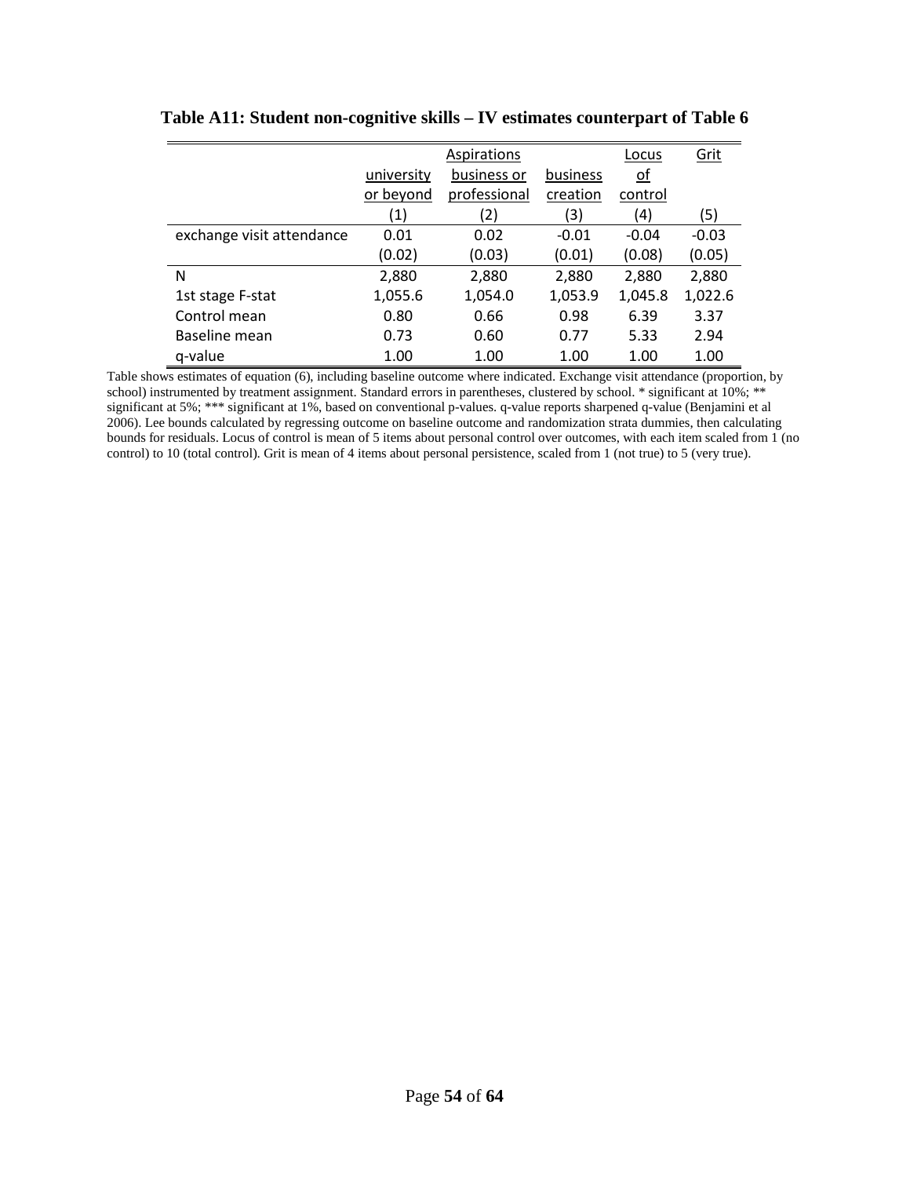**Table A11: Student non-cognitive skills – IV estimates counterpart of Table 6**

| | Aspirations | | | Locus of control | Grit |
|---|---|---|---|---|---|
| | university or beyond | business or professional | business creation | | |
| | (1) | (2) | (3) | (4) | (5) |
| exchange visit attendance | 0.01 | 0.02 | -0.01 | -0.04 | -0.03 |
| | (0.02) | (0.03) | (0.01) | (0.08) | (0.05) |
| N | 2,880 | 2,880 | 2,880 | 2,880 | 2,880 |
| 1st stage F-stat | 1,055.6 | 1,054.0 | 1,053.9 | 1,045.8 | 1,022.6 |
| Control mean | 0.80 | 0.66 | 0.98 | 6.39 | 3.37 |
| Baseline mean | 0.73 | 0.60 | 0.77 | 5.33 | 2.94 |
| q-value | 1.00 | 1.00 | 1.00 | 1.00 | 1.00 |

Table shows estimates of equation (6), including baseline outcome where indicated. Exchange visit attendance (proportion, by school) instrumented by treatment assignment. Standard errors in parentheses, clustered by school. * significant at 10%; ** significant at 5%; *** significant at 1%, based on conventional p-values. q-value reports sharpened q-value (Benjamini et al 2006). Lee bounds calculated by regressing outcome on baseline outcome and randomization strata dummies, then calculating bounds for residuals. Locus of control is mean of 5 items about personal control over outcomes, with each item scaled from 1 (no control) to 10 (total control). Grit is mean of 4 items about personal persistence, scaled from 1 (not true) to 5 (very true).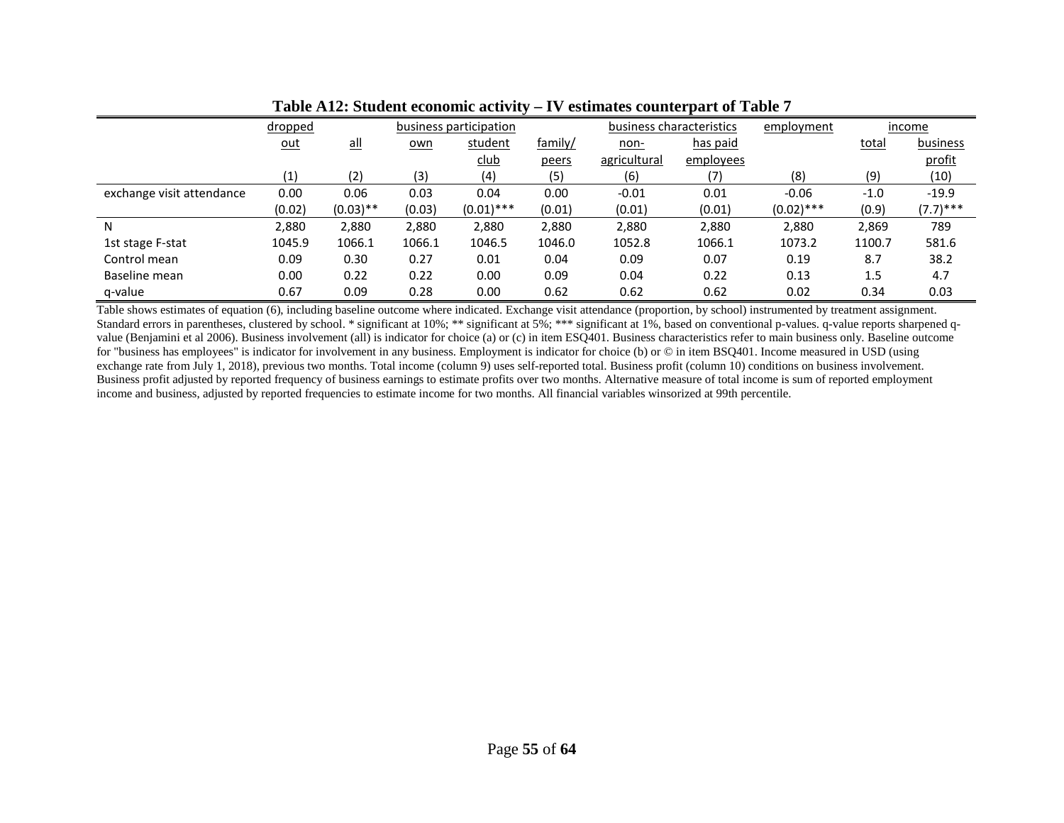**Table A12: Student economic activity – IV estimates counterpart of Table 7**

| | dropped out | business participation | | | | business characteristics | | employment | income | |
|---|---|---|---|---|---|---|---|---|---|---|
| | | all | own | student club | family/ peers | non-agricultural | has paid employees | | total | business profit |
| | (1) | (2) | (3) | (4) | (5) | (6) | (7) | (8) | (9) | (10) |
| exchange visit attendance | 0.00 | 0.06 | 0.03 | 0.04 | 0.00 | -0.01 | 0.01 | -0.06 | -1.0 | -19.9 |
| | (0.02) | (0.03)** | (0.03) | (0.01)*** | (0.01) | (0.01) | (0.01) | (0.02)*** | (0.9) | (7.7)*** |
| N | 2,880 | 2,880 | 2,880 | 2,880 | 2,880 | 2,880 | 2,880 | 2,880 | 2,869 | 789 |
| 1st stage F-stat | 1045.9 | 1066.1 | 1066.1 | 1046.5 | 1046.0 | 1052.8 | 1066.1 | 1073.2 | 1100.7 | 581.6 |
| Control mean | 0.09 | 0.30 | 0.27 | 0.01 | 0.04 | 0.09 | 0.07 | 0.19 | 8.7 | 38.2 |
| Baseline mean | 0.00 | 0.22 | 0.22 | 0.00 | 0.09 | 0.04 | 0.22 | 0.13 | 1.5 | 4.7 |
| q-value | 0.67 | 0.09 | 0.28 | 0.00 | 0.62 | 0.62 | 0.62 | 0.02 | 0.34 | 0.03 |

Table shows estimates of equation (6), including baseline outcome where indicated. Exchange visit attendance (proportion, by school) instrumented by treatment assignment. Standard errors in parentheses, clustered by school. * significant at 10%; ** significant at 5%; *** significant at 1%, based on conventional p-values. q-value reports sharpened q-value (Benjamini et al 2006). Business involvement (all) is indicator for choice (a) or (c) in item ESQ401. Business characteristics refer to main business only. Baseline outcome for "business has employees" is indicator for involvement in any business. Employment is indicator for choice (b) or © in item BSQ401. Income measured in USD (using exchange rate from July 1, 2018), previous two months. Total income (column 9) uses self-reported total. Business profit (column 10) conditions on business involvement. Business profit adjusted by reported frequency of business earnings to estimate profits over two months. Alternative measure of total income is sum of reported employment income and business, adjusted by reported frequencies to estimate income for two months. All financial variables winsorized at 99th percentile.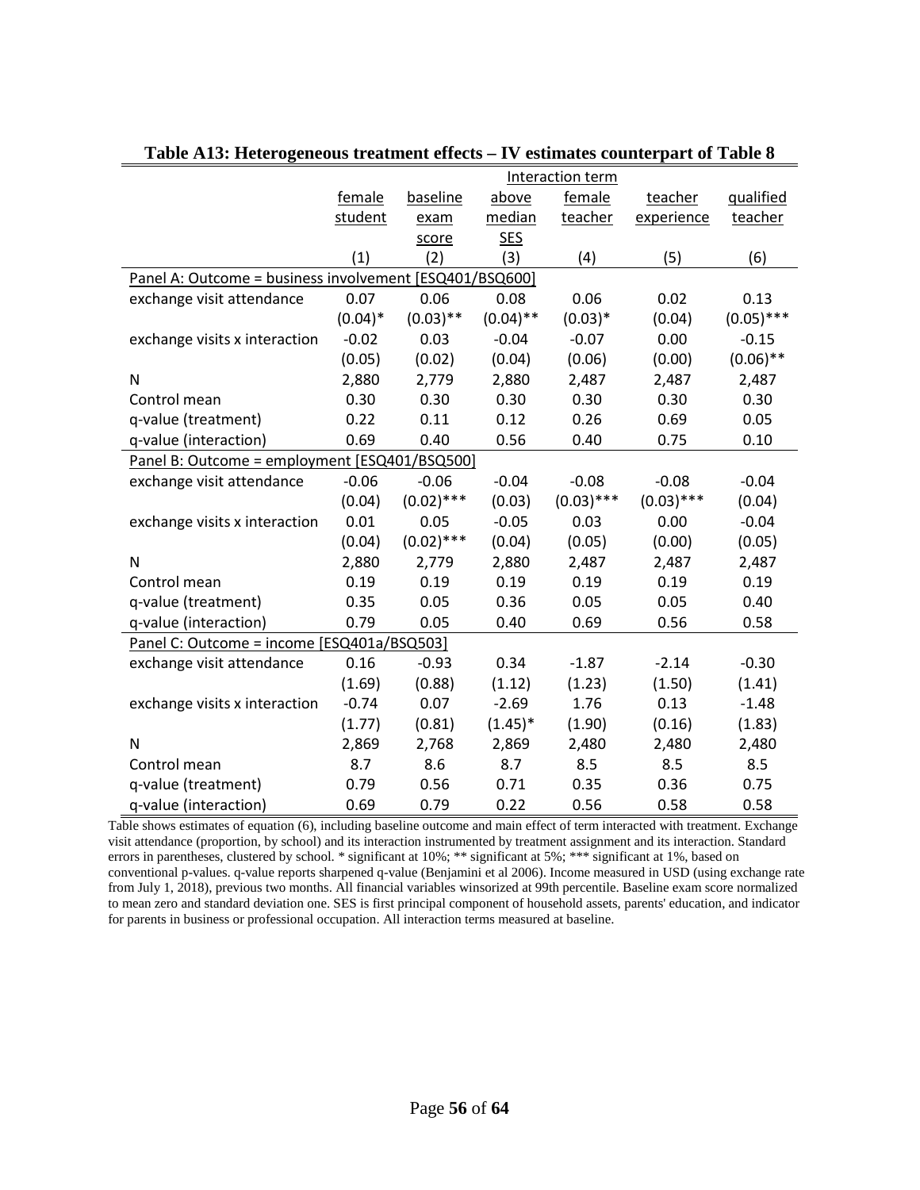**Table A13: Heterogeneous treatment effects – IV estimates counterpart of Table 8**

| | Interaction term | | | | | |
|---|---|---|---|---|---|---|
| | female student | baseline exam score | above median SES | female teacher | teacher experience | qualified teacher |
| | (1) | (2) | (3) | (4) | (5) | (6) |
| Panel A: Outcome = business involvement [ESQ401/BSQ600] | | | | | | |
| exchange visit attendance | 0.07 | 0.06 | 0.08 | 0.06 | 0.02 | 0.13 |
| | (0.04)* | (0.03)** | (0.04)** | (0.03)* | (0.04) | (0.05)*** |
| exchange visits x interaction | -0.02 | 0.03 | -0.04 | -0.07 | 0.00 | -0.15 |
| | (0.05) | (0.02) | (0.04) | (0.06) | (0.00) | (0.06)** |
| N | 2,880 | 2,779 | 2,880 | 2,487 | 2,487 | 2,487 |
| Control mean | 0.30 | 0.30 | 0.30 | 0.30 | 0.30 | 0.30 |
| q-value (treatment) | 0.22 | 0.11 | 0.12 | 0.26 | 0.69 | 0.05 |
| q-value (interaction) | 0.69 | 0.40 | 0.56 | 0.40 | 0.75 | 0.10 |
| Panel B: Outcome = employment [ESQ401/BSQ500] | | | | | | |
| exchange visit attendance | -0.06 | -0.06 | -0.04 | -0.08 | -0.08 | -0.04 |
| | (0.04) | (0.02)*** | (0.03) | (0.03)*** | (0.03)*** | (0.04) |
| exchange visits x interaction | 0.01 | 0.05 | -0.05 | 0.03 | 0.00 | -0.04 |
| | (0.04) | (0.02)*** | (0.04) | (0.05) | (0.00) | (0.05) |
| N | 2,880 | 2,779 | 2,880 | 2,487 | 2,487 | 2,487 |
| Control mean | 0.19 | 0.19 | 0.19 | 0.19 | 0.19 | 0.19 |
| q-value (treatment) | 0.35 | 0.05 | 0.36 | 0.05 | 0.05 | 0.40 |
| q-value (interaction) | 0.79 | 0.05 | 0.40 | 0.69 | 0.56 | 0.58 |
| Panel C: Outcome = income [ESQ401a/BSQ503] | | | | | | |
| exchange visit attendance | 0.16 | -0.93 | 0.34 | -1.87 | -2.14 | -0.30 |
| | (1.69) | (0.88) | (1.12) | (1.23) | (1.50) | (1.41) |
| exchange visits x interaction | -0.74 | 0.07 | -2.69 | 1.76 | 0.13 | -1.48 |
| | (1.77) | (0.81) | (1.45)* | (1.90) | (0.16) | (1.83) |
| N | 2,869 | 2,768 | 2,869 | 2,480 | 2,480 | 2,480 |
| Control mean | 8.7 | 8.6 | 8.7 | 8.5 | 8.5 | 8.5 |
| q-value (treatment) | 0.79 | 0.56 | 0.71 | 0.35 | 0.36 | 0.75 |
| q-value (interaction) | 0.69 | 0.79 | 0.22 | 0.56 | 0.58 | 0.58 |

Table shows estimates of equation (6), including baseline outcome and main effect of term interacted with treatment. Exchange visit attendance (proportion, by school) and its interaction instrumented by treatment assignment and its interaction. Standard errors in parentheses, clustered by school. * significant at 10%; ** significant at 5%; *** significant at 1%, based on conventional p-values. q-value reports sharpened q-value (Benjamini et al 2006). Income measured in USD (using exchange rate from July 1, 2018), previous two months. All financial variables winsorized at 99th percentile. Baseline exam score normalized to mean zero and standard deviation one. SES is first principal component of household assets, parents' education, and indicator for parents in business or professional occupation. All interaction terms measured at baseline.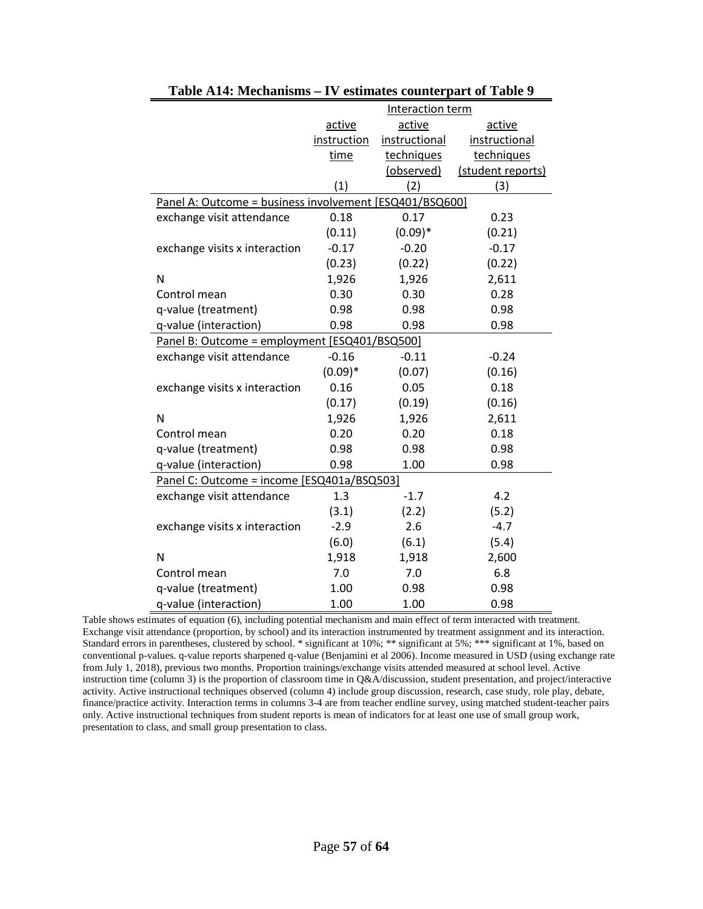**Table A14: Mechanisms – IV estimates counterpart of Table 9**

| | Interaction term | | |
|---|---|---|---|
| | active instruction time | active instructional techniques (observed) | active instructional techniques (student reports) |
| | (1) | (2) | (3) |
| Panel A: Outcome = business involvement [ESQ401/BSQ600] | | | |
| exchange visit attendance | 0.18 | 0.17 | 0.23 |
| | (0.11) | (0.09)* | (0.21) |
| exchange visits x interaction | -0.17 | -0.20 | -0.17 |
| | (0.23) | (0.22) | (0.22) |
| N | 1,926 | 1,926 | 2,611 |
| Control mean | 0.30 | 0.30 | 0.28 |
| q-value (treatment) | 0.98 | 0.98 | 0.98 |
| q-value (interaction) | 0.98 | 0.98 | 0.98 |
| Panel B: Outcome = employment [ESQ401/BSQ500] | | | |
| exchange visit attendance | -0.16 | -0.11 | -0.24 |
| | (0.09)* | (0.07) | (0.16) |
| exchange visits x interaction | 0.16 | 0.05 | 0.18 |
| | (0.17) | (0.19) | (0.16) |
| N | 1,926 | 1,926 | 2,611 |
| Control mean | 0.20 | 0.20 | 0.18 |
| q-value (treatment) | 0.98 | 0.98 | 0.98 |
| q-value (interaction) | 0.98 | 1.00 | 0.98 |
| Panel C: Outcome = income [ESQ401a/BSQ503] | | | |
| exchange visit attendance | 1.3 | -1.7 | 4.2 |
| | (3.1) | (2.2) | (5.2) |
| exchange visits x interaction | -2.9 | 2.6 | -4.7 |
| | (6.0) | (6.1) | (5.4) |
| N | 1,918 | 1,918 | 2,600 |
| Control mean | 7.0 | 7.0 | 6.8 |
| q-value (treatment) | 1.00 | 0.98 | 0.98 |
| q-value (interaction) | 1.00 | 1.00 | 0.98 |

Table shows estimates of equation (6), including potential mechanism and main effect of term interacted with treatment. Exchange visit attendance (proportion, by school) and its interaction instrumented by treatment assignment and its interaction. Standard errors in parentheses, clustered by school. * significant at 10%; ** significant at 5%; *** significant at 1%, based on conventional p-values. q-value reports sharpened q-value (Benjamini et al 2006). Income measured in USD (using exchange rate from July 1, 2018), previous two months. Proportion trainings/exchange visits attended measured at school level. Active instruction time (column 3) is the proportion of classroom time in Q&A/discussion, student presentation, and project/interactive activity. Active instructional techniques observed (column 4) include group discussion, research, case study, role play, debate, finance/practice activity. Interaction terms in columns 3-4 are from teacher endline survey, using matched student-teacher pairs only. Active instructional techniques from student reports is mean of indicators for at least one use of small group work, presentation to class, and small group presentation to class.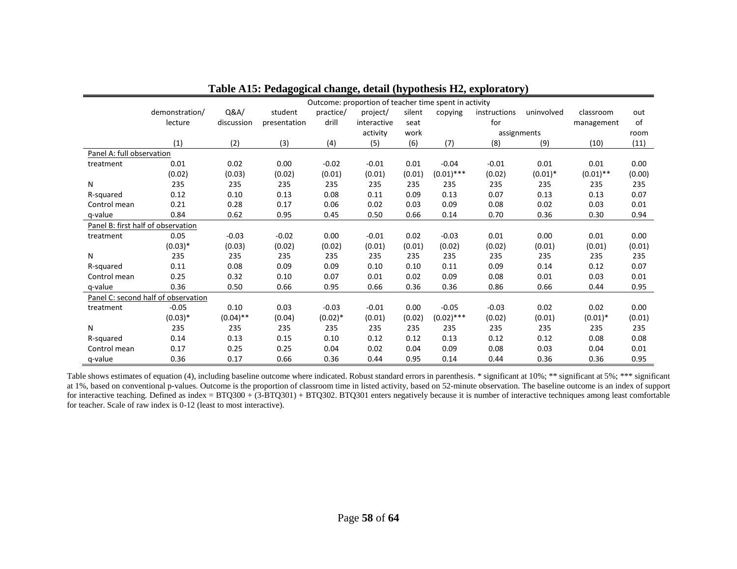# Table A15: Pedagogical change, detail (hypothesis H2, exploratory)

| | Outcome: proportion of teacher time spent in activity | | | | | | | | | | |
|---|---|---|---|---|---|---|---|---|---|---|---|
| | demonstration/ lecture | Q&A/ discussion | student presentation | practice/ drill | project/ interactive activity | silent seat work | copying | instructions for assignments | uninvolved | classroom management | out of room |
| | (1) | (2) | (3) | (4) | (5) | (6) | (7) | (8) | (9) | (10) | (11) |
| **Panel A: full observation** | | | | | | | | | | | |
| treatment | 0.01 | 0.02 | 0.00 | -0.02 | -0.01 | 0.01 | -0.04 | -0.01 | 0.01 | 0.01 | 0.00 |
| | (0.02) | (0.03) | (0.02) | (0.01) | (0.01) | (0.01) | (0.01)*** | (0.02) | (0.01)* | (0.01)** | (0.00) |
| N | 235 | 235 | 235 | 235 | 235 | 235 | 235 | 235 | 235 | 235 | 235 |
| R-squared | 0.12 | 0.10 | 0.13 | 0.08 | 0.11 | 0.09 | 0.13 | 0.07 | 0.13 | 0.13 | 0.07 |
| Control mean | 0.21 | 0.28 | 0.17 | 0.06 | 0.02 | 0.03 | 0.09 | 0.08 | 0.02 | 0.03 | 0.01 |
| q-value | 0.84 | 0.62 | 0.95 | 0.45 | 0.50 | 0.66 | 0.14 | 0.70 | 0.36 | 0.30 | 0.94 |
| **Panel B: first half of observation** | | | | | | | | | | | |
| treatment | 0.05 | -0.03 | -0.02 | 0.00 | -0.01 | 0.02 | -0.03 | 0.01 | 0.00 | 0.01 | 0.00 |
| | (0.03)* | (0.03) | (0.02) | (0.02) | (0.01) | (0.01) | (0.02) | (0.02) | (0.01) | (0.01) | (0.01) |
| N | 235 | 235 | 235 | 235 | 235 | 235 | 235 | 235 | 235 | 235 | 235 |
| R-squared | 0.11 | 0.08 | 0.09 | 0.09 | 0.10 | 0.10 | 0.11 | 0.09 | 0.14 | 0.12 | 0.07 |
| Control mean | 0.25 | 0.32 | 0.10 | 0.07 | 0.01 | 0.02 | 0.09 | 0.08 | 0.01 | 0.03 | 0.01 |
| q-value | 0.36 | 0.50 | 0.66 | 0.95 | 0.66 | 0.36 | 0.36 | 0.86 | 0.66 | 0.44 | 0.95 |
| **Panel C: second half of observation** | | | | | | | | | | | |
| treatment | -0.05 | 0.10 | 0.03 | -0.03 | -0.01 | 0.00 | -0.05 | -0.03 | 0.02 | 0.02 | 0.00 |
| | (0.03)* | (0.04)** | (0.04) | (0.02)* | (0.01) | (0.02) | (0.02)*** | (0.02) | (0.01) | (0.01)* | (0.01) |
| N | 235 | 235 | 235 | 235 | 235 | 235 | 235 | 235 | 235 | 235 | 235 |
| R-squared | 0.14 | 0.13 | 0.15 | 0.10 | 0.12 | 0.12 | 0.13 | 0.12 | 0.12 | 0.08 | 0.08 |
| Control mean | 0.17 | 0.25 | 0.25 | 0.04 | 0.02 | 0.04 | 0.09 | 0.08 | 0.03 | 0.04 | 0.01 |
| q-value | 0.36 | 0.17 | 0.66 | 0.36 | 0.44 | 0.95 | 0.14 | 0.44 | 0.36 | 0.36 | 0.95 |

Table shows estimates of equation (4), including baseline outcome where indicated. Robust standard errors in parenthesis. * significant at 10%; ** significant at 5%; *** significant at 1%, based on conventional p-values. Outcome is the proportion of classroom time in listed activity, based on 52-minute observation. The baseline outcome is an index of support for interactive teaching. Defined as index = BTQ300 + (3-BTQ301) + BTQ302. BTQ301 enters negatively because it is number of interactive techniques among least comfortable for teacher. Scale of raw index is 0-12 (least to most interactive).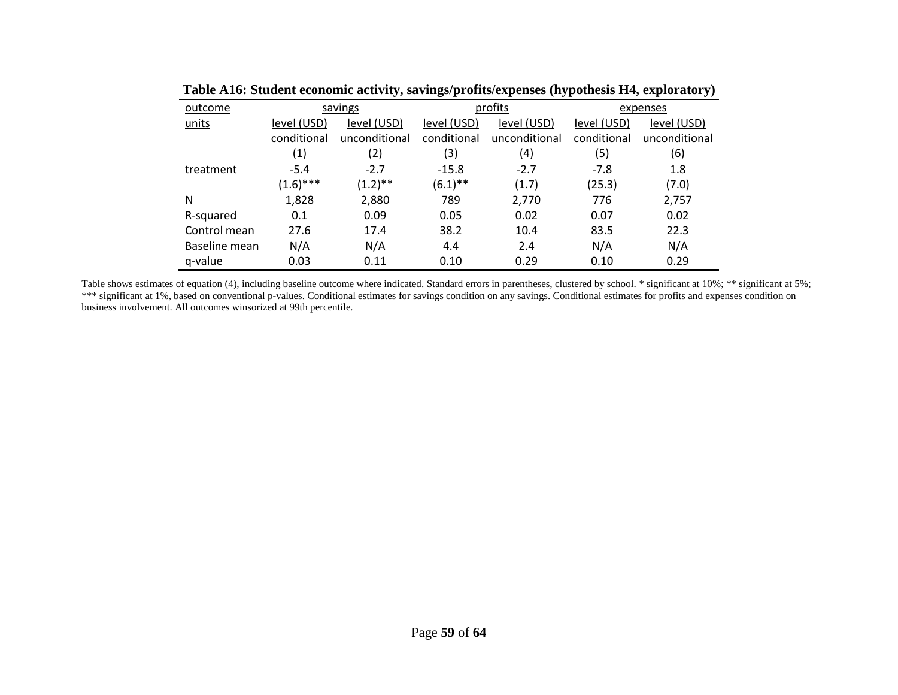**Table A16: Student economic activity, savings/profits/expenses (hypothesis H4, exploratory)**

| outcome | savings | | profits | | expenses | |
|---|---|---|---|---|---|---|
| units | level (USD) conditional | level (USD) unconditional | level (USD) conditional | level (USD) unconditional | level (USD) conditional | level (USD) unconditional |
| | (1) | (2) | (3) | (4) | (5) | (6) |
| treatment | -5.4 | -2.7 | -15.8 | -2.7 | -7.8 | 1.8 |
| | (1.6)*** | (1.2)** | (6.1)** | (1.7) | (25.3) | (7.0) |
| N | 1,828 | 2,880 | 789 | 2,770 | 776 | 2,757 |
| R-squared | 0.1 | 0.09 | 0.05 | 0.02 | 0.07 | 0.02 |
| Control mean | 27.6 | 17.4 | 38.2 | 10.4 | 83.5 | 22.3 |
| Baseline mean | N/A | N/A | 4.4 | 2.4 | N/A | N/A |
| q-value | 0.03 | 0.11 | 0.10 | 0.29 | 0.10 | 0.29 |

Table shows estimates of equation (4), including baseline outcome where indicated. Standard errors in parentheses, clustered by school. * significant at 10%; ** significant at 5%; *** significant at 1%, based on conventional p-values. Conditional estimates for savings condition on any savings. Conditional estimates for profits and expenses condition on business involvement. All outcomes winsorized at 99th percentile.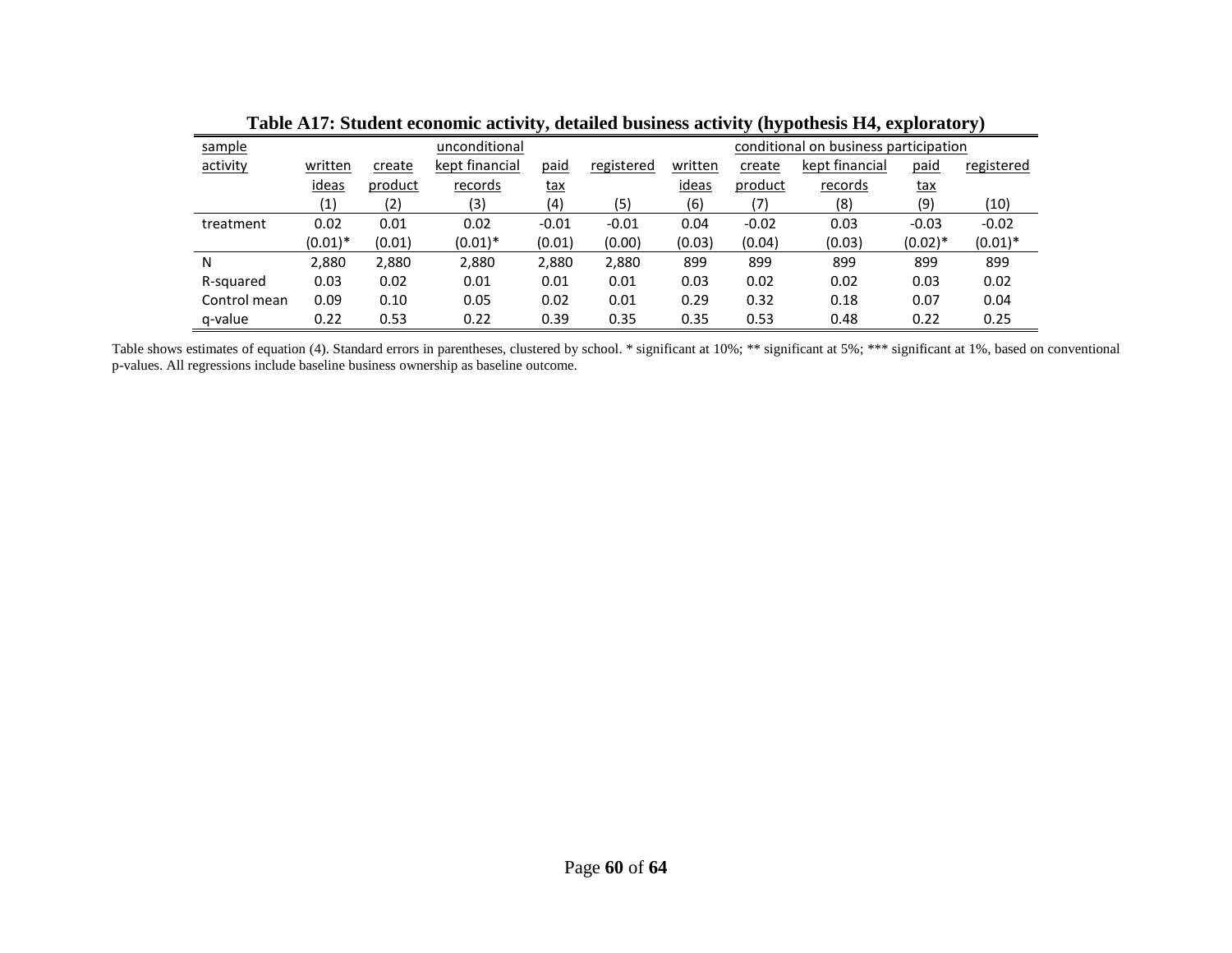**Table A17: Student economic activity, detailed business activity (hypothesis H4, exploratory)**

| sample | unconditional | | | | | conditional on business participation | | | | |
|---|---|---|---|---|---|---|---|---|---|---|
| activity | written ideas | create product | kept financial records | paid tax | registered | written ideas | create product | kept financial records | paid tax | registered |
| | (1) | (2) | (3) | (4) | (5) | (6) | (7) | (8) | (9) | (10) |
| treatment | 0.02 | 0.01 | 0.02 | -0.01 | -0.01 | 0.04 | -0.02 | 0.03 | -0.03 | -0.02 |
| | (0.01)* | (0.01) | (0.01)* | (0.01) | (0.00) | (0.03) | (0.04) | (0.03) | (0.02)* | (0.01)* |
| N | 2,880 | 2,880 | 2,880 | 2,880 | 2,880 | 899 | 899 | 899 | 899 | 899 |
| R-squared | 0.03 | 0.02 | 0.01 | 0.01 | 0.01 | 0.03 | 0.02 | 0.02 | 0.03 | 0.02 |
| Control mean | 0.09 | 0.10 | 0.05 | 0.02 | 0.01 | 0.29 | 0.32 | 0.18 | 0.07 | 0.04 |
| q-value | 0.22 | 0.53 | 0.22 | 0.39 | 0.35 | 0.35 | 0.53 | 0.48 | 0.22 | 0.25 |

Table shows estimates of equation (4). Standard errors in parentheses, clustered by school. * significant at 10%; ** significant at 5%; *** significant at 1%, based on conventional p-values. All regressions include baseline business ownership as baseline outcome.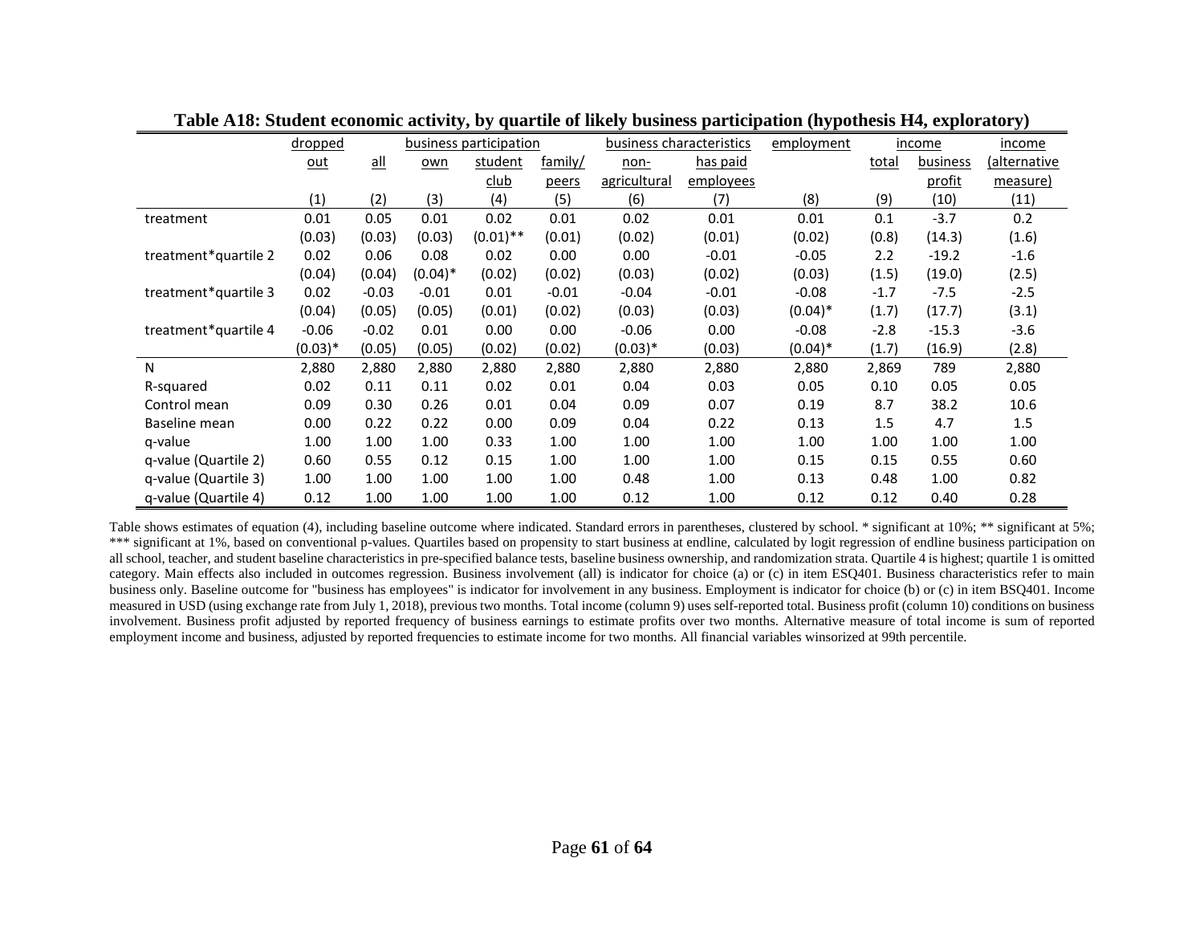**Table A18: Student economic activity, by quartile of likely business participation (hypothesis H4, exploratory)**

| | dropped out | business participation | | | | business characteristics | | employment | income | | income |
|---|---|---|---|---|---|---|---|---|---|---|---|
| | | all | own | student club | family/ peers | non-agricultural | has paid employees | | total | business profit | (alternative measure) |
| | (1) | (2) | (3) | (4) | (5) | (6) | (7) | (8) | (9) | (10) | (11) |
| treatment | 0.01 | 0.05 | 0.01 | 0.02 | 0.01 | 0.02 | 0.01 | 0.01 | 0.1 | -3.7 | 0.2 |
| | (0.03) | (0.03) | (0.03) | (0.01)** | (0.01) | (0.02) | (0.01) | (0.02) | (0.8) | (14.3) | (1.6) |
| treatment*quartile 2 | 0.02 | 0.06 | 0.08 | 0.02 | 0.00 | 0.00 | -0.01 | -0.05 | 2.2 | -19.2 | -1.6 |
| | (0.04) | (0.04) | (0.04)* | (0.02) | (0.02) | (0.03) | (0.02) | (0.03) | (1.5) | (19.0) | (2.5) |
| treatment*quartile 3 | 0.02 | -0.03 | -0.01 | 0.01 | -0.01 | -0.04 | -0.01 | -0.08 | -1.7 | -7.5 | -2.5 |
| | (0.04) | (0.05) | (0.05) | (0.01) | (0.02) | (0.03) | (0.03) | (0.04)* | (1.7) | (17.7) | (3.1) |
| treatment*quartile 4 | -0.06 | -0.02 | 0.01 | 0.00 | 0.00 | -0.06 | 0.00 | -0.08 | -2.8 | -15.3 | -3.6 |
| | (0.03)* | (0.05) | (0.05) | (0.02) | (0.02) | (0.03)* | (0.03) | (0.04)* | (1.7) | (16.9) | (2.8) |
| N | 2,880 | 2,880 | 2,880 | 2,880 | 2,880 | 2,880 | 2,880 | 2,880 | 2,869 | 789 | 2,880 |
| R-squared | 0.02 | 0.11 | 0.11 | 0.02 | 0.01 | 0.04 | 0.03 | 0.05 | 0.10 | 0.05 | 0.05 |
| Control mean | 0.09 | 0.30 | 0.26 | 0.01 | 0.04 | 0.09 | 0.07 | 0.19 | 8.7 | 38.2 | 10.6 |
| Baseline mean | 0.00 | 0.22 | 0.22 | 0.00 | 0.09 | 0.04 | 0.22 | 0.13 | 1.5 | 4.7 | 1.5 |
| q-value | 1.00 | 1.00 | 1.00 | 0.33 | 1.00 | 1.00 | 1.00 | 1.00 | 1.00 | 1.00 | 1.00 |
| q-value (Quartile 2) | 0.60 | 0.55 | 0.12 | 0.15 | 1.00 | 1.00 | 1.00 | 0.15 | 0.15 | 0.55 | 0.60 |
| q-value (Quartile 3) | 1.00 | 1.00 | 1.00 | 1.00 | 1.00 | 0.48 | 1.00 | 0.13 | 0.48 | 1.00 | 0.82 |
| q-value (Quartile 4) | 0.12 | 1.00 | 1.00 | 1.00 | 1.00 | 0.12 | 1.00 | 0.12 | 0.12 | 0.40 | 0.28 |

Table shows estimates of equation (4), including baseline outcome where indicated. Standard errors in parentheses, clustered by school. * significant at 10%; ** significant at 5%; *** significant at 1%, based on conventional p-values. Quartiles based on propensity to start business at endline, calculated by logit regression of endline business participation on all school, teacher, and student baseline characteristics in pre-specified balance tests, baseline business ownership, and randomization strata. Quartile 4 is highest; quartile 1 is omitted category. Main effects also included in outcomes regression. Business involvement (all) is indicator for choice (a) or (c) in item ESQ401. Business characteristics refer to main business only. Baseline outcome for "business has employees" is indicator for involvement in any business. Employment is indicator for choice (b) or (c) in item BSQ401. Income measured in USD (using exchange rate from July 1, 2018), previous two months. Total income (column 9) uses self-reported total. Business profit (column 10) conditions on business involvement. Business profit adjusted by reported frequency of business earnings to estimate profits over two months. Alternative measure of total income is sum of reported employment income and business, adjusted by reported frequencies to estimate income for two months. All financial variables winsorized at 99th percentile.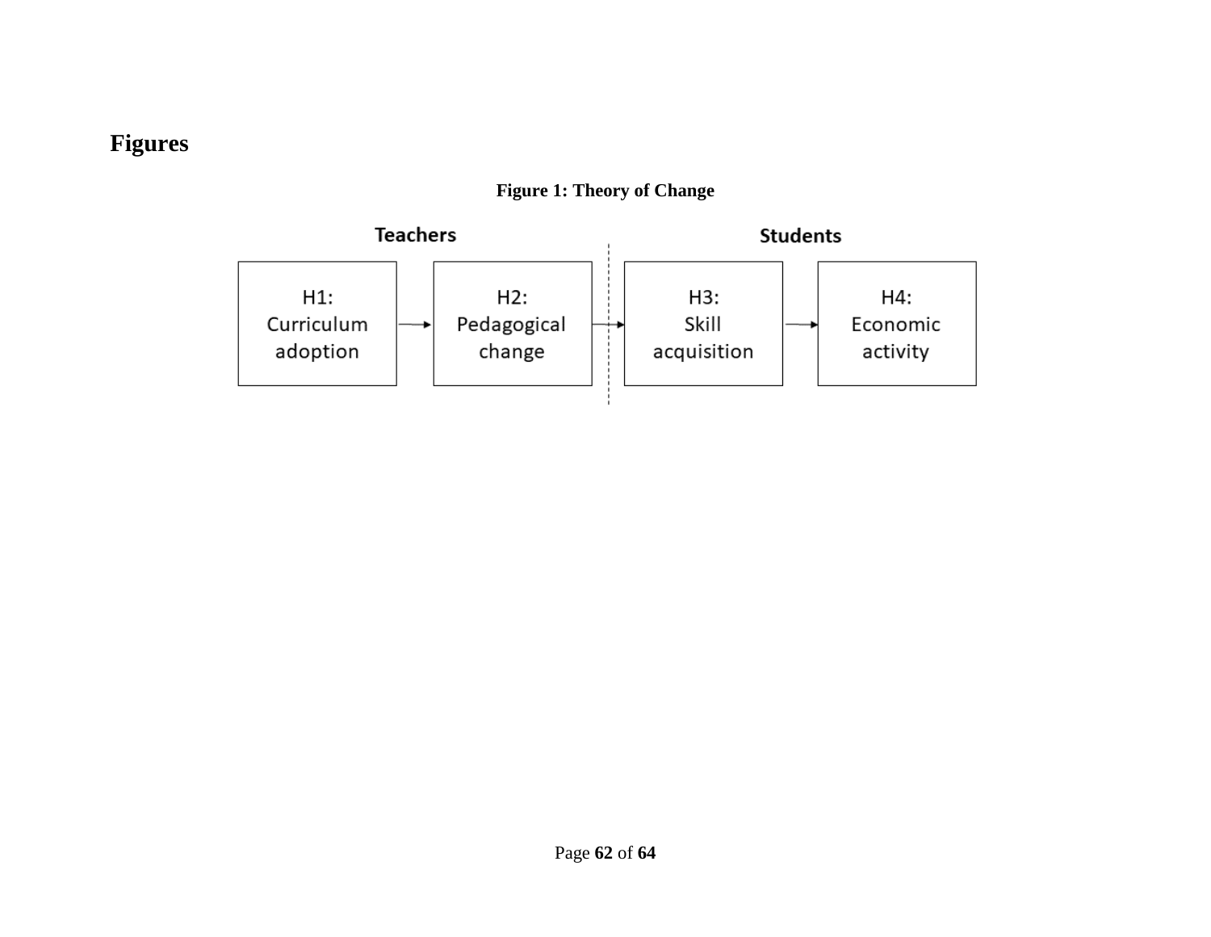# Figures

**Figure 1: Theory of Change**

| Teachers | | Students | |
|---|---|---|---|
| H1: Curriculum adoption → | H2: Pedagogical change → | H3: Skill acquisition → | H4: Economic activity |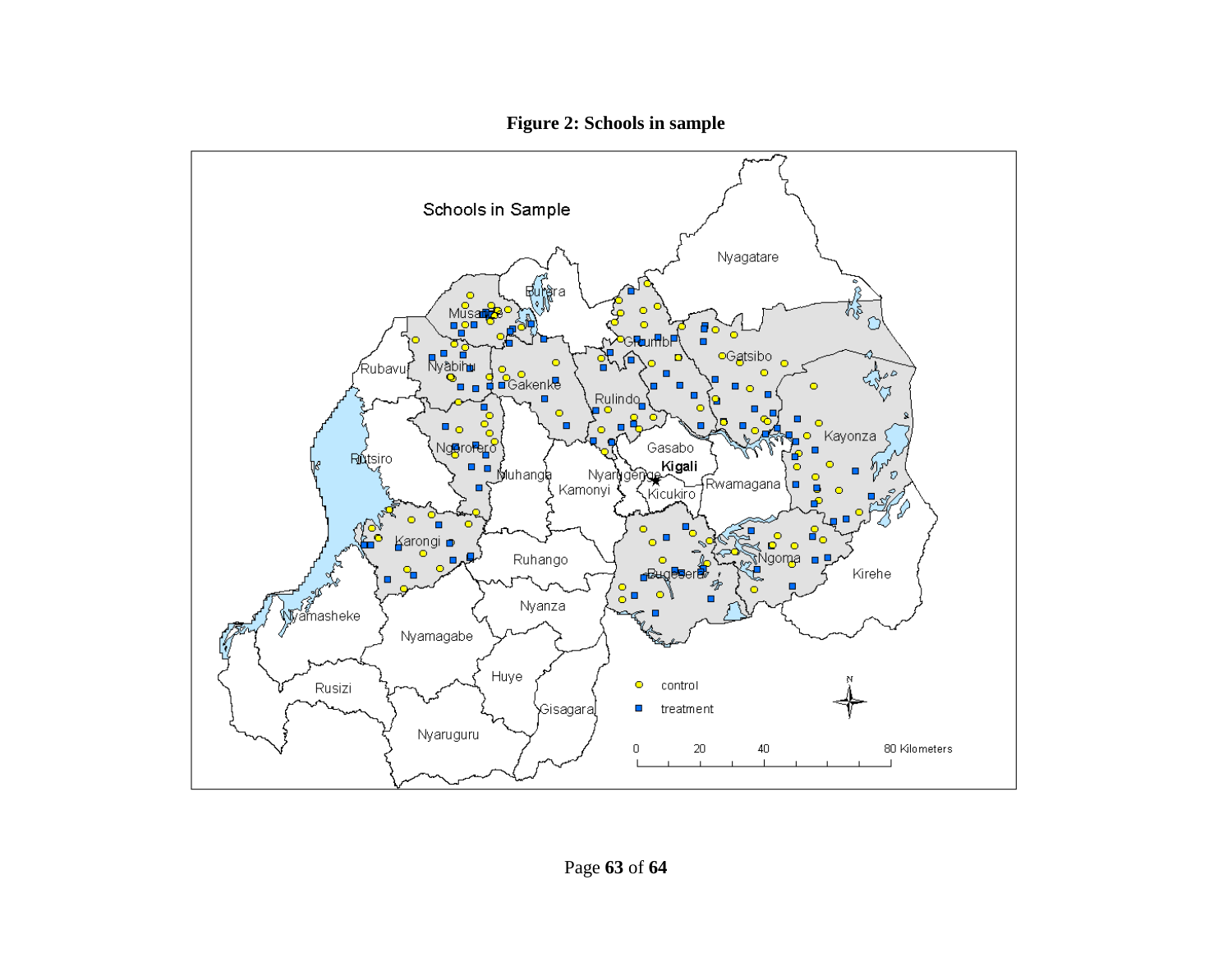**Figure 2: Schools in sample**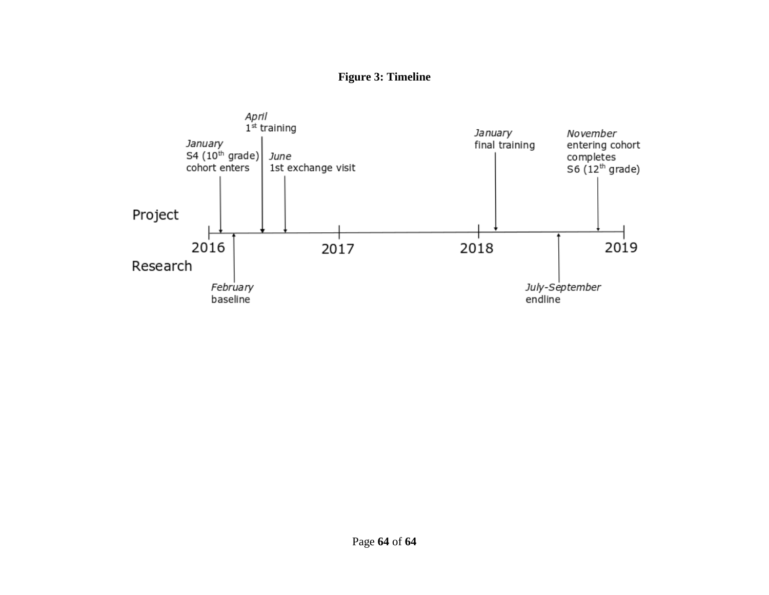**Figure 3: Timeline**

Project

Research

2016

2017

2018

2019

*January*
S4 (10th grade) cohort enters

*April*
1st training

*June*
1st exchange visit

*January*
final training

*November*
entering cohort completes S6 (12th grade)

*February*
baseline

*July-September*
endline